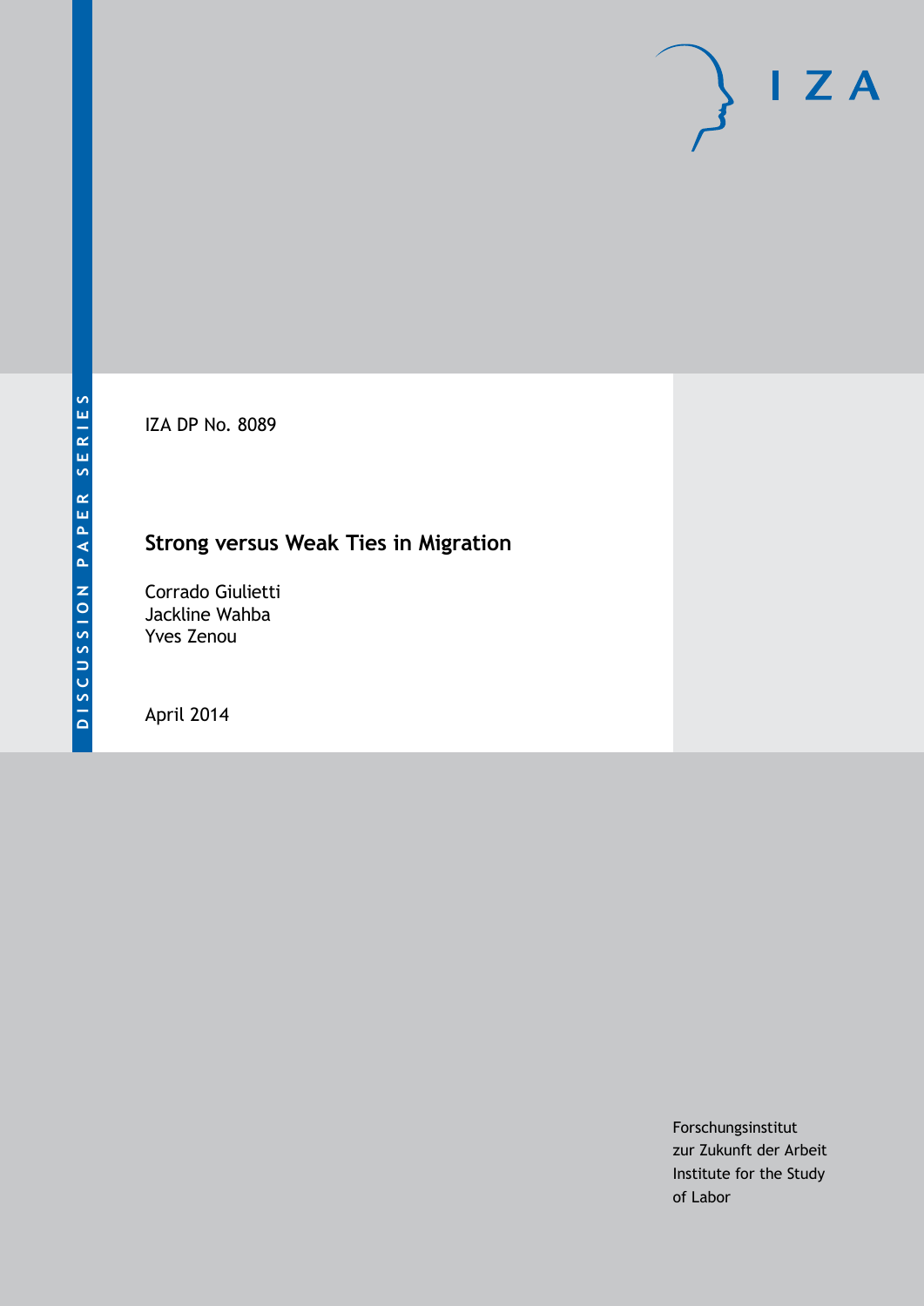DISCUSSION PAPER SERIES

IZA DP No. 8089

# Strong versus Weak Ties in Migration

Corrado Giulietti
Jackline Wahba
Yves Zenou

April 2014

Forschungsinstitut
zur Zukunft der Arbeit
Institute for the Study
of Labor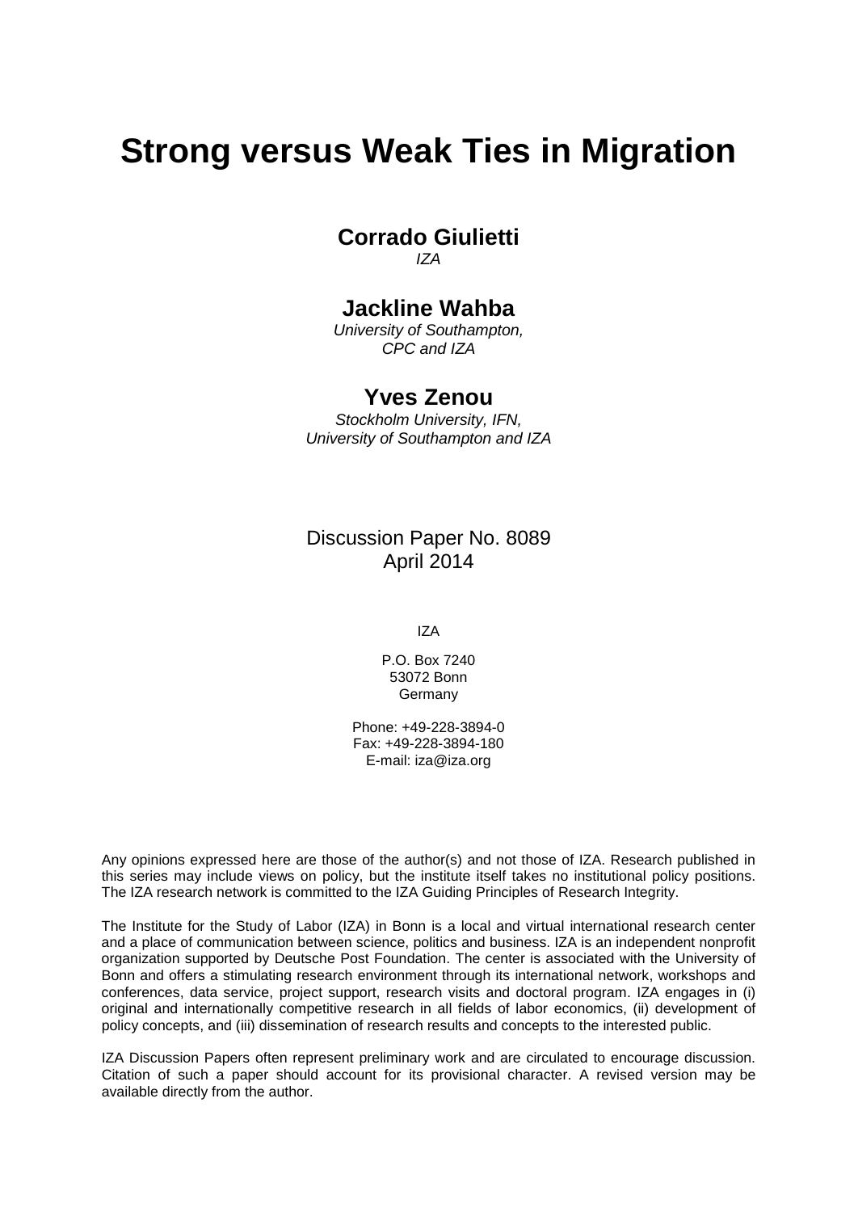# Strong versus Weak Ties in Migration

**Corrado Giulietti**
*IZA*

**Jackline Wahba**
*University of Southampton, CPC and IZA*

**Yves Zenou**
*Stockholm University, IFN, University of Southampton and IZA*

Discussion Paper No. 8089
April 2014

IZA

P.O. Box 7240
53072 Bonn
Germany

Phone: +49-228-3894-0
Fax: +49-228-3894-180
E-mail: iza@iza.org

Any opinions expressed here are those of the author(s) and not those of IZA. Research published in this series may include views on policy, but the institute itself takes no institutional policy positions. The IZA research network is committed to the IZA Guiding Principles of Research Integrity.

The Institute for the Study of Labor (IZA) in Bonn is a local and virtual international research center and a place of communication between science, politics and business. IZA is an independent nonprofit organization supported by Deutsche Post Foundation. The center is associated with the University of Bonn and offers a stimulating research environment through its international network, workshops and conferences, data service, project support, research visits and doctoral program. IZA engages in (i) original and internationally competitive research in all fields of labor economics, (ii) development of policy concepts, and (iii) dissemination of research results and concepts to the interested public.

IZA Discussion Papers often represent preliminary work and are circulated to encourage discussion. Citation of such a paper should account for its provisional character. A revised version may be available directly from the author.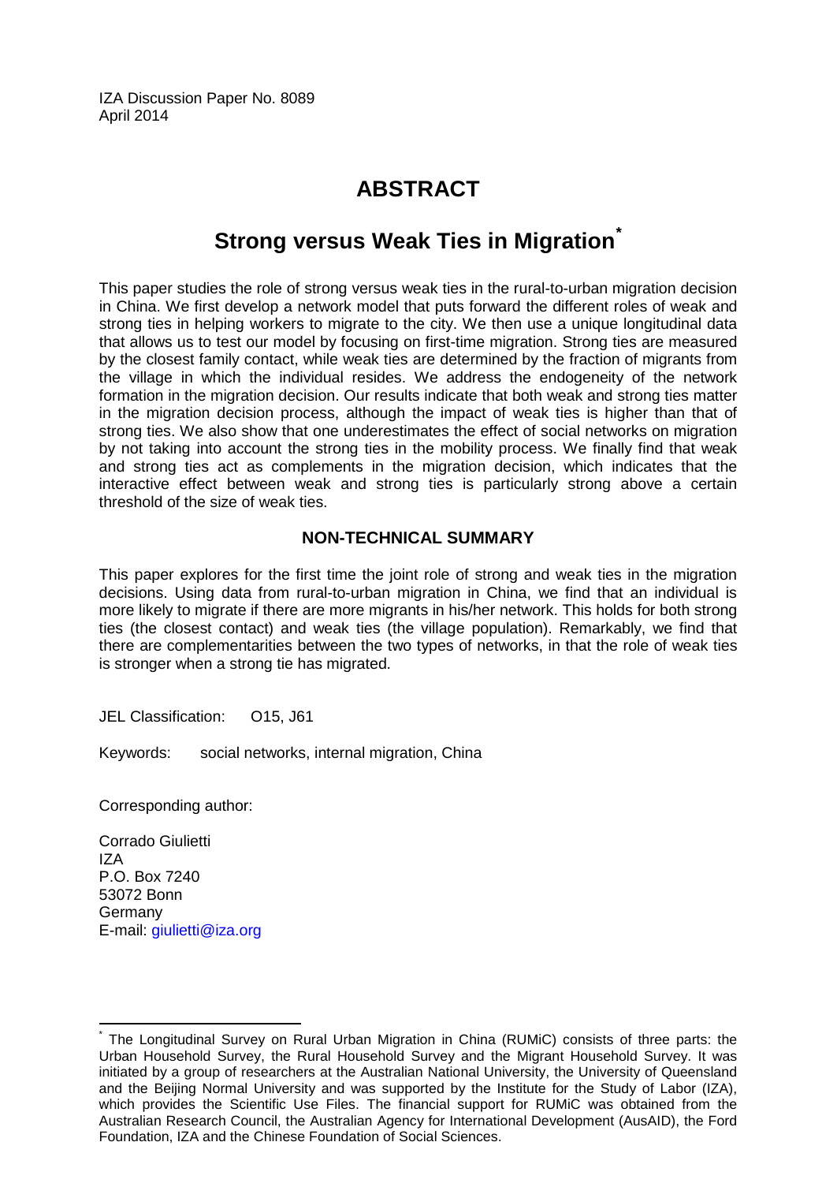IZA Discussion Paper No. 8089
April 2014

# ABSTRACT

## Strong versus Weak Ties in Migration[*]

This paper studies the role of strong versus weak ties in the rural-to-urban migration decision in China. We first develop a network model that puts forward the different roles of weak and strong ties in helping workers to migrate to the city. We then use a unique longitudinal data that allows us to test our model by focusing on first-time migration. Strong ties are measured by the closest family contact, while weak ties are determined by the fraction of migrants from the village in which the individual resides. We address the endogeneity of the network formation in the migration decision. Our results indicate that both weak and strong ties matter in the migration decision process, although the impact of weak ties is higher than that of strong ties. We also show that one underestimates the effect of social networks on migration by not taking into account the strong ties in the mobility process. We finally find that weak and strong ties act as complements in the migration decision, which indicates that the interactive effect between weak and strong ties is particularly strong above a certain threshold of the size of weak ties.

### NON-TECHNICAL SUMMARY

This paper explores for the first time the joint role of strong and weak ties in the migration decisions. Using data from rural-to-urban migration in China, we find that an individual is more likely to migrate if there are more migrants in his/her network. This holds for both strong ties (the closest contact) and weak ties (the village population). Remarkably, we find that there are complementarities between the two types of networks, in that the role of weak ties is stronger when a strong tie has migrated.

JEL Classification: O15, J61

Keywords: social networks, internal migration, China

Corresponding author:

Corrado Giulietti
IZA
P.O. Box 7240
53072 Bonn
Germany
E-mail: giulietti@iza.org

---

[*] The Longitudinal Survey on Rural Urban Migration in China (RUMiC) consists of three parts: the Urban Household Survey, the Rural Household Survey and the Migrant Household Survey. It was initiated by a group of researchers at the Australian National University, the University of Queensland and the Beijing Normal University and was supported by the Institute for the Study of Labor (IZA), which provides the Scientific Use Files. The financial support for RUMiC was obtained from the Australian Research Council, the Australian Agency for International Development (AusAID), the Ford Foundation, IZA and the Chinese Foundation of Social Sciences.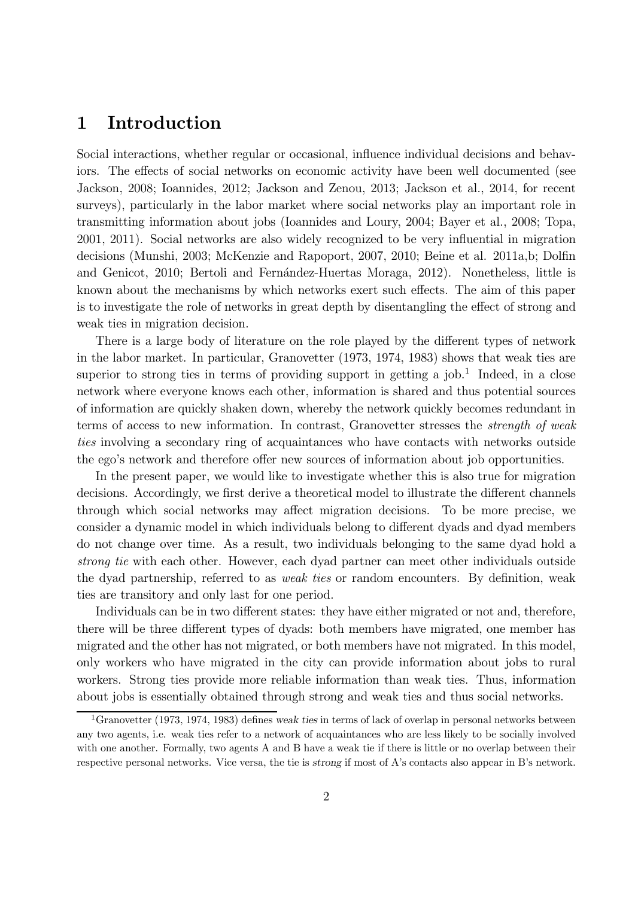# 1 Introduction

Social interactions, whether regular or occasional, influence individual decisions and behaviors. The effects of social networks on economic activity have been well documented (see Jackson, 2008; Ioannides, 2012; Jackson and Zenou, 2013; Jackson et al., 2014, for recent surveys), particularly in the labor market where social networks play an important role in transmitting information about jobs (Ioannides and Loury, 2004; Bayer et al., 2008; Topa, 2001, 2011). Social networks are also widely recognized to be very influential in migration decisions (Munshi, 2003; McKenzie and Rapoport, 2007, 2010; Beine et al. 2011a,b; Dolfin and Genicot, 2010; Bertoli and Fernández-Huertas Moraga, 2012). Nonetheless, little is known about the mechanisms by which networks exert such effects. The aim of this paper is to investigate the role of networks in great depth by disentangling the effect of strong and weak ties in migration decision.

There is a large body of literature on the role played by the different types of network in the labor market. In particular, Granovetter (1973, 1974, 1983) shows that weak ties are superior to strong ties in terms of providing support in getting a job.[1] Indeed, in a close network where everyone knows each other, information is shared and thus potential sources of information are quickly shaken down, whereby the network quickly becomes redundant in terms of access to new information. In contrast, Granovetter stresses the *strength of weak ties* involving a secondary ring of acquaintances who have contacts with networks outside the ego's network and therefore offer new sources of information about job opportunities.

In the present paper, we would like to investigate whether this is also true for migration decisions. Accordingly, we first derive a theoretical model to illustrate the different channels through which social networks may affect migration decisions. To be more precise, we consider a dynamic model in which individuals belong to different dyads and dyad members do not change over time. As a result, two individuals belonging to the same dyad hold a *strong tie* with each other. However, each dyad partner can meet other individuals outside the dyad partnership, referred to as *weak ties* or random encounters. By definition, weak ties are transitory and only last for one period.

Individuals can be in two different states: they have either migrated or not and, therefore, there will be three different types of dyads: both members have migrated, one member has migrated and the other has not migrated, or both members have not migrated. In this model, only workers who have migrated in the city can provide information about jobs to rural workers. Strong ties provide more reliable information than weak ties. Thus, information about jobs is essentially obtained through strong and weak ties and thus social networks.

[1] Granovetter (1973, 1974, 1983) defines *weak ties* in terms of lack of overlap in personal networks between any two agents, i.e. weak ties refer to a network of acquaintances who are less likely to be socially involved with one another. Formally, two agents A and B have a weak tie if there is little or no overlap between their respective personal networks. Vice versa, the tie is *strong* if most of A's contacts also appear in B's network.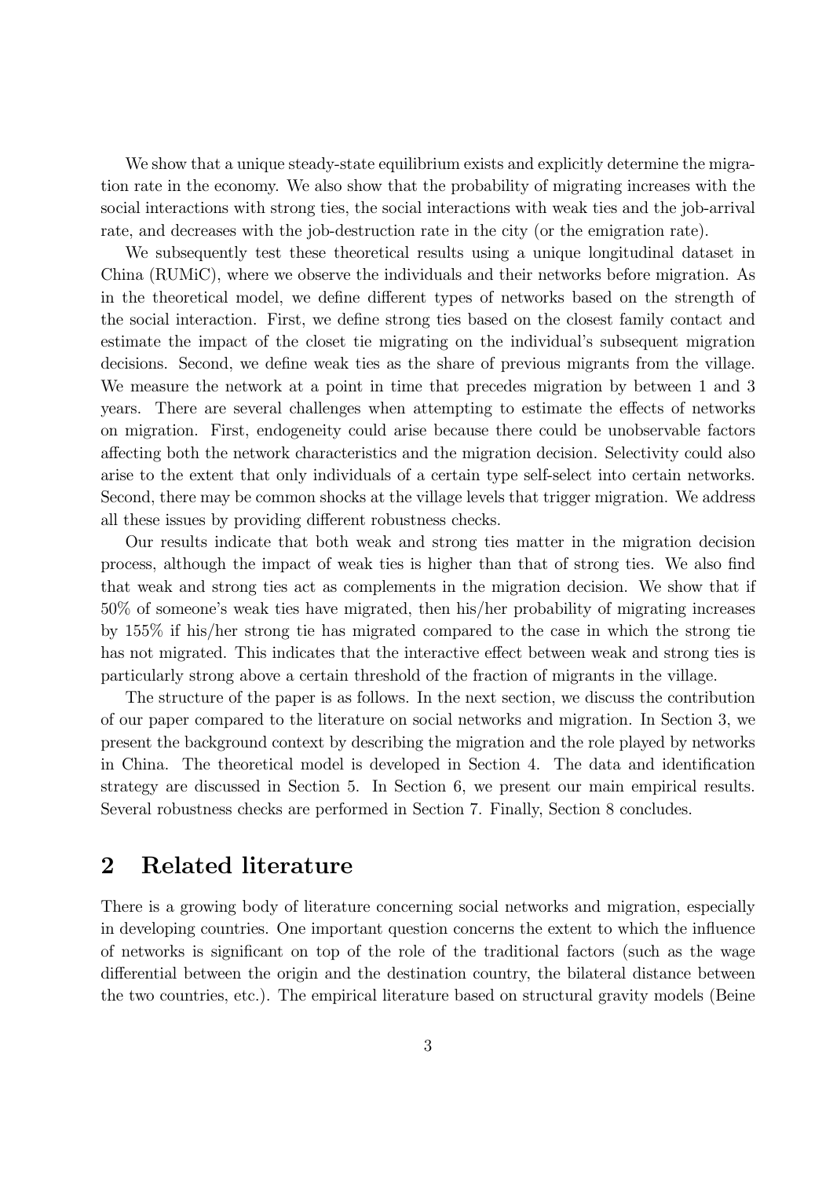We show that a unique steady-state equilibrium exists and explicitly determine the migration rate in the economy. We also show that the probability of migrating increases with the social interactions with strong ties, the social interactions with weak ties and the job-arrival rate, and decreases with the job-destruction rate in the city (or the emigration rate).

We subsequently test these theoretical results using a unique longitudinal dataset in China (RUMiC), where we observe the individuals and their networks before migration. As in the theoretical model, we define different types of networks based on the strength of the social interaction. First, we define strong ties based on the closest family contact and estimate the impact of the closet tie migrating on the individual's subsequent migration decisions. Second, we define weak ties as the share of previous migrants from the village. We measure the network at a point in time that precedes migration by between 1 and 3 years. There are several challenges when attempting to estimate the effects of networks on migration. First, endogeneity could arise because there could be unobservable factors affecting both the network characteristics and the migration decision. Selectivity could also arise to the extent that only individuals of a certain type self-select into certain networks. Second, there may be common shocks at the village levels that trigger migration. We address all these issues by providing different robustness checks.

Our results indicate that both weak and strong ties matter in the migration decision process, although the impact of weak ties is higher than that of strong ties. We also find that weak and strong ties act as complements in the migration decision. We show that if 50% of someone's weak ties have migrated, then his/her probability of migrating increases by 155% if his/her strong tie has migrated compared to the case in which the strong tie has not migrated. This indicates that the interactive effect between weak and strong ties is particularly strong above a certain threshold of the fraction of migrants in the village.

The structure of the paper is as follows. In the next section, we discuss the contribution of our paper compared to the literature on social networks and migration. In Section 3, we present the background context by describing the migration and the role played by networks in China. The theoretical model is developed in Section 4. The data and identification strategy are discussed in Section 5. In Section 6, we present our main empirical results. Several robustness checks are performed in Section 7. Finally, Section 8 concludes.

## 2 Related literature

There is a growing body of literature concerning social networks and migration, especially in developing countries. One important question concerns the extent to which the influence of networks is significant on top of the role of the traditional factors (such as the wage differential between the origin and the destination country, the bilateral distance between the two countries, etc.). The empirical literature based on structural gravity models (Beine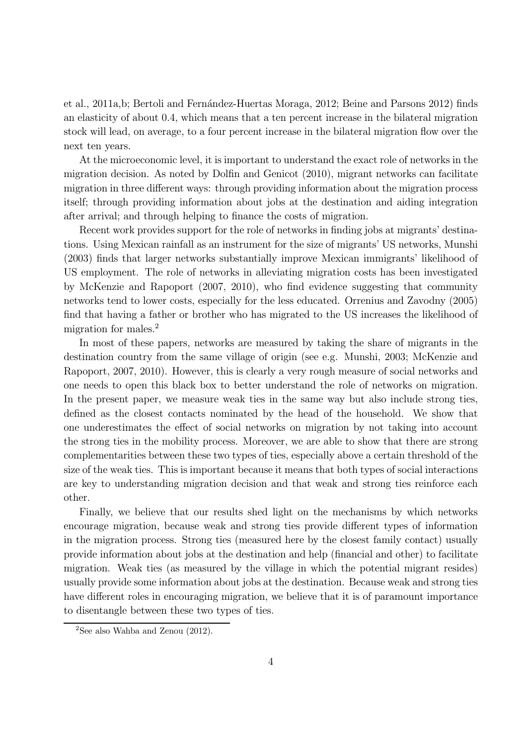et al., 2011a,b; Bertoli and Fernández-Huertas Moraga, 2012; Beine and Parsons 2012) finds an elasticity of about 0.4, which means that a ten percent increase in the bilateral migration stock will lead, on average, to a four percent increase in the bilateral migration flow over the next ten years.

At the microeconomic level, it is important to understand the exact role of networks in the migration decision. As noted by Dolfin and Genicot (2010), migrant networks can facilitate migration in three different ways: through providing information about the migration process itself; through providing information about jobs at the destination and aiding integration after arrival; and through helping to finance the costs of migration.

Recent work provides support for the role of networks in finding jobs at migrants' destinations. Using Mexican rainfall as an instrument for the size of migrants' US networks, Munshi (2003) finds that larger networks substantially improve Mexican immigrants' likelihood of US employment. The role of networks in alleviating migration costs has been investigated by McKenzie and Rapoport (2007, 2010), who find evidence suggesting that community networks tend to lower costs, especially for the less educated. Orrenius and Zavodny (2005) find that having a father or brother who has migrated to the US increases the likelihood of migration for males.[2]

In most of these papers, networks are measured by taking the share of migrants in the destination country from the same village of origin (see e.g. Munshi, 2003; McKenzie and Rapoport, 2007, 2010). However, this is clearly a very rough measure of social networks and one needs to open this black box to better understand the role of networks on migration. In the present paper, we measure weak ties in the same way but also include strong ties, defined as the closest contacts nominated by the head of the household. We show that one underestimates the effect of social networks on migration by not taking into account the strong ties in the mobility process. Moreover, we are able to show that there are strong complementarities between these two types of ties, especially above a certain threshold of the size of the weak ties. This is important because it means that both types of social interactions are key to understanding migration decision and that weak and strong ties reinforce each other.

Finally, we believe that our results shed light on the mechanisms by which networks encourage migration, because weak and strong ties provide different types of information in the migration process. Strong ties (measured here by the closest family contact) usually provide information about jobs at the destination and help (financial and other) to facilitate migration. Weak ties (as measured by the village in which the potential migrant resides) usually provide some information about jobs at the destination. Because weak and strong ties have different roles in encouraging migration, we believe that it is of paramount importance to disentangle between these two types of ties.

[2] See also Wahba and Zenou (2012).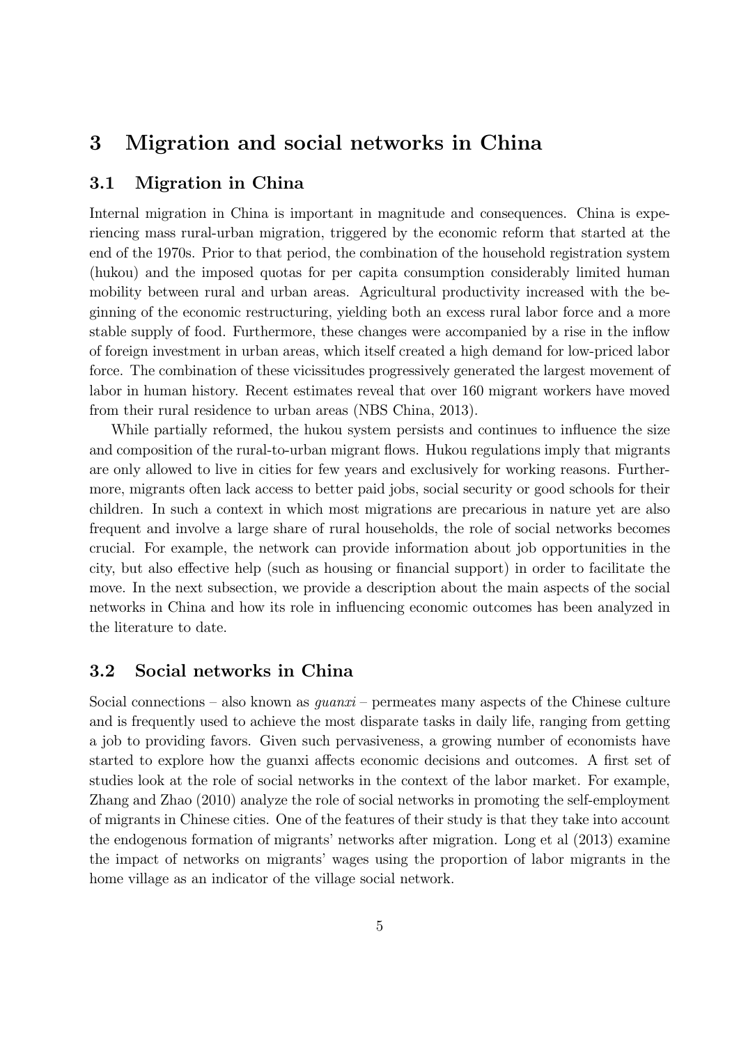# 3 Migration and social networks in China

## 3.1 Migration in China

Internal migration in China is important in magnitude and consequences. China is experiencing mass rural-urban migration, triggered by the economic reform that started at the end of the 1970s. Prior to that period, the combination of the household registration system (hukou) and the imposed quotas for per capita consumption considerably limited human mobility between rural and urban areas. Agricultural productivity increased with the beginning of the economic restructuring, yielding both an excess rural labor force and a more stable supply of food. Furthermore, these changes were accompanied by a rise in the inflow of foreign investment in urban areas, which itself created a high demand for low-priced labor force. The combination of these vicissitudes progressively generated the largest movement of labor in human history. Recent estimates reveal that over 160 migrant workers have moved from their rural residence to urban areas (NBS China, 2013).

While partially reformed, the hukou system persists and continues to influence the size and composition of the rural-to-urban migrant flows. Hukou regulations imply that migrants are only allowed to live in cities for few years and exclusively for working reasons. Furthermore, migrants often lack access to better paid jobs, social security or good schools for their children. In such a context in which most migrations are precarious in nature yet are also frequent and involve a large share of rural households, the role of social networks becomes crucial. For example, the network can provide information about job opportunities in the city, but also effective help (such as housing or financial support) in order to facilitate the move. In the next subsection, we provide a description about the main aspects of the social networks in China and how its role in influencing economic outcomes has been analyzed in the literature to date.

## 3.2 Social networks in China

Social connections – also known as *guanxi* – permeates many aspects of the Chinese culture and is frequently used to achieve the most disparate tasks in daily life, ranging from getting a job to providing favors. Given such pervasiveness, a growing number of economists have started to explore how the guanxi affects economic decisions and outcomes. A first set of studies look at the role of social networks in the context of the labor market. For example, Zhang and Zhao (2010) analyze the role of social networks in promoting the self-employment of migrants in Chinese cities. One of the features of their study is that they take into account the endogenous formation of migrants' networks after migration. Long et al (2013) examine the impact of networks on migrants' wages using the proportion of labor migrants in the home village as an indicator of the village social network.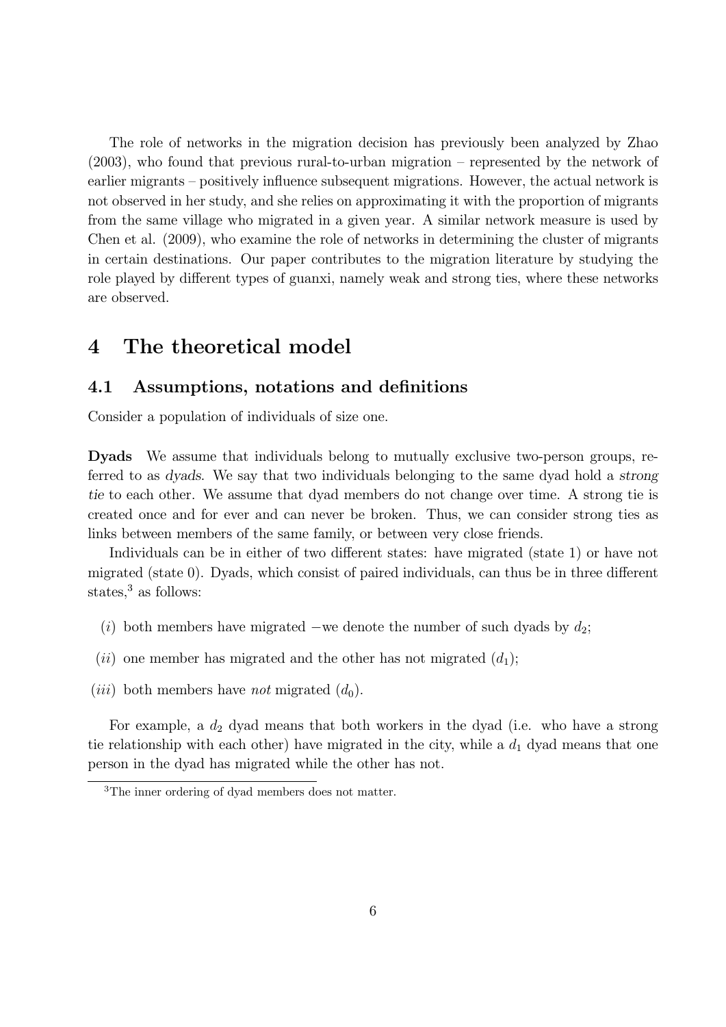The role of networks in the migration decision has previously been analyzed by Zhao (2003), who found that previous rural-to-urban migration – represented by the network of earlier migrants – positively influence subsequent migrations. However, the actual network is not observed in her study, and she relies on approximating it with the proportion of migrants from the same village who migrated in a given year. A similar network measure is used by Chen et al. (2009), who examine the role of networks in determining the cluster of migrants in certain destinations. Our paper contributes to the migration literature by studying the role played by different types of guanxi, namely weak and strong ties, where these networks are observed.

# 4 The theoretical model

## 4.1 Assumptions, notations and definitions

Consider a population of individuals of size one.

**Dyads** We assume that individuals belong to mutually exclusive two-person groups, referred to as *dyads*. We say that two individuals belonging to the same dyad hold a *strong tie* to each other. We assume that dyad members do not change over time. A strong tie is created once and for ever and can never be broken. Thus, we can consider strong ties as links between members of the same family, or between very close friends.

Individuals can be in either of two different states: have migrated (state 1) or have not migrated (state 0). Dyads, which consist of paired individuals, can thus be in three different states,[3] as follows:

- $(i)$ both members have migrated −we denote the number of such dyads by $d_2$;
- $(ii)$ one member has migrated and the other has not migrated ($d_1$);
- $(iii)$ both members have *not* migrated ($d_0$).

For example, a $d_2$ dyad means that both workers in the dyad (i.e. who have a strong tie relationship with each other) have migrated in the city, while a $d_1$ dyad means that one person in the dyad has migrated while the other has not.

[3] The inner ordering of dyad members does not matter.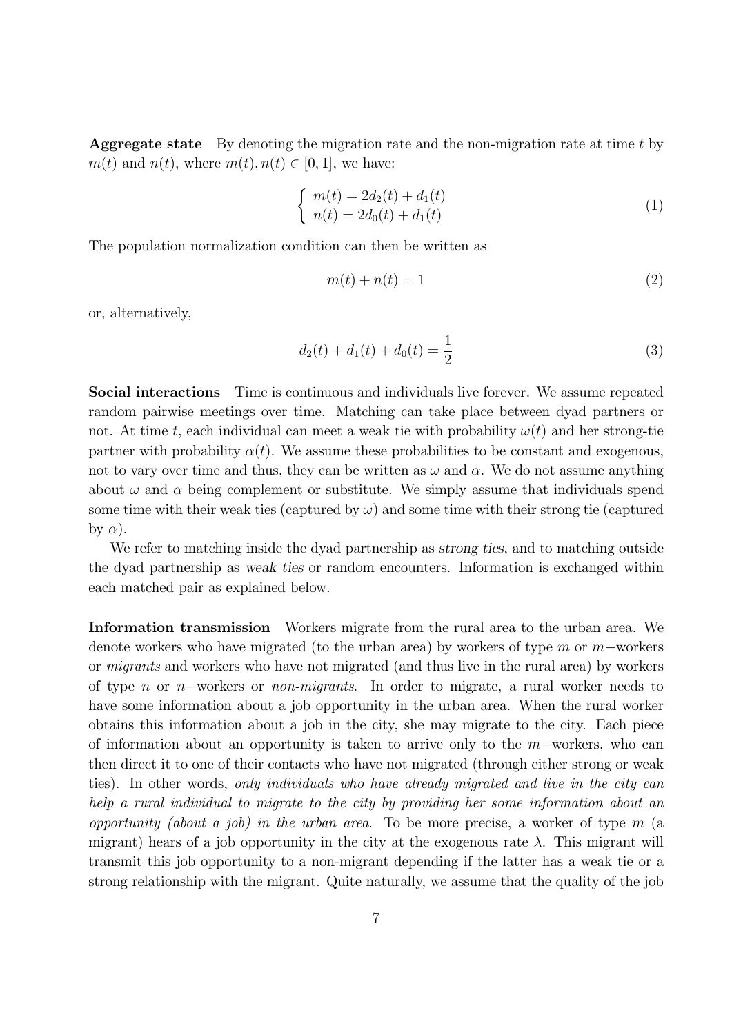**Aggregate state** By denoting the migration rate and the non-migration rate at time $t$ by $m(t)$ and $n(t)$, where $m(t), n(t) \in [0, 1]$, we have:

$$\begin{cases} m(t) = 2d_2(t) + d_1(t) \\ n(t) = 2d_0(t) + d_1(t) \end{cases} \tag{1}$$

The population normalization condition can then be written as

$$m(t) + n(t) = 1 \tag{2}$$

or, alternatively,

$$d_2(t) + d_1(t) + d_0(t) = \frac{1}{2} \tag{3}$$

**Social interactions** Time is continuous and individuals live forever. We assume repeated random pairwise meetings over time. Matching can take place between dyad partners or not. At time $t$, each individual can meet a weak tie with probability $\omega(t)$ and her strong-tie partner with probability $\alpha(t)$. We assume these probabilities to be constant and exogenous, not to vary over time and thus, they can be written as $\omega$ and $\alpha$. We do not assume anything about $\omega$ and $\alpha$ being complement or substitute. We simply assume that individuals spend some time with their weak ties (captured by $\omega$) and some time with their strong tie (captured by $\alpha$).

We refer to matching inside the dyad partnership as *strong ties*, and to matching outside the dyad partnership as *weak ties* or random encounters. Information is exchanged within each matched pair as explained below.

**Information transmission** Workers migrate from the rural area to the urban area. We denote workers who have migrated (to the urban area) by workers of type $m$ or $m-$workers or *migrants* and workers who have not migrated (and thus live in the rural area) by workers of type $n$ or $n-$workers or *non-migrants*. In order to migrate, a rural worker needs to have some information about a job opportunity in the urban area. When the rural worker obtains this information about a job in the city, she may migrate to the city. Each piece of information about an opportunity is taken to arrive only to the $m-$workers, who can then direct it to one of their contacts who have not migrated (through either strong or weak ties). In other words, *only individuals who have already migrated and live in the city can help a rural individual to migrate to the city by providing her some information about an opportunity (about a job) in the urban area*. To be more precise, a worker of type $m$ (a migrant) hears of a job opportunity in the city at the exogenous rate $\lambda$. This migrant will transmit this job opportunity to a non-migrant depending if the latter has a weak tie or a strong relationship with the migrant. Quite naturally, we assume that the quality of the job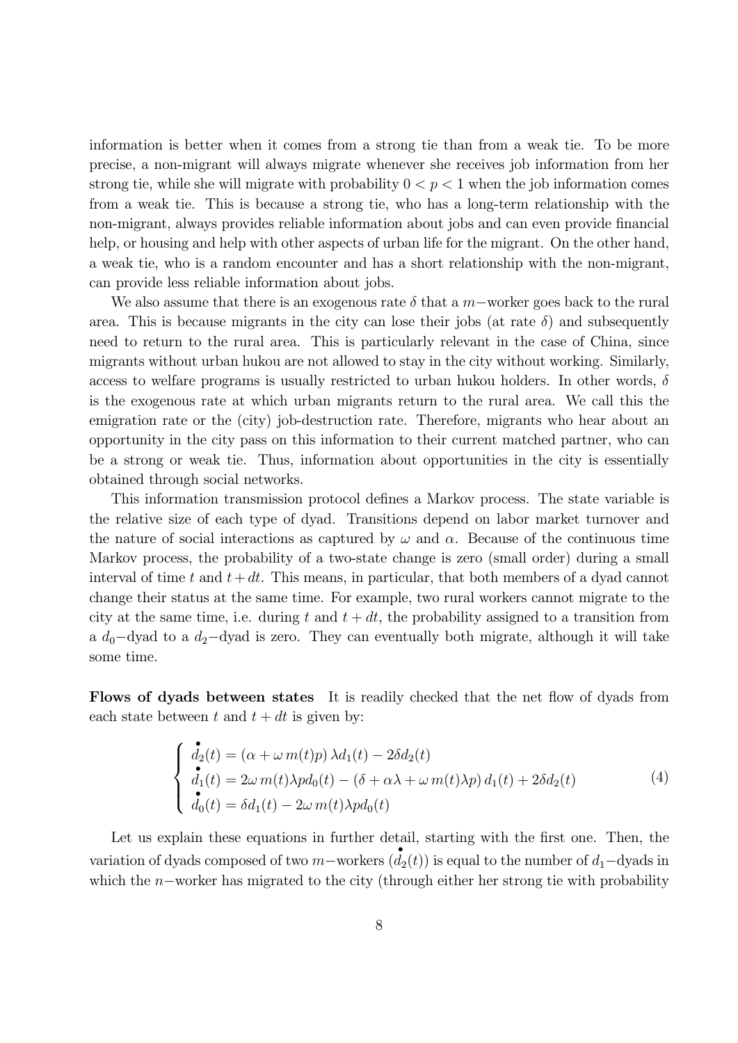information is better when it comes from a strong tie than from a weak tie. To be more precise, a non-migrant will always migrate whenever she receives job information from her strong tie, while she will migrate with probability $0 < p < 1$ when the job information comes from a weak tie. This is because a strong tie, who has a long-term relationship with the non-migrant, always provides reliable information about jobs and can even provide financial help, or housing and help with other aspects of urban life for the migrant. On the other hand, a weak tie, who is a random encounter and has a short relationship with the non-migrant, can provide less reliable information about jobs.

We also assume that there is an exogenous rate $\delta$ that a $m-$worker goes back to the rural area. This is because migrants in the city can lose their jobs (at rate $\delta$) and subsequently need to return to the rural area. This is particularly relevant in the case of China, since migrants without urban hukou are not allowed to stay in the city without working. Similarly, access to welfare programs is usually restricted to urban hukou holders. In other words, $\delta$ is the exogenous rate at which urban migrants return to the rural area. We call this the emigration rate or the (city) job-destruction rate. Therefore, migrants who hear about an opportunity in the city pass on this information to their current matched partner, who can be a strong or weak tie. Thus, information about opportunities in the city is essentially obtained through social networks.

This information transmission protocol defines a Markov process. The state variable is the relative size of each type of dyad. Transitions depend on labor market turnover and the nature of social interactions as captured by $\omega$ and $\alpha$. Because of the continuous time Markov process, the probability of a two-state change is zero (small order) during a small interval of time $t$ and $t+dt$. This means, in particular, that both members of a dyad cannot change their status at the same time. For example, two rural workers cannot migrate to the city at the same time, i.e. during $t$ and $t+dt$, the probability assigned to a transition from a $d_0-$dyad to a $d_2-$dyad is zero. They can eventually both migrate, although it will take some time.

**Flows of dyads between states** It is readily checked that the net flow of dyads from each state between $t$ and $t+dt$ is given by:

$$\begin{cases} \overset{\bullet}{d}_2(t) = (\alpha + \omega\, m(t)p)\,\lambda d_1(t) - 2\delta d_2(t) \\ \overset{\bullet}{d}_1(t) = 2\omega\, m(t)\lambda p d_0(t) - (\delta + \alpha\lambda + \omega\, m(t)\lambda p)\, d_1(t) + 2\delta d_2(t) \\ \overset{\bullet}{d}_0(t) = \delta d_1(t) - 2\omega\, m(t)\lambda p d_0(t) \end{cases} \tag{4}$$

Let us explain these equations in further detail, starting with the first one. Then, the variation of dyads composed of two $m-$workers ($\overset{\bullet}{d}_2(t)$) is equal to the number of $d_1-$dyads in which the $n-$worker has migrated to the city (through either her strong tie with probability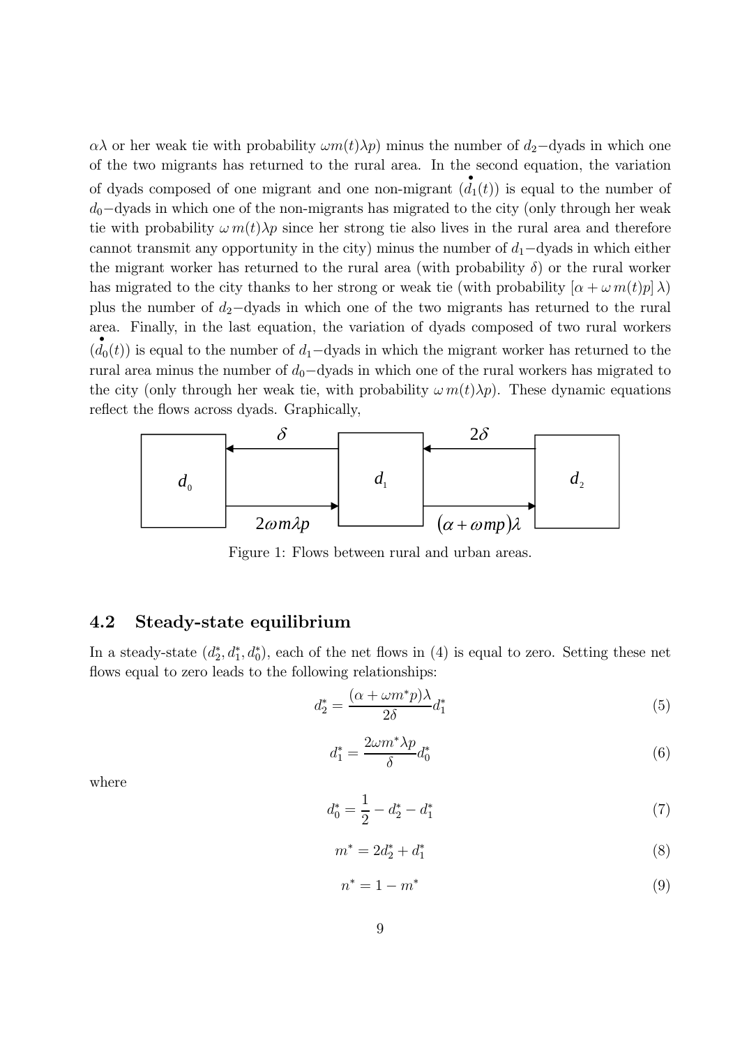$\alpha\lambda$ or her weak tie with probability $\omega m(t)\lambda p$) minus the number of $d_2-$dyads in which one of the two migrants has returned to the rural area. In the second equation, the variation of dyads composed of one migrant and one non-migrant ($\overset{\bullet}{d}_1(t)$) is equal to the number of $d_0-$dyads in which one of the non-migrants has migrated to the city (only through her weak tie with probability $\omega\, m(t)\lambda p$ since her strong tie also lives in the rural area and therefore cannot transmit any opportunity in the city) minus the number of $d_1-$dyads in which either the migrant worker has returned to the rural area (with probability $\delta$) or the rural worker has migrated to the city thanks to her strong or weak tie (with probability $[\alpha + \omega\, m(t)p]\,\lambda$) plus the number of $d_2-$dyads in which one of the two migrants has returned to the rural area. Finally, in the last equation, the variation of dyads composed of two rural workers ($\overset{\bullet}{d}_0(t)$) is equal to the number of $d_1-$dyads in which the migrant worker has returned to the rural area minus the number of $d_0-$dyads in which one of the rural workers has migrated to the city (only through her weak tie, with probability $\omega\, m(t)\lambda p$). These dynamic equations reflect the flows across dyads. Graphically,

Figure 1: Flows between rural and urban areas.

## 4.2 Steady-state equilibrium

In a steady-state $(d_2^*, d_1^*, d_0^*)$, each of the net flows in (4) is equal to zero. Setting these net flows equal to zero leads to the following relationships:

$$d_2^* = \frac{(\alpha + \omega m^* p)\lambda}{2\delta} d_1^* \tag{5}$$

$$d_1^* = \frac{2\omega m^* \lambda p}{\delta} d_0^* \tag{6}$$

where

$$d_0^* = \frac{1}{2} - d_2^* - d_1^* \tag{7}$$

$$m^* = 2d_2^* + d_1^* \tag{8}$$

$$n^* = 1 - m^* \tag{9}$$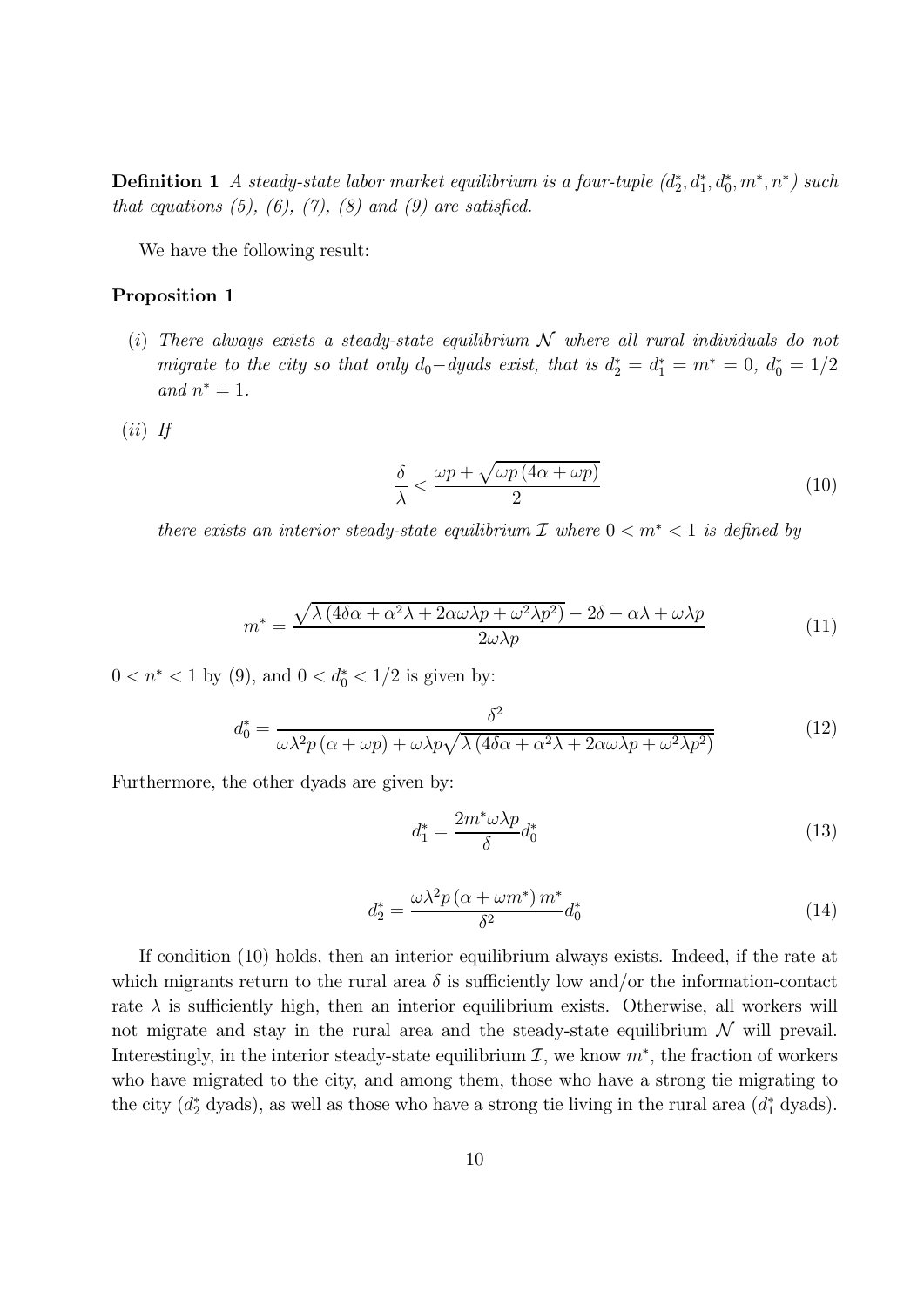**Definition 1** *A steady-state labor market equilibrium is a four-tuple $(d_2^*, d_1^*, d_0^*, m^*, n^*)$ such that equations (5), (6), (7), (8) and (9) are satisfied.*

We have the following result:

**Proposition 1**

(*i*) *There always exists a steady-state equilibrium $\mathcal{N}$ where all rural individuals do not migrate to the city so that only $d_0-$dyads exist, that is $d_2^* = d_1^* = m^* = 0$, $d_0^* = 1/2$ and $n^* = 1$.*

(*ii*) *If*

$$\frac{\delta}{\lambda} < \frac{\omega p + \sqrt{\omega p \left(4\alpha + \omega p\right)}}{2} \tag{10}$$

*there exists an interior steady-state equilibrium $\mathcal{I}$ where $0 < m^* < 1$ is defined by*

$$m^* = \frac{\sqrt{\lambda \left(4\delta\alpha + \alpha^2\lambda + 2\alpha\omega\lambda p + \omega^2\lambda p^2\right)} - 2\delta - \alpha\lambda + \omega\lambda p}{2\omega\lambda p} \tag{11}$$

$0 < n^* < 1$ by (9), and $0 < d_0^* < 1/2$ is given by:

$$d_0^* = \frac{\delta^2}{\omega\lambda^2 p \left(\alpha + \omega p\right) + \omega\lambda p\sqrt{\lambda \left(4\delta\alpha + \alpha^2\lambda + 2\alpha\omega\lambda p + \omega^2\lambda p^2\right)}} \tag{12}$$

Furthermore, the other dyads are given by:

$$d_1^* = \frac{2m^*\omega\lambda p}{\delta} d_0^* \tag{13}$$

$$d_2^* = \frac{\omega\lambda^2 p \left(\alpha + \omega m^*\right) m^*}{\delta^2} d_0^* \tag{14}$$

If condition (10) holds, then an interior equilibrium always exists. Indeed, if the rate at which migrants return to the rural area $\delta$ is sufficiently low and/or the information-contact rate $\lambda$ is sufficiently high, then an interior equilibrium exists. Otherwise, all workers will not migrate and stay in the rural area and the steady-state equilibrium $\mathcal{N}$ will prevail. Interestingly, in the interior steady-state equilibrium $\mathcal{I}$, we know $m^*$, the fraction of workers who have migrated to the city, and among them, those who have a strong tie migrating to the city ($d_2^*$ dyads), as well as those who have a strong tie living in the rural area ($d_1^*$ dyads).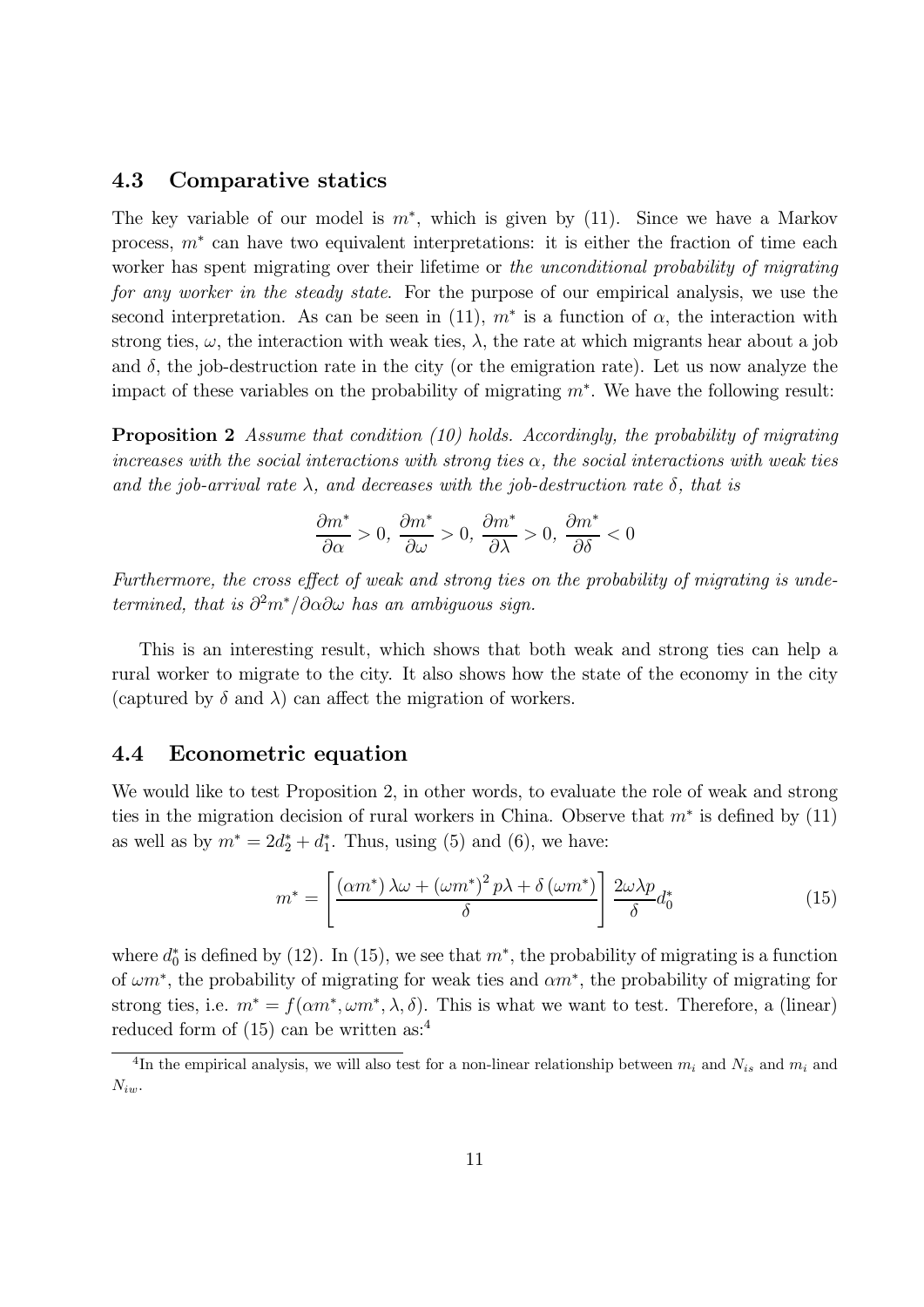### 4.3 Comparative statics

The key variable of our model is $m^*$, which is given by (11). Since we have a Markov process, $m^*$ can have two equivalent interpretations: it is either the fraction of time each worker has spent migrating over their lifetime or *the unconditional probability of migrating for any worker in the steady state*. For the purpose of our empirical analysis, we use the second interpretation. As can be seen in (11), $m^*$ is a function of $\alpha$, the interaction with strong ties, $\omega$, the interaction with weak ties, $\lambda$, the rate at which migrants hear about a job and $\delta$, the job-destruction rate in the city (or the emigration rate). Let us now analyze the impact of these variables on the probability of migrating $m^*$. We have the following result:

**Proposition 2** *Assume that condition (10) holds. Accordingly, the probability of migrating increases with the social interactions with strong ties $\alpha$, the social interactions with weak ties and the job-arrival rate $\lambda$, and decreases with the job-destruction rate $\delta$, that is*

$$\frac{\partial m^*}{\partial \alpha} > 0, \; \frac{\partial m^*}{\partial \omega} > 0, \; \frac{\partial m^*}{\partial \lambda} > 0, \; \frac{\partial m^*}{\partial \delta} < 0$$

*Furthermore, the cross effect of weak and strong ties on the probability of migrating is undetermined, that is $\partial^2 m^* / \partial \alpha \partial \omega$ has an ambiguous sign.*

This is an interesting result, which shows that both weak and strong ties can help a rural worker to migrate to the city. It also shows how the state of the economy in the city (captured by $\delta$ and $\lambda$) can affect the migration of workers.

### 4.4 Econometric equation

We would like to test Proposition 2, in other words, to evaluate the role of weak and strong ties in the migration decision of rural workers in China. Observe that $m^*$ is defined by (11) as well as by $m^* = 2d_2^* + d_1^*$. Thus, using (5) and (6), we have:

$$m^* = \left[ \frac{(\alpha m^*)\,\lambda\omega + (\omega m^*)^2\,p\lambda + \delta\,(\omega m^*)}{\delta} \right] \frac{2\omega\lambda p}{\delta} d_0^* \tag{15}$$

where $d_0^*$ is defined by (12). In (15), we see that $m^*$, the probability of migrating is a function of $\omega m^*$, the probability of migrating for weak ties and $\alpha m^*$, the probability of migrating for strong ties, i.e. $m^* = f(\alpha m^*, \omega m^*, \lambda, \delta)$. This is what we want to test. Therefore, a (linear) reduced form of (15) can be written as:[4]

[4]In the empirical analysis, we will also test for a non-linear relationship between $m_i$ and $N_{is}$ and $m_i$ and $N_{iw}$.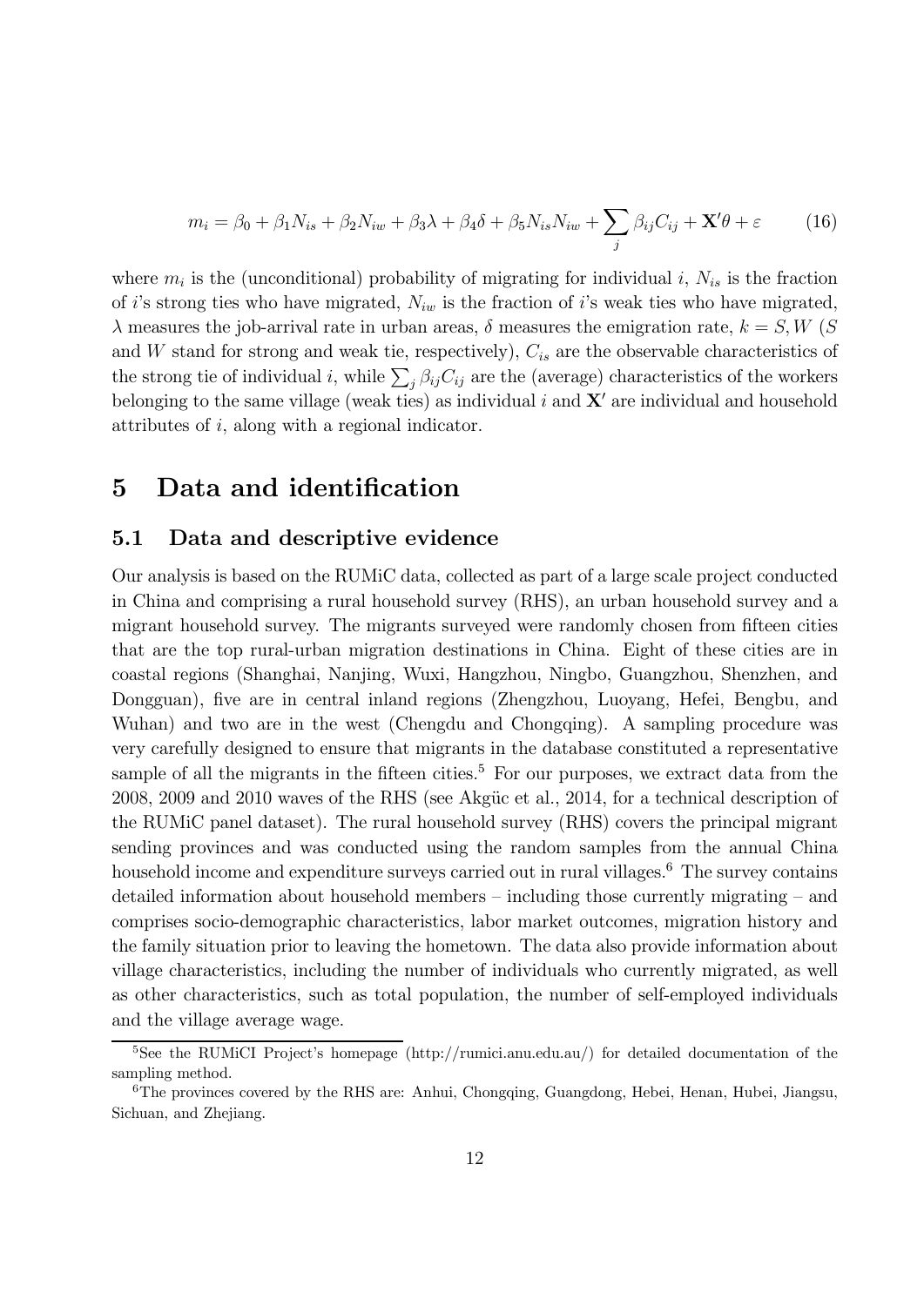$$m_i = \beta_0 + \beta_1 N_{is} + \beta_2 N_{iw} + \beta_3 \lambda + \beta_4 \delta + \beta_5 N_{is} N_{iw} + \sum_j \beta_{ij} C_{ij} + \mathbf{X}'\theta + \varepsilon \tag{16}$$

where $m_i$ is the (unconditional) probability of migrating for individual $i$, $N_{is}$ is the fraction of $i$'s strong ties who have migrated, $N_{iw}$ is the fraction of $i$'s weak ties who have migrated, $\lambda$ measures the job-arrival rate in urban areas, $\delta$ measures the emigration rate, $k = S, W$ ($S$ and $W$ stand for strong and weak tie, respectively), $C_{is}$ are the observable characteristics of the strong tie of individual $i$, while $\sum_j \beta_{ij} C_{ij}$ are the (average) characteristics of the workers belonging to the same village (weak ties) as individual $i$ and $\mathbf{X}'$ are individual and household attributes of $i$, along with a regional indicator.

# 5 Data and identification

## 5.1 Data and descriptive evidence

Our analysis is based on the RUMiC data, collected as part of a large scale project conducted in China and comprising a rural household survey (RHS), an urban household survey and a migrant household survey. The migrants surveyed were randomly chosen from fifteen cities that are the top rural-urban migration destinations in China. Eight of these cities are in coastal regions (Shanghai, Nanjing, Wuxi, Hangzhou, Ningbo, Guangzhou, Shenzhen, and Dongguan), five are in central inland regions (Zhengzhou, Luoyang, Hefei, Bengbu, and Wuhan) and two are in the west (Chengdu and Chongqing). A sampling procedure was very carefully designed to ensure that migrants in the database constituted a representative sample of all the migrants in the fifteen cities.[5] For our purposes, we extract data from the 2008, 2009 and 2010 waves of the RHS (see Akgüc et al., 2014, for a technical description of the RUMiC panel dataset). The rural household survey (RHS) covers the principal migrant sending provinces and was conducted using the random samples from the annual China household income and expenditure surveys carried out in rural villages.[6] The survey contains detailed information about household members – including those currently migrating – and comprises socio-demographic characteristics, labor market outcomes, migration history and the family situation prior to leaving the hometown. The data also provide information about village characteristics, including the number of individuals who currently migrated, as well as other characteristics, such as total population, the number of self-employed individuals and the village average wage.

[5] See the RUMiCI Project's homepage (http://rumici.anu.edu.au/) for detailed documentation of the sampling method.

[6] The provinces covered by the RHS are: Anhui, Chongqing, Guangdong, Hebei, Henan, Hubei, Jiangsu, Sichuan, and Zhejiang.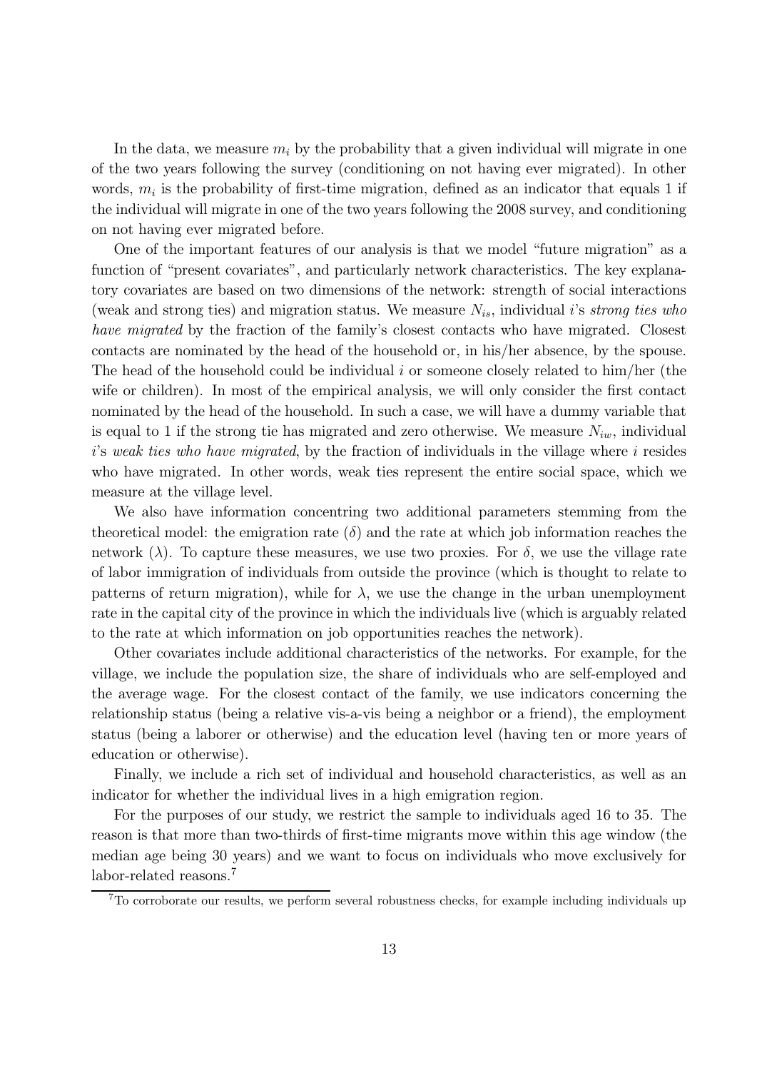In the data, we measure $m_i$ by the probability that a given individual will migrate in one of the two years following the survey (conditioning on not having ever migrated). In other words, $m_i$ is the probability of first-time migration, defined as an indicator that equals 1 if the individual will migrate in one of the two years following the 2008 survey, and conditioning on not having ever migrated before.

One of the important features of our analysis is that we model "future migration" as a function of "present covariates", and particularly network characteristics. The key explanatory covariates are based on two dimensions of the network: strength of social interactions (weak and strong ties) and migration status. We measure $N_{is}$, individual $i$'s *strong ties who have migrated* by the fraction of the family's closest contacts who have migrated. Closest contacts are nominated by the head of the household or, in his/her absence, by the spouse. The head of the household could be individual $i$ or someone closely related to him/her (the wife or children). In most of the empirical analysis, we will only consider the first contact nominated by the head of the household. In such a case, we will have a dummy variable that is equal to 1 if the strong tie has migrated and zero otherwise. We measure $N_{iw}$, individual $i$'s *weak ties who have migrated*, by the fraction of individuals in the village where $i$ resides who have migrated. In other words, weak ties represent the entire social space, which we measure at the village level.

We also have information concentring two additional parameters stemming from the theoretical model: the emigration rate ($\delta$) and the rate at which job information reaches the network ($\lambda$). To capture these measures, we use two proxies. For $\delta$, we use the village rate of labor immigration of individuals from outside the province (which is thought to relate to patterns of return migration), while for $\lambda$, we use the change in the urban unemployment rate in the capital city of the province in which the individuals live (which is arguably related to the rate at which information on job opportunities reaches the network).

Other covariates include additional characteristics of the networks. For example, for the village, we include the population size, the share of individuals who are self-employed and the average wage. For the closest contact of the family, we use indicators concerning the relationship status (being a relative vis-a-vis being a neighbor or a friend), the employment status (being a laborer or otherwise) and the education level (having ten or more years of education or otherwise).

Finally, we include a rich set of individual and household characteristics, as well as an indicator for whether the individual lives in a high emigration region.

For the purposes of our study, we restrict the sample to individuals aged 16 to 35. The reason is that more than two-thirds of first-time migrants move within this age window (the median age being 30 years) and we want to focus on individuals who move exclusively for labor-related reasons.[7]

[7]To corroborate our results, we perform several robustness checks, for example including individuals up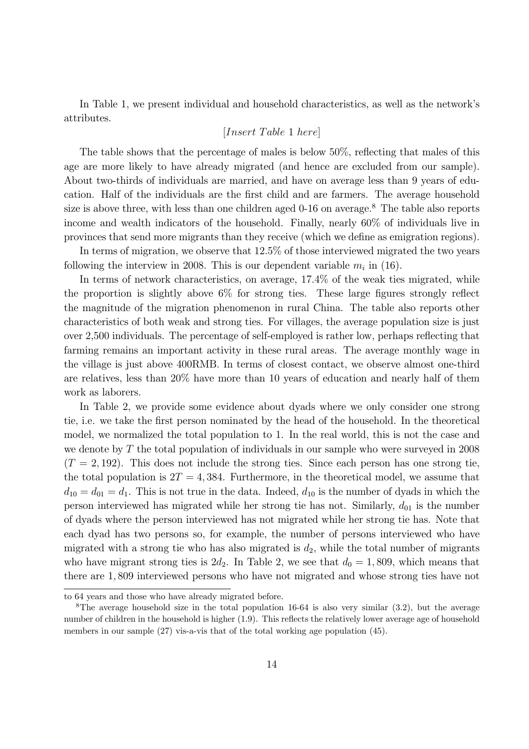In Table 1, we present individual and household characteristics, as well as the network's attributes.

[*Insert Table* 1 *here*]

The table shows that the percentage of males is below 50%, reflecting that males of this age are more likely to have already migrated (and hence are excluded from our sample). About two-thirds of individuals are married, and have on average less than 9 years of education. Half of the individuals are the first child and are farmers. The average household size is above three, with less than one children aged 0-16 on average.[8] The table also reports income and wealth indicators of the household. Finally, nearly 60% of individuals live in provinces that send more migrants than they receive (which we define as emigration regions).

In terms of migration, we observe that 12.5% of those interviewed migrated the two years following the interview in 2008. This is our dependent variable $m_i$ in (16).

In terms of network characteristics, on average, 17.4% of the weak ties migrated, while the proportion is slightly above 6% for strong ties. These large figures strongly reflect the magnitude of the migration phenomenon in rural China. The table also reports other characteristics of both weak and strong ties. For villages, the average population size is just over 2,500 individuals. The percentage of self-employed is rather low, perhaps reflecting that farming remains an important activity in these rural areas. The average monthly wage in the village is just above 400RMB. In terms of closest contact, we observe almost one-third are relatives, less than 20% have more than 10 years of education and nearly half of them work as laborers.

In Table 2, we provide some evidence about dyads where we only consider one strong tie, i.e. we take the first person nominated by the head of the household. In the theoretical model, we normalized the total population to 1. In the real world, this is not the case and we denote by $T$ the total population of individuals in our sample who were surveyed in 2008 ($T = 2,192$). This does not include the strong ties. Since each person has one strong tie, the total population is $2T = 4,384$. Furthermore, in the theoretical model, we assume that $d_{10} = d_{01} = d_1$. This is not true in the data. Indeed, $d_{10}$ is the number of dyads in which the person interviewed has migrated while her strong tie has not. Similarly, $d_{01}$ is the number of dyads where the person interviewed has not migrated while her strong tie has. Note that each dyad has two persons so, for example, the number of persons interviewed who have migrated with a strong tie who has also migrated is $d_2$, while the total number of migrants who have migrant strong ties is $2d_2$. In Table 2, we see that $d_0 = 1,809$, which means that there are $1,809$ interviewed persons who have not migrated and whose strong ties have not

to 64 years and those who have already migrated before.

[8] The average household size in the total population 16-64 is also very similar (3.2), but the average number of children in the household is higher (1.9). This reflects the relatively lower average age of household members in our sample (27) vis-a-vis that of the total working age population (45).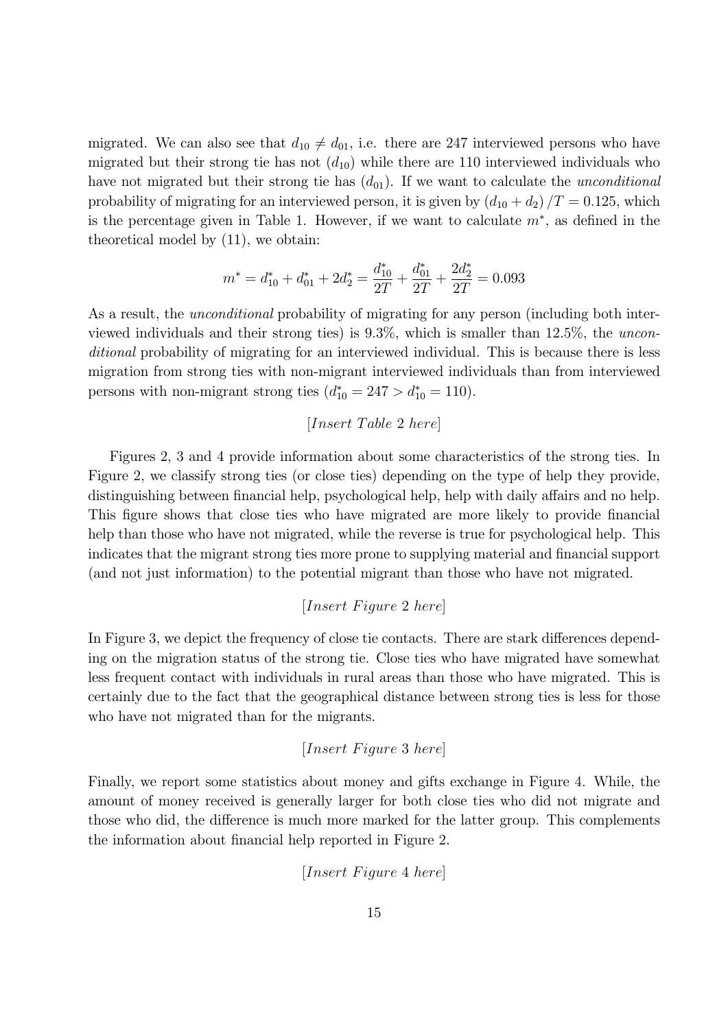migrated. We can also see that $d_{10} \neq d_{01}$, i.e. there are 247 interviewed persons who have migrated but their strong tie has not ($d_{10}$) while there are 110 interviewed individuals who have not migrated but their strong tie has ($d_{01}$). If we want to calculate the *unconditional* probability of migrating for an interviewed person, it is given by $(d_{10} + d_2)/T = 0.125$, which is the percentage given in Table 1. However, if we want to calculate $m^*$, as defined in the theoretical model by (11), we obtain:

$$m^* = d_{10}^* + d_{01}^* + 2d_2^* = \frac{d_{10}^*}{2T} + \frac{d_{01}^*}{2T} + \frac{2d_2^*}{2T} = 0.093$$

As a result, the *unconditional* probability of migrating for any person (including both interviewed individuals and their strong ties) is 9.3%, which is smaller than 12.5%, the *unconditional* probability of migrating for an interviewed individual. This is because there is less migration from strong ties with non-migrant interviewed individuals than from interviewed persons with non-migrant strong ties ($d_{10}^* = 247 > d_{10}^* = 110$).

[*Insert Table* 2 *here*]

Figures 2, 3 and 4 provide information about some characteristics of the strong ties. In Figure 2, we classify strong ties (or close ties) depending on the type of help they provide, distinguishing between financial help, psychological help, help with daily affairs and no help. This figure shows that close ties who have migrated are more likely to provide financial help than those who have not migrated, while the reverse is true for psychological help. This indicates that the migrant strong ties more prone to supplying material and financial support (and not just information) to the potential migrant than those who have not migrated.

[*Insert Figure* 2 *here*]

In Figure 3, we depict the frequency of close tie contacts. There are stark differences depending on the migration status of the strong tie. Close ties who have migrated have somewhat less frequent contact with individuals in rural areas than those who have migrated. This is certainly due to the fact that the geographical distance between strong ties is less for those who have not migrated than for the migrants.

[*Insert Figure* 3 *here*]

Finally, we report some statistics about money and gifts exchange in Figure 4. While, the amount of money received is generally larger for both close ties who did not migrate and those who did, the difference is much more marked for the latter group. This complements the information about financial help reported in Figure 2.

[*Insert Figure* 4 *here*]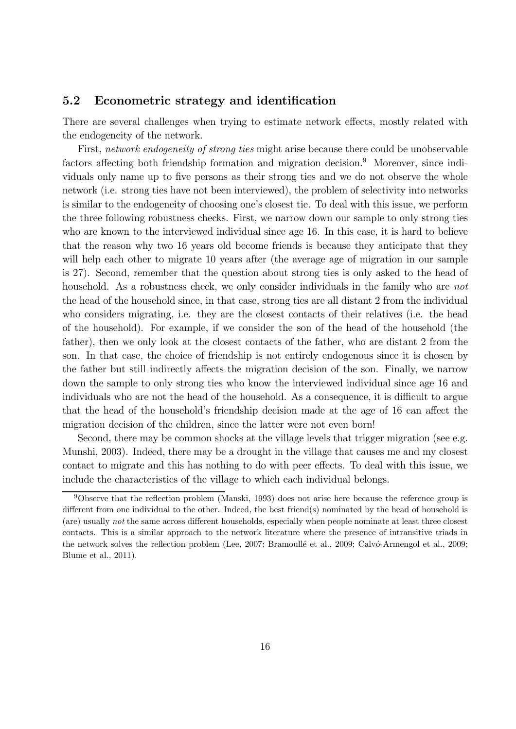### 5.2 Econometric strategy and identification

There are several challenges when trying to estimate network effects, mostly related with the endogeneity of the network.

First, *network endogeneity of strong ties* might arise because there could be unobservable factors affecting both friendship formation and migration decision.[9] Moreover, since individuals only name up to five persons as their strong ties and we do not observe the whole network (i.e. strong ties have not been interviewed), the problem of selectivity into networks is similar to the endogeneity of choosing one's closest tie. To deal with this issue, we perform the three following robustness checks. First, we narrow down our sample to only strong ties who are known to the interviewed individual since age 16. In this case, it is hard to believe that the reason why two 16 years old become friends is because they anticipate that they will help each other to migrate 10 years after (the average age of migration in our sample is 27). Second, remember that the question about strong ties is only asked to the head of household. As a robustness check, we only consider individuals in the family who are *not* the head of the household since, in that case, strong ties are all distant 2 from the individual who considers migrating, i.e. they are the closest contacts of their relatives (i.e. the head of the household). For example, if we consider the son of the head of the household (the father), then we only look at the closest contacts of the father, who are distant 2 from the son. In that case, the choice of friendship is not entirely endogenous since it is chosen by the father but still indirectly affects the migration decision of the son. Finally, we narrow down the sample to only strong ties who know the interviewed individual since age 16 and individuals who are not the head of the household. As a consequence, it is difficult to argue that the head of the household's friendship decision made at the age of 16 can affect the migration decision of the children, since the latter were not even born!

Second, there may be common shocks at the village levels that trigger migration (see e.g. Munshi, 2003). Indeed, there may be a drought in the village that causes me and my closest contact to migrate and this has nothing to do with peer effects. To deal with this issue, we include the characteristics of the village to which each individual belongs.

[9] Observe that the reflection problem (Manski, 1993) does not arise here because the reference group is different from one individual to the other. Indeed, the best friend(s) nominated by the head of household is (are) usually *not* the same across different households, especially when people nominate at least three closest contacts. This is a similar approach to the network literature where the presence of intransitive triads in the network solves the reflection problem (Lee, 2007; Bramoullé et al., 2009; Calvó-Armengol et al., 2009; Blume et al., 2011).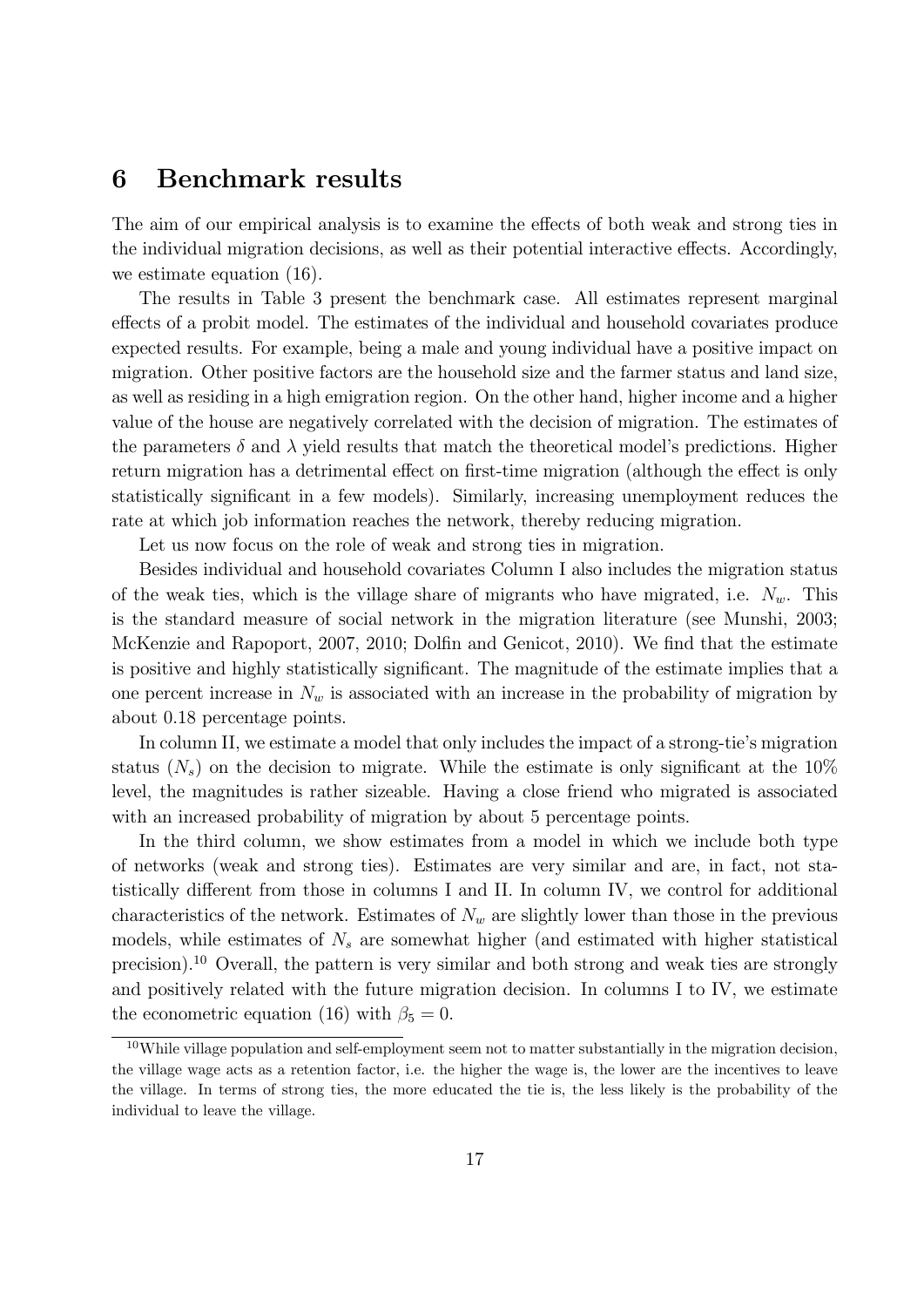# 6 Benchmark results

The aim of our empirical analysis is to examine the effects of both weak and strong ties in the individual migration decisions, as well as their potential interactive effects. Accordingly, we estimate equation (16).

The results in Table 3 present the benchmark case. All estimates represent marginal effects of a probit model. The estimates of the individual and household covariates produce expected results. For example, being a male and young individual have a positive impact on migration. Other positive factors are the household size and the farmer status and land size, as well as residing in a high emigration region. On the other hand, higher income and a higher value of the house are negatively correlated with the decision of migration. The estimates of the parameters $\delta$ and $\lambda$ yield results that match the theoretical model's predictions. Higher return migration has a detrimental effect on first-time migration (although the effect is only statistically significant in a few models). Similarly, increasing unemployment reduces the rate at which job information reaches the network, thereby reducing migration.

Let us now focus on the role of weak and strong ties in migration.

Besides individual and household covariates Column I also includes the migration status of the weak ties, which is the village share of migrants who have migrated, i.e. $N_w$. This is the standard measure of social network in the migration literature (see Munshi, 2003; McKenzie and Rapoport, 2007, 2010; Dolfin and Genicot, 2010). We find that the estimate is positive and highly statistically significant. The magnitude of the estimate implies that a one percent increase in $N_w$ is associated with an increase in the probability of migration by about 0.18 percentage points.

In column II, we estimate a model that only includes the impact of a strong-tie's migration status ($N_s$) on the decision to migrate. While the estimate is only significant at the 10% level, the magnitudes is rather sizeable. Having a close friend who migrated is associated with an increased probability of migration by about 5 percentage points.

In the third column, we show estimates from a model in which we include both type of networks (weak and strong ties). Estimates are very similar and are, in fact, not statistically different from those in columns I and II. In column IV, we control for additional characteristics of the network. Estimates of $N_w$ are slightly lower than those in the previous models, while estimates of $N_s$ are somewhat higher (and estimated with higher statistical precision).[10] Overall, the pattern is very similar and both strong and weak ties are strongly and positively related with the future migration decision. In columns I to IV, we estimate the econometric equation (16) with $\beta_5 = 0$.

[10] While village population and self-employment seem not to matter substantially in the migration decision, the village wage acts as a retention factor, i.e. the higher the wage is, the lower are the incentives to leave the village. In terms of strong ties, the more educated the tie is, the less likely is the probability of the individual to leave the village.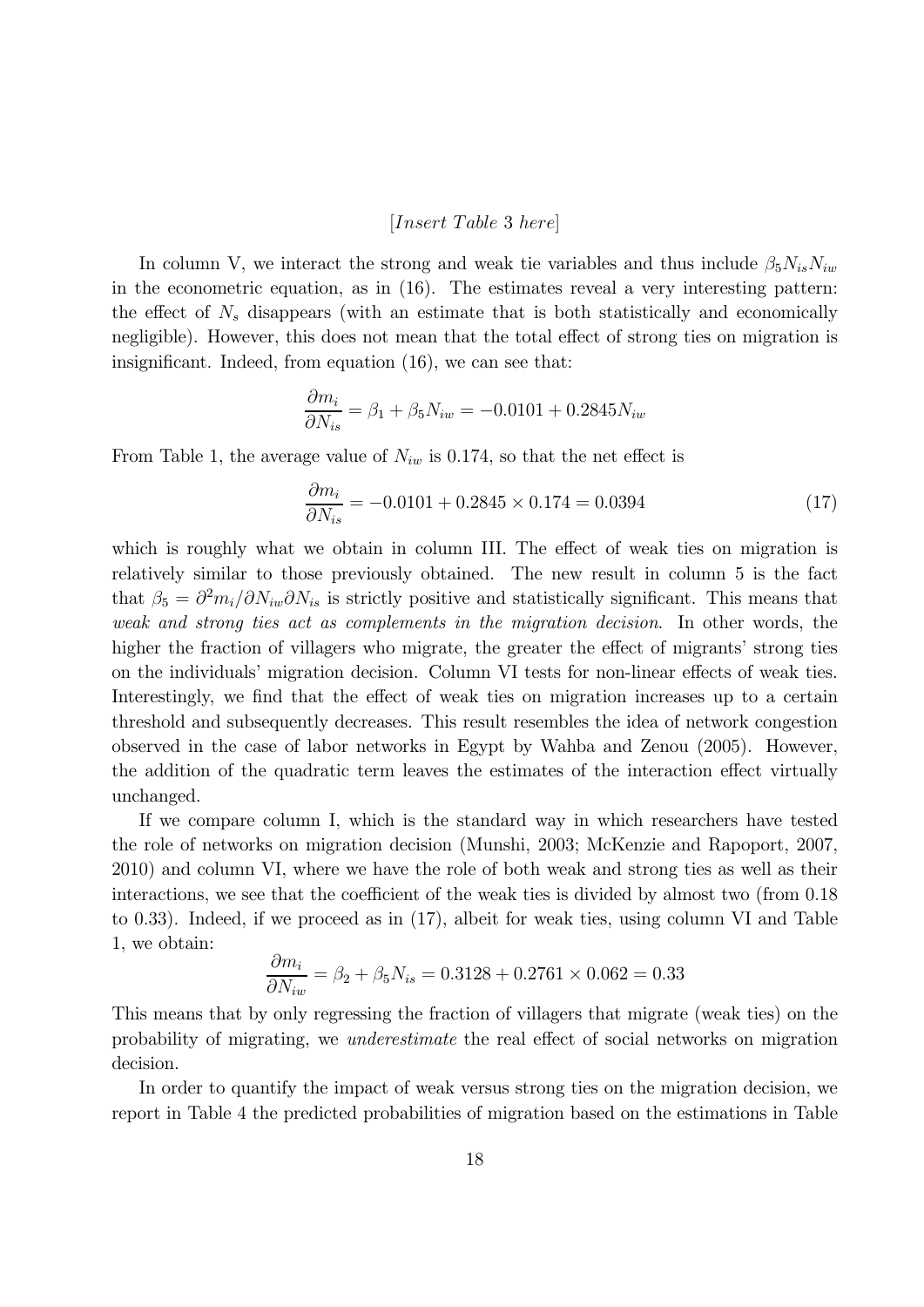[*Insert Table* 3 *here*]

In column V, we interact the strong and weak tie variables and thus include $\beta_5 N_{is} N_{iw}$ in the econometric equation, as in (16). The estimates reveal a very interesting pattern: the effect of $N_s$ disappears (with an estimate that is both statistically and economically negligible). However, this does not mean that the total effect of strong ties on migration is insignificant. Indeed, from equation (16), we can see that:

$$\frac{\partial m_i}{\partial N_{is}} = \beta_1 + \beta_5 N_{iw} = -0.0101 + 0.2845 N_{iw}$$

From Table 1, the average value of $N_{iw}$ is 0.174, so that the net effect is

$$\frac{\partial m_i}{\partial N_{is}} = -0.0101 + 0.2845 \times 0.174 = 0.0394 \tag{17}$$

which is roughly what we obtain in column III. The effect of weak ties on migration is relatively similar to those previously obtained. The new result in column 5 is the fact that $\beta_5 = \partial^2 m_i / \partial N_{iw} \partial N_{is}$ is strictly positive and statistically significant. This means that *weak and strong ties act as complements in the migration decision*. In other words, the higher the fraction of villagers who migrate, the greater the effect of migrants' strong ties on the individuals' migration decision. Column VI tests for non-linear effects of weak ties. Interestingly, we find that the effect of weak ties on migration increases up to a certain threshold and subsequently decreases. This result resembles the idea of network congestion observed in the case of labor networks in Egypt by Wahba and Zenou (2005). However, the addition of the quadratic term leaves the estimates of the interaction effect virtually unchanged.

If we compare column I, which is the standard way in which researchers have tested the role of networks on migration decision (Munshi, 2003; McKenzie and Rapoport, 2007, 2010) and column VI, where we have the role of both weak and strong ties as well as their interactions, we see that the coefficient of the weak ties is divided by almost two (from 0.18 to 0.33). Indeed, if we proceed as in (17), albeit for weak ties, using column VI and Table 1, we obtain:

$$\frac{\partial m_i}{\partial N_{iw}} = \beta_2 + \beta_5 N_{is} = 0.3128 + 0.2761 \times 0.062 = 0.33$$

This means that by only regressing the fraction of villagers that migrate (weak ties) on the probability of migrating, we *underestimate* the real effect of social networks on migration decision.

In order to quantify the impact of weak versus strong ties on the migration decision, we report in Table 4 the predicted probabilities of migration based on the estimations in Table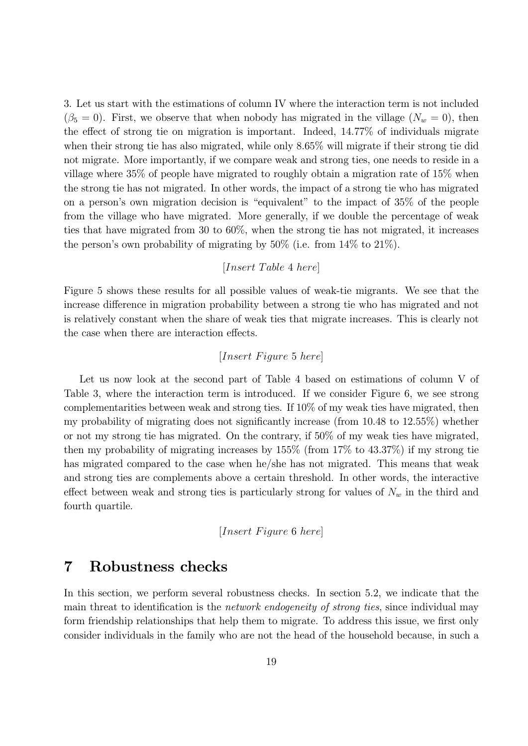3. Let us start with the estimations of column IV where the interaction term is not included ($\beta_5 = 0$). First, we observe that when nobody has migrated in the village ($N_w = 0$), then the effect of strong tie on migration is important. Indeed, 14.77% of individuals migrate when their strong tie has also migrated, while only 8.65% will migrate if their strong tie did not migrate. More importantly, if we compare weak and strong ties, one needs to reside in a village where 35% of people have migrated to roughly obtain a migration rate of 15% when the strong tie has not migrated. In other words, the impact of a strong tie who has migrated on a person's own migration decision is "equivalent" to the impact of 35% of the people from the village who have migrated. More generally, if we double the percentage of weak ties that have migrated from 30 to 60%, when the strong tie has not migrated, it increases the person's own probability of migrating by 50% (i.e. from 14% to 21%).

[*Insert Table* 4 *here*]

Figure 5 shows these results for all possible values of weak-tie migrants. We see that the increase difference in migration probability between a strong tie who has migrated and not is relatively constant when the share of weak ties that migrate increases. This is clearly not the case when there are interaction effects.

[*Insert Figure* 5 *here*]

Let us now look at the second part of Table 4 based on estimations of column V of Table 3, where the interaction term is introduced. If we consider Figure 6, we see strong complementarities between weak and strong ties. If 10% of my weak ties have migrated, then my probability of migrating does not significantly increase (from 10.48 to 12.55%) whether or not my strong tie has migrated. On the contrary, if 50% of my weak ties have migrated, then my probability of migrating increases by 155% (from 17% to 43.37%) if my strong tie has migrated compared to the case when he/she has not migrated. This means that weak and strong ties are complements above a certain threshold. In other words, the interactive effect between weak and strong ties is particularly strong for values of $N_w$ in the third and fourth quartile.

[*Insert Figure* 6 *here*]

# 7 Robustness checks

In this section, we perform several robustness checks. In section 5.2, we indicate that the main threat to identification is the *network endogeneity of strong ties*, since individual may form friendship relationships that help them to migrate. To address this issue, we first only consider individuals in the family who are not the head of the household because, in such a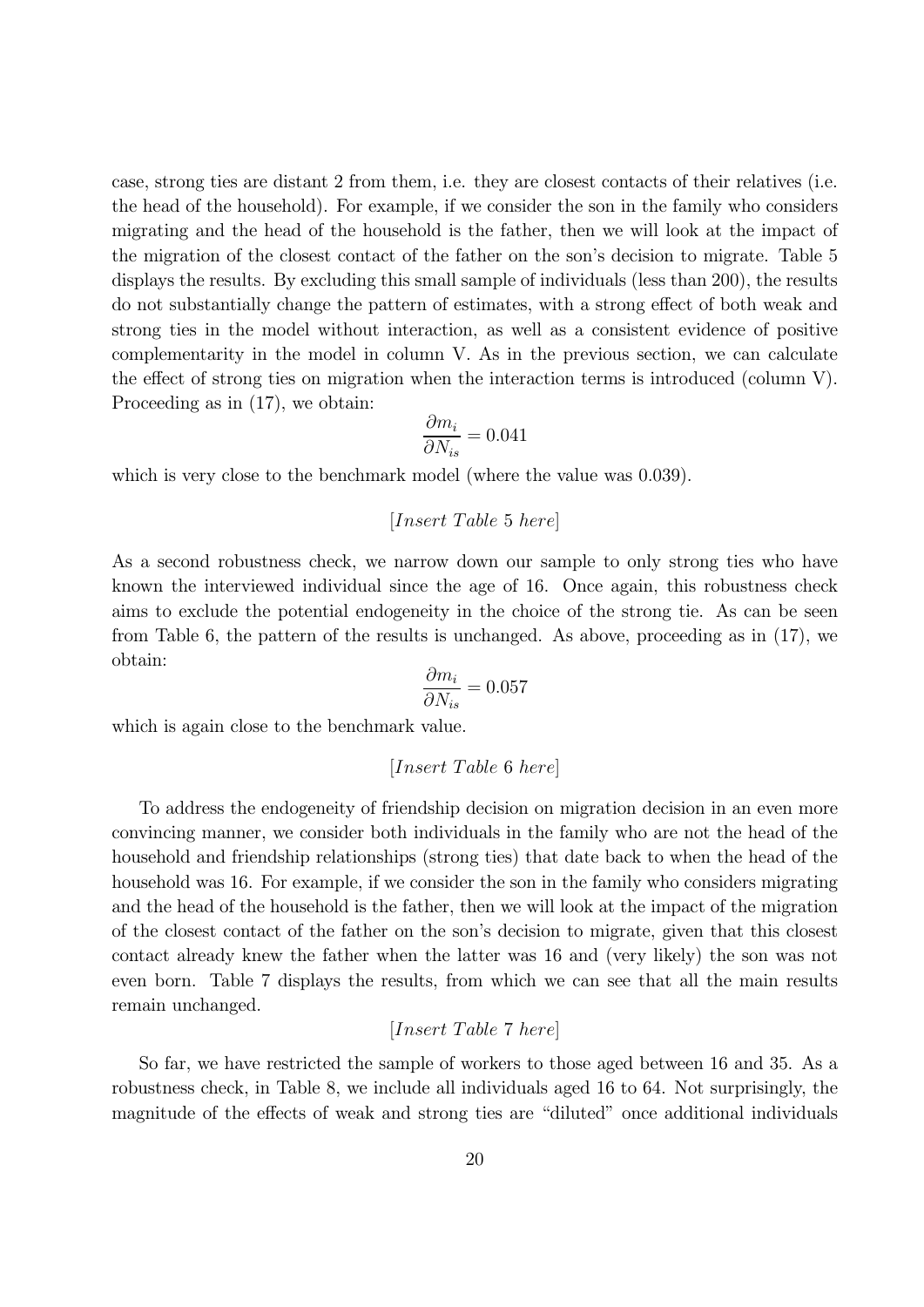case, strong ties are distant 2 from them, i.e. they are closest contacts of their relatives (i.e. the head of the household). For example, if we consider the son in the family who considers migrating and the head of the household is the father, then we will look at the impact of the migration of the closest contact of the father on the son's decision to migrate. Table 5 displays the results. By excluding this small sample of individuals (less than 200), the results do not substantially change the pattern of estimates, with a strong effect of both weak and strong ties in the model without interaction, as well as a consistent evidence of positive complementarity in the model in column V. As in the previous section, we can calculate the effect of strong ties on migration when the interaction terms is introduced (column V). Proceeding as in (17), we obtain:

$$\frac{\partial m_i}{\partial N_{is}} = 0.041$$

which is very close to the benchmark model (where the value was 0.039).

[*Insert Table* 5 *here*]

As a second robustness check, we narrow down our sample to only strong ties who have known the interviewed individual since the age of 16. Once again, this robustness check aims to exclude the potential endogeneity in the choice of the strong tie. As can be seen from Table 6, the pattern of the results is unchanged. As above, proceeding as in (17), we obtain:

$$\frac{\partial m_i}{\partial N_{is}} = 0.057$$

which is again close to the benchmark value.

[*Insert Table* 6 *here*]

To address the endogeneity of friendship decision on migration decision in an even more convincing manner, we consider both individuals in the family who are not the head of the household and friendship relationships (strong ties) that date back to when the head of the household was 16. For example, if we consider the son in the family who considers migrating and the head of the household is the father, then we will look at the impact of the migration of the closest contact of the father on the son's decision to migrate, given that this closest contact already knew the father when the latter was 16 and (very likely) the son was not even born. Table 7 displays the results, from which we can see that all the main results remain unchanged.

[*Insert Table* 7 *here*]

So far, we have restricted the sample of workers to those aged between 16 and 35. As a robustness check, in Table 8, we include all individuals aged 16 to 64. Not surprisingly, the magnitude of the effects of weak and strong ties are "diluted" once additional individuals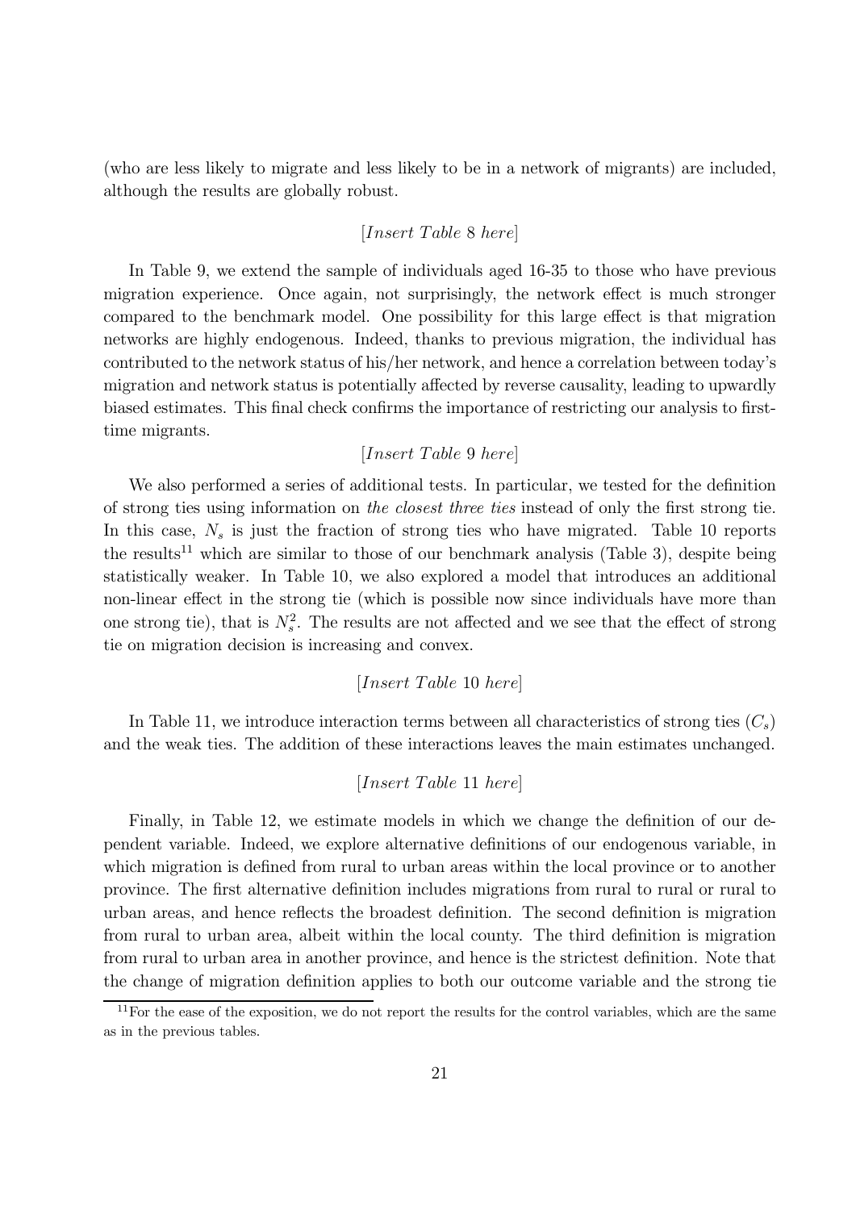(who are less likely to migrate and less likely to be in a network of migrants) are included, although the results are globally robust.

[*Insert Table* 8 *here*]

In Table 9, we extend the sample of individuals aged 16-35 to those who have previous migration experience. Once again, not surprisingly, the network effect is much stronger compared to the benchmark model. One possibility for this large effect is that migration networks are highly endogenous. Indeed, thanks to previous migration, the individual has contributed to the network status of his/her network, and hence a correlation between today's migration and network status is potentially affected by reverse causality, leading to upwardly biased estimates. This final check confirms the importance of restricting our analysis to first-time migrants.

[*Insert Table* 9 *here*]

We also performed a series of additional tests. In particular, we tested for the definition of strong ties using information on *the closest three ties* instead of only the first strong tie. In this case, $N_s$ is just the fraction of strong ties who have migrated. Table 10 reports the results[11] which are similar to those of our benchmark analysis (Table 3), despite being statistically weaker. In Table 10, we also explored a model that introduces an additional non-linear effect in the strong tie (which is possible now since individuals have more than one strong tie), that is $N_s^2$. The results are not affected and we see that the effect of strong tie on migration decision is increasing and convex.

[*Insert Table* 10 *here*]

In Table 11, we introduce interaction terms between all characteristics of strong ties ($C_s$) and the weak ties. The addition of these interactions leaves the main estimates unchanged.

[*Insert Table* 11 *here*]

Finally, in Table 12, we estimate models in which we change the definition of our dependent variable. Indeed, we explore alternative definitions of our endogenous variable, in which migration is defined from rural to urban areas within the local province or to another province. The first alternative definition includes migrations from rural to rural or rural to urban areas, and hence reflects the broadest definition. The second definition is migration from rural to urban area, albeit within the local county. The third definition is migration from rural to urban area in another province, and hence is the strictest definition. Note that the change of migration definition applies to both our outcome variable and the strong tie

[11] For the ease of the exposition, we do not report the results for the control variables, which are the same as in the previous tables.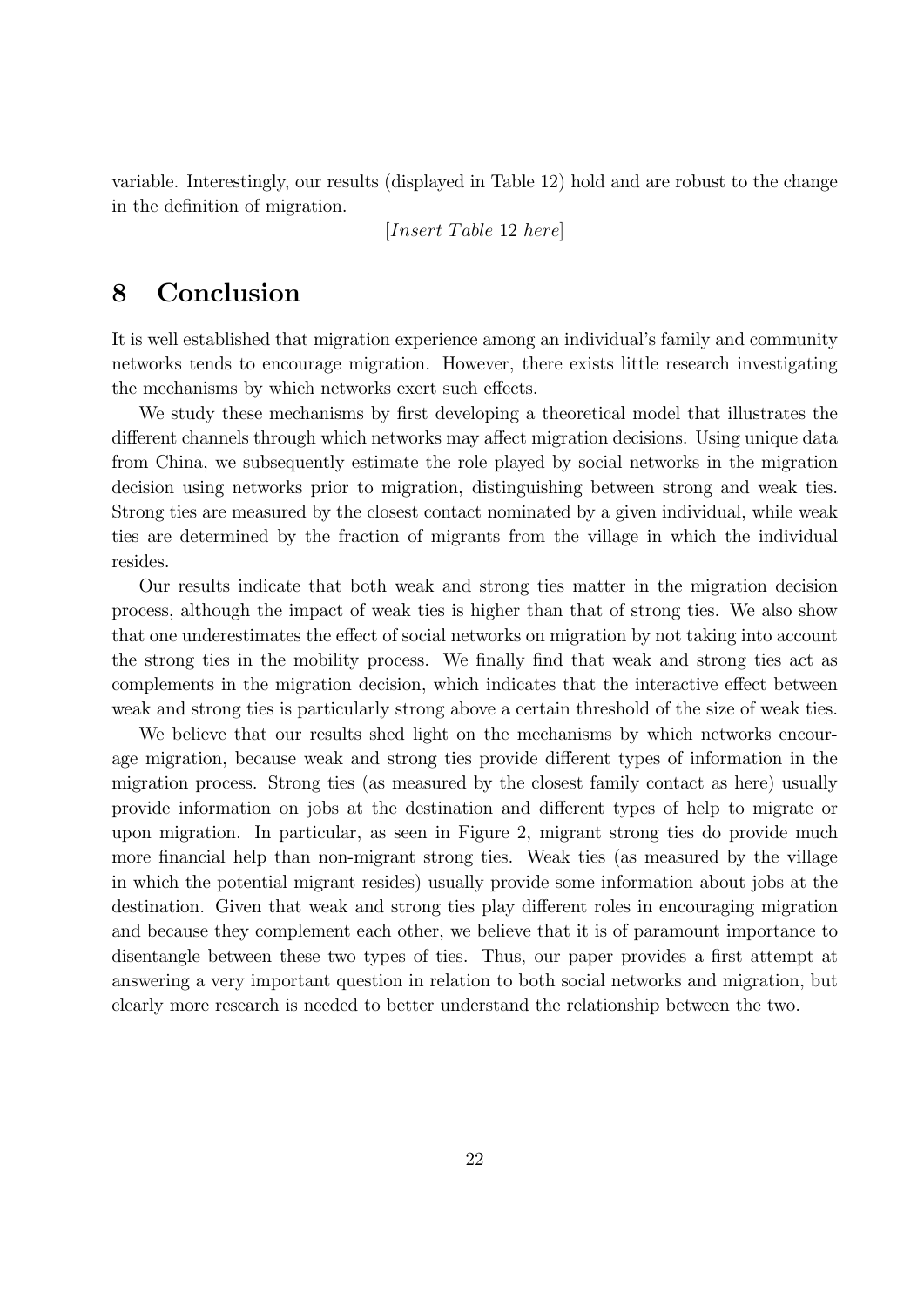variable. Interestingly, our results (displayed in Table 12) hold and are robust to the change in the definition of migration.

[*Insert Table* 12 *here*]

# 8 Conclusion

It is well established that migration experience among an individual's family and community networks tends to encourage migration. However, there exists little research investigating the mechanisms by which networks exert such effects.

We study these mechanisms by first developing a theoretical model that illustrates the different channels through which networks may affect migration decisions. Using unique data from China, we subsequently estimate the role played by social networks in the migration decision using networks prior to migration, distinguishing between strong and weak ties. Strong ties are measured by the closest contact nominated by a given individual, while weak ties are determined by the fraction of migrants from the village in which the individual resides.

Our results indicate that both weak and strong ties matter in the migration decision process, although the impact of weak ties is higher than that of strong ties. We also show that one underestimates the effect of social networks on migration by not taking into account the strong ties in the mobility process. We finally find that weak and strong ties act as complements in the migration decision, which indicates that the interactive effect between weak and strong ties is particularly strong above a certain threshold of the size of weak ties.

We believe that our results shed light on the mechanisms by which networks encourage migration, because weak and strong ties provide different types of information in the migration process. Strong ties (as measured by the closest family contact as here) usually provide information on jobs at the destination and different types of help to migrate or upon migration. In particular, as seen in Figure 2, migrant strong ties do provide much more financial help than non-migrant strong ties. Weak ties (as measured by the village in which the potential migrant resides) usually provide some information about jobs at the destination. Given that weak and strong ties play different roles in encouraging migration and because they complement each other, we believe that it is of paramount importance to disentangle between these two types of ties. Thus, our paper provides a first attempt at answering a very important question in relation to both social networks and migration, but clearly more research is needed to better understand the relationship between the two.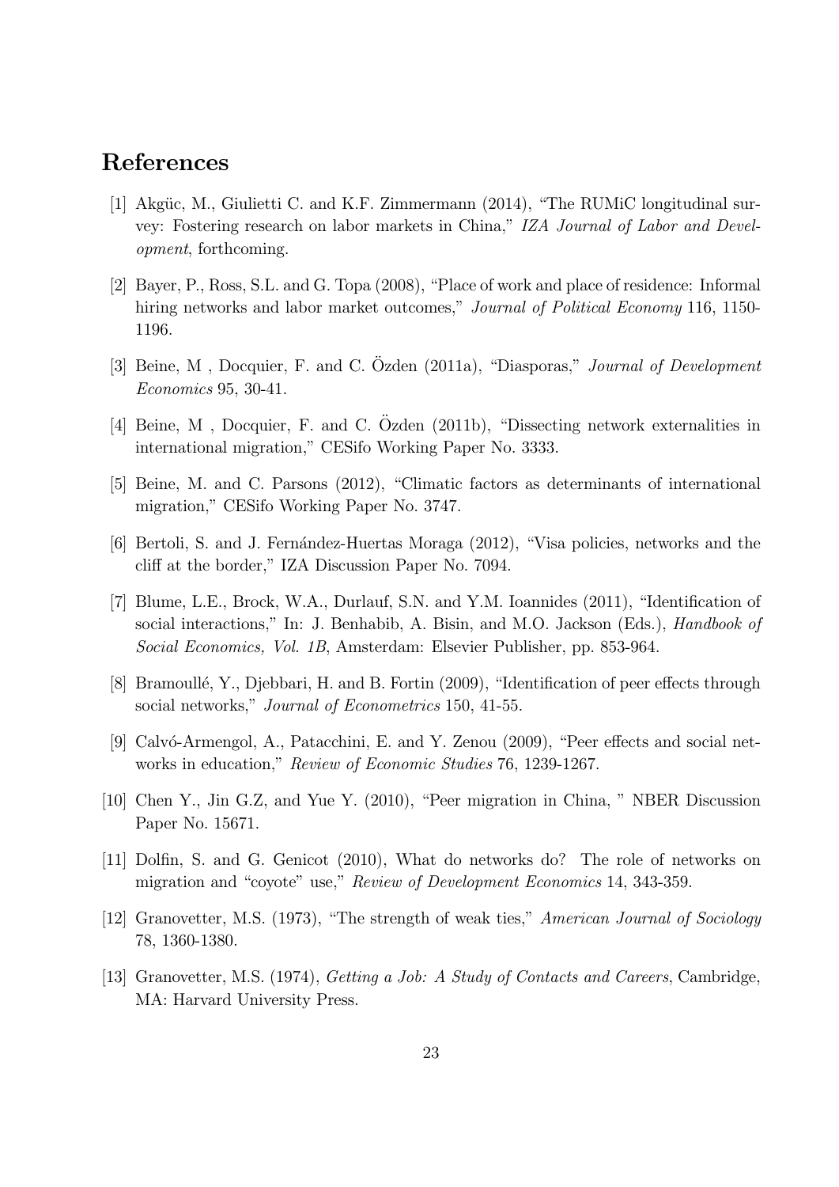## References

[1] Akgüc, M., Giulietti C. and K.F. Zimmermann (2014), "The RUMiC longitudinal survey: Fostering research on labor markets in China," *IZA Journal of Labor and Development*, forthcoming.

[2] Bayer, P., Ross, S.L. and G. Topa (2008), "Place of work and place of residence: Informal hiring networks and labor market outcomes," *Journal of Political Economy* 116, 1150-1196.

[3] Beine, M , Docquier, F. and C. Özden (2011a), "Diasporas," *Journal of Development Economics* 95, 30-41.

[4] Beine, M , Docquier, F. and C. Özden (2011b), "Dissecting network externalities in international migration," CESifo Working Paper No. 3333.

[5] Beine, M. and C. Parsons (2012), "Climatic factors as determinants of international migration," CESifo Working Paper No. 3747.

[6] Bertoli, S. and J. Fernández-Huertas Moraga (2012), "Visa policies, networks and the cliff at the border," IZA Discussion Paper No. 7094.

[7] Blume, L.E., Brock, W.A., Durlauf, S.N. and Y.M. Ioannides (2011), "Identification of social interactions," In: J. Benhabib, A. Bisin, and M.O. Jackson (Eds.), *Handbook of Social Economics, Vol. 1B*, Amsterdam: Elsevier Publisher, pp. 853-964.

[8] Bramoullé, Y., Djebbari, H. and B. Fortin (2009), "Identification of peer effects through social networks," *Journal of Econometrics* 150, 41-55.

[9] Calvó-Armengol, A., Patacchini, E. and Y. Zenou (2009), "Peer effects and social networks in education," *Review of Economic Studies* 76, 1239-1267.

[10] Chen Y., Jin G.Z, and Yue Y. (2010), "Peer migration in China, " NBER Discussion Paper No. 15671.

[11] Dolfin, S. and G. Genicot (2010), What do networks do? The role of networks on migration and "coyote" use," *Review of Development Economics* 14, 343-359.

[12] Granovetter, M.S. (1973), "The strength of weak ties," *American Journal of Sociology* 78, 1360-1380.

[13] Granovetter, M.S. (1974), *Getting a Job: A Study of Contacts and Careers*, Cambridge, MA: Harvard University Press.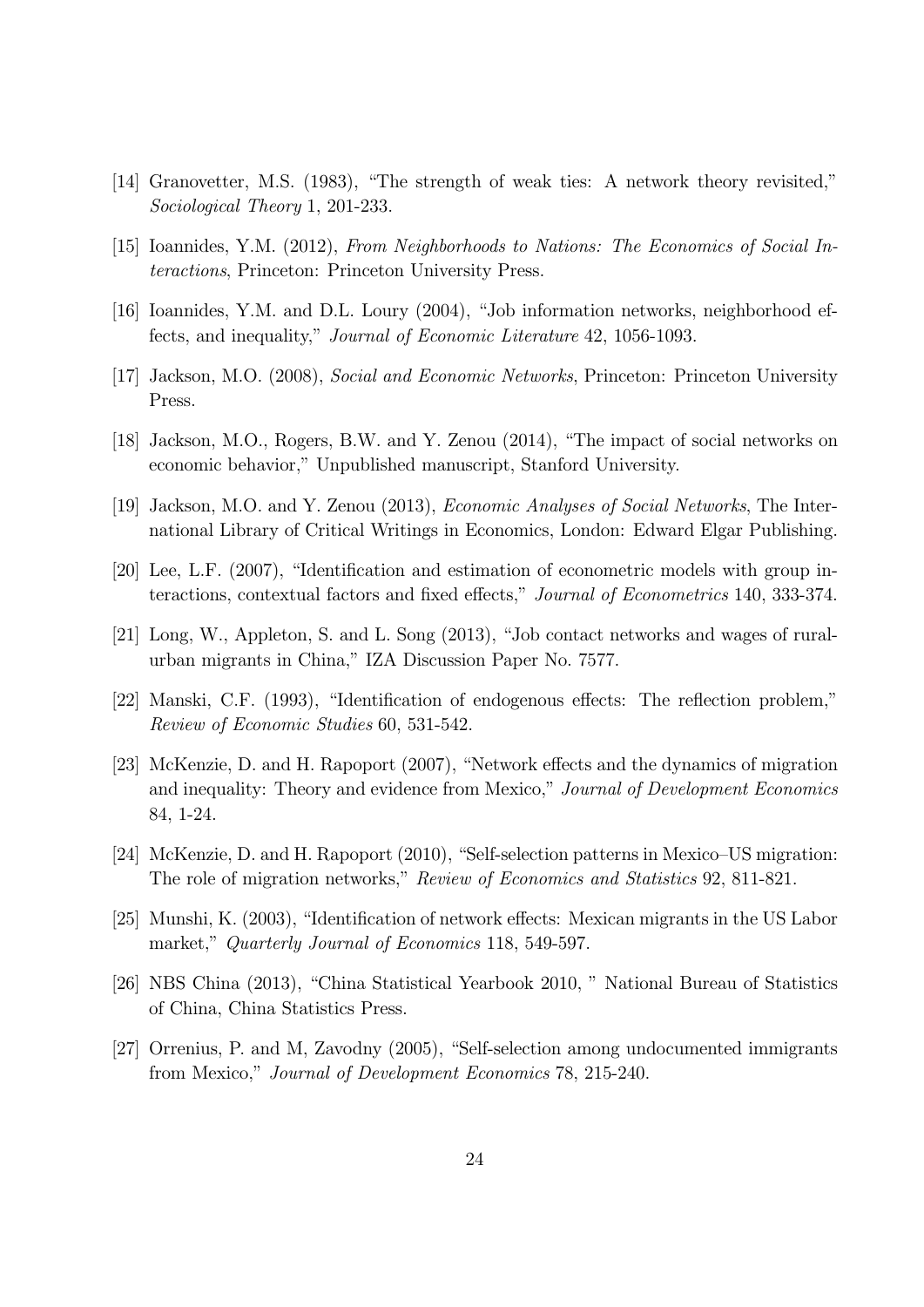[14] Granovetter, M.S. (1983), "The strength of weak ties: A network theory revisited," *Sociological Theory* 1, 201-233.

[15] Ioannides, Y.M. (2012), *From Neighborhoods to Nations: The Economics of Social Interactions*, Princeton: Princeton University Press.

[16] Ioannides, Y.M. and D.L. Loury (2004), "Job information networks, neighborhood effects, and inequality," *Journal of Economic Literature* 42, 1056-1093.

[17] Jackson, M.O. (2008), *Social and Economic Networks*, Princeton: Princeton University Press.

[18] Jackson, M.O., Rogers, B.W. and Y. Zenou (2014), "The impact of social networks on economic behavior," Unpublished manuscript, Stanford University.

[19] Jackson, M.O. and Y. Zenou (2013), *Economic Analyses of Social Networks*, The International Library of Critical Writings in Economics, London: Edward Elgar Publishing.

[20] Lee, L.F. (2007), "Identification and estimation of econometric models with group interactions, contextual factors and fixed effects," *Journal of Econometrics* 140, 333-374.

[21] Long, W., Appleton, S. and L. Song (2013), "Job contact networks and wages of rural-urban migrants in China," IZA Discussion Paper No. 7577.

[22] Manski, C.F. (1993), "Identification of endogenous effects: The reflection problem," *Review of Economic Studies* 60, 531-542.

[23] McKenzie, D. and H. Rapoport (2007), "Network effects and the dynamics of migration and inequality: Theory and evidence from Mexico," *Journal of Development Economics* 84, 1-24.

[24] McKenzie, D. and H. Rapoport (2010), "Self-selection patterns in Mexico–US migration: The role of migration networks," *Review of Economics and Statistics* 92, 811-821.

[25] Munshi, K. (2003), "Identification of network effects: Mexican migrants in the US Labor market," *Quarterly Journal of Economics* 118, 549-597.

[26] NBS China (2013), "China Statistical Yearbook 2010, " National Bureau of Statistics of China, China Statistics Press.

[27] Orrenius, P. and M, Zavodny (2005), "Self-selection among undocumented immigrants from Mexico," *Journal of Development Economics* 78, 215-240.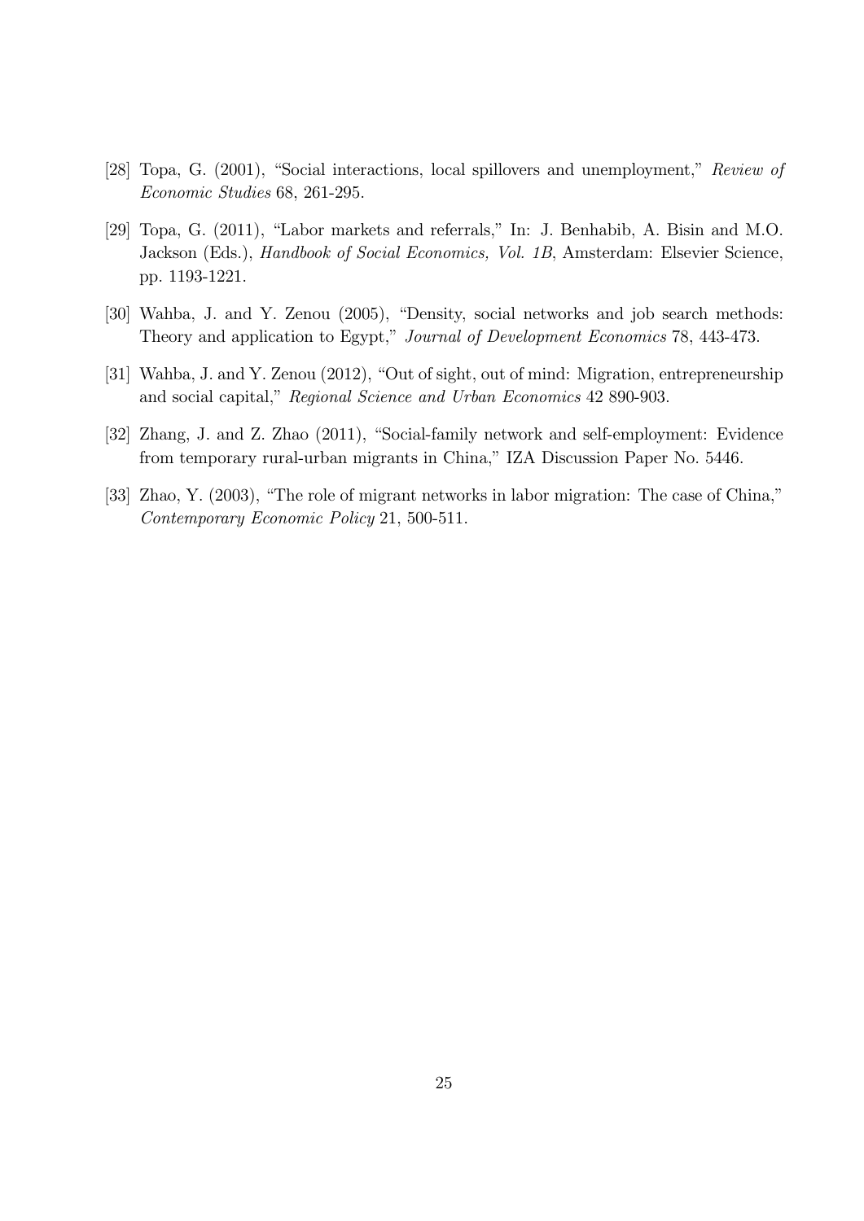[28] Topa, G. (2001), "Social interactions, local spillovers and unemployment," *Review of Economic Studies* 68, 261-295.

[29] Topa, G. (2011), "Labor markets and referrals," In: J. Benhabib, A. Bisin and M.O. Jackson (Eds.), *Handbook of Social Economics, Vol. 1B*, Amsterdam: Elsevier Science, pp. 1193-1221.

[30] Wahba, J. and Y. Zenou (2005), "Density, social networks and job search methods: Theory and application to Egypt," *Journal of Development Economics* 78, 443-473.

[31] Wahba, J. and Y. Zenou (2012), "Out of sight, out of mind: Migration, entrepreneurship and social capital," *Regional Science and Urban Economics* 42 890-903.

[32] Zhang, J. and Z. Zhao (2011), "Social-family network and self-employment: Evidence from temporary rural-urban migrants in China," IZA Discussion Paper No. 5446.

[33] Zhao, Y. (2003), "The role of migrant networks in labor migration: The case of China," *Contemporary Economic Policy* 21, 500-511.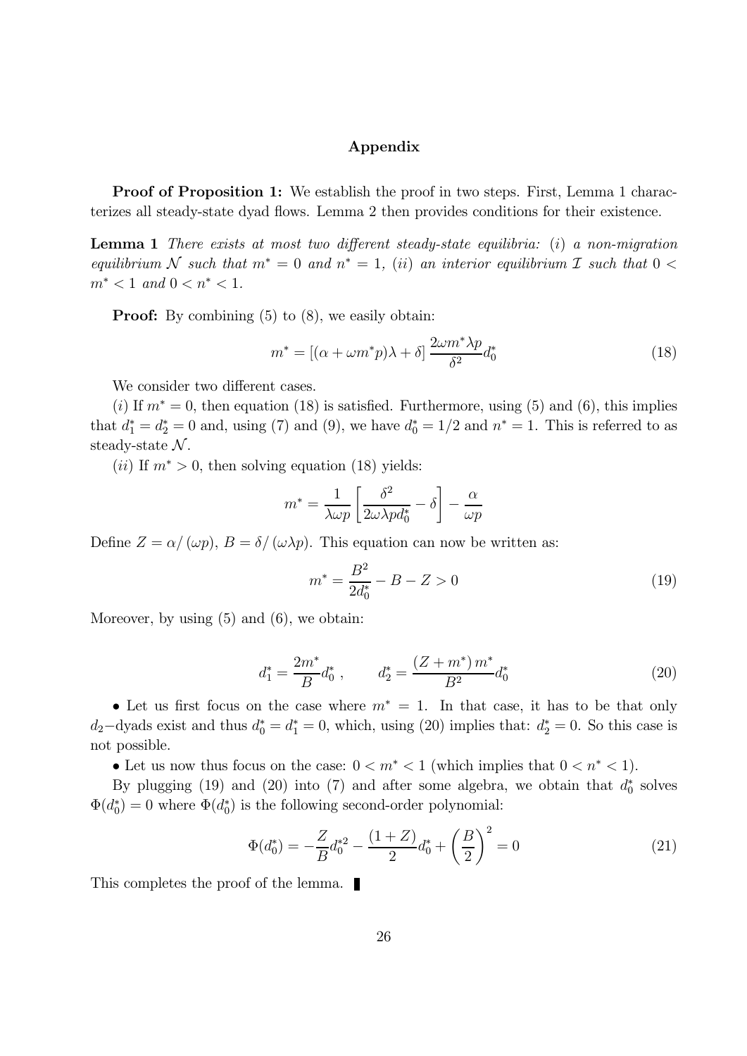## Appendix

**Proof of Proposition 1:** We establish the proof in two steps. First, Lemma 1 characterizes all steady-state dyad flows. Lemma 2 then provides conditions for their existence.

**Lemma 1** *There exists at most two different steady-state equilibria: (i) a non-migration equilibrium $\mathcal{N}$ such that $m^* = 0$ and $n^* = 1$, (ii) an interior equilibrium $\mathcal{I}$ such that $0 < m^* < 1$ and $0 < n^* < 1$.*

**Proof:** By combining (5) to (8), we easily obtain:

$$m^* = [(\alpha + \omega m^* p)\lambda + \delta] \frac{2\omega m^* \lambda p}{\delta^2} d_0^* \tag{18}$$

We consider two different cases.

$(i)$ If $m^* = 0$, then equation (18) is satisfied. Furthermore, using (5) and (6), this implies that $d_1^* = d_2^* = 0$ and, using (7) and (9), we have $d_0^* = 1/2$ and $n^* = 1$. This is referred to as steady-state $\mathcal{N}$.

$(ii)$ If $m^* > 0$, then solving equation (18) yields:

$$m^* = \frac{1}{\lambda \omega p} \left[ \frac{\delta^2}{2\omega \lambda p d_0^*} - \delta \right] - \frac{\alpha}{\omega p}$$

Define $Z = \alpha / (\omega p)$, $B = \delta / (\omega \lambda p)$. This equation can now be written as:

$$m^* = \frac{B^2}{2d_0^*} - B - Z > 0 \tag{19}$$

Moreover, by using (5) and (6), we obtain:

$$d_1^* = \frac{2m^*}{B} d_0^* \, , \qquad d_2^* = \frac{(Z + m^*) \, m^*}{B^2} d_0^* \tag{20}$$

• Let us first focus on the case where $m^* = 1$. In that case, it has to be that only $d_2-$dyads exist and thus $d_0^* = d_1^* = 0$, which, using (20) implies that: $d_2^* = 0$. So this case is not possible.

• Let us now thus focus on the case: $0 < m^* < 1$ (which implies that $0 < n^* < 1$).

By plugging (19) and (20) into (7) and after some algebra, we obtain that $d_0^*$ solves $\Phi(d_0^*) = 0$ where $\Phi(d_0^*)$ is the following second-order polynomial:

$$\Phi(d_0^*) = -\frac{Z}{B} d_0^{*2} - \frac{(1+Z)}{2} d_0^* + \left( \frac{B}{2} \right)^2 = 0 \tag{21}$$

This completes the proof of the lemma. ∎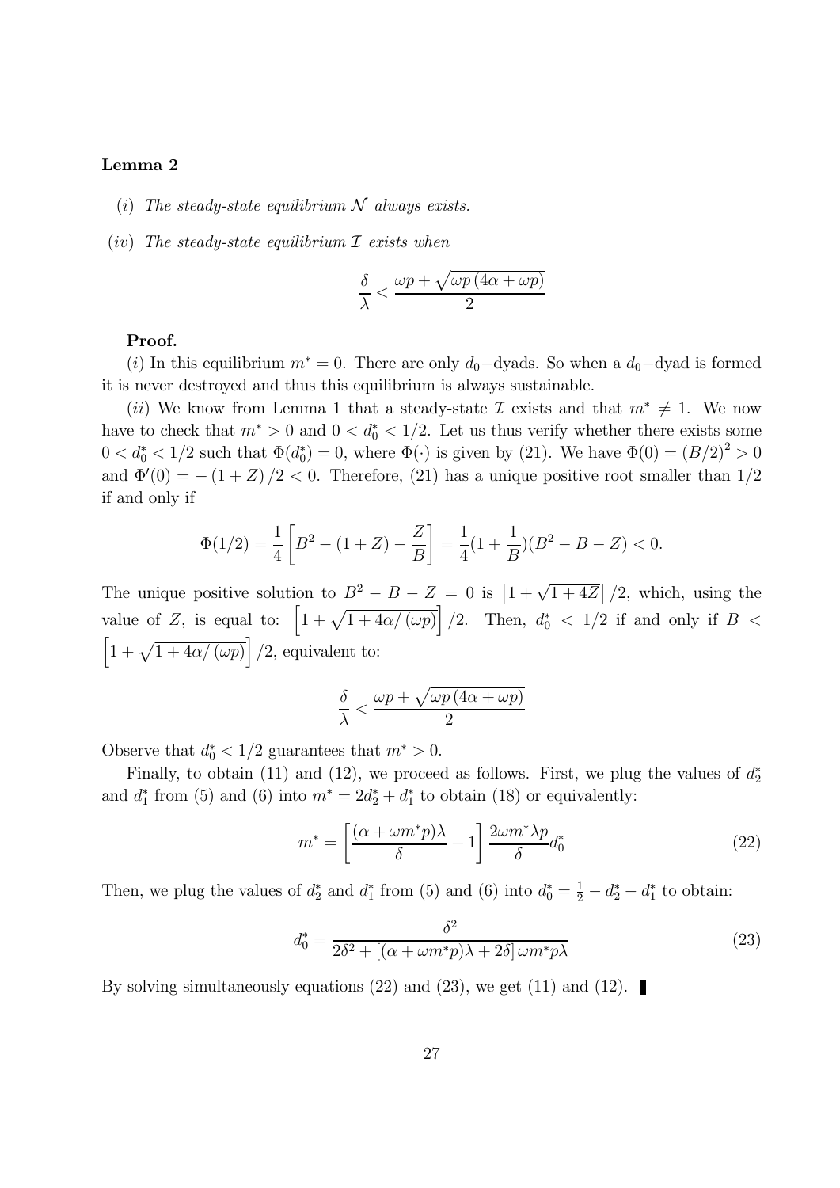**Lemma 2**

*(i) The steady-state equilibrium $\mathcal{N}$ always exists.*

*(iv) The steady-state equilibrium $\mathcal{I}$ exists when*

$$\frac{\delta}{\lambda} < \frac{\omega p + \sqrt{\omega p \left(4\alpha + \omega p\right)}}{2}$$

**Proof.**

$(i)$ In this equilibrium $m^* = 0$. There are only $d_0-$dyads. So when a $d_0-$dyad is formed it is never destroyed and thus this equilibrium is always sustainable.

$(ii)$ We know from Lemma 1 that a steady-state $\mathcal{I}$ exists and that $m^* \neq 1$. We now have to check that $m^* > 0$ and $0 < d_0^* < 1/2$. Let us thus verify whether there exists some $0 < d_0^* < 1/2$ such that $\Phi(d_0^*) = 0$, where $\Phi(\cdot)$ is given by (21). We have $\Phi(0) = (B/2)^2 > 0$ and $\Phi'(0) = -(1+Z)/2 < 0$. Therefore, (21) has a unique positive root smaller than $1/2$ if and only if

$$\Phi(1/2) = \frac{1}{4}\left[B^2 - (1+Z) - \frac{Z}{B}\right] = \frac{1}{4}(1+\frac{1}{B})(B^2 - B - Z) < 0.$$

The unique positive solution to $B^2 - B - Z = 0$ is $\left[1 + \sqrt{1+4Z}\right]/2$, which, using the value of $Z$, is equal to: $\left[1 + \sqrt{1 + 4\alpha/\left(\omega p\right)}\right]/2$. Then, $d_0^* < 1/2$ if and only if $B < \left[1 + \sqrt{1 + 4\alpha/\left(\omega p\right)}\right]/2$, equivalent to:

$$\frac{\delta}{\lambda} < \frac{\omega p + \sqrt{\omega p \left(4\alpha + \omega p\right)}}{2}$$

Observe that $d_0^* < 1/2$ guarantees that $m^* > 0$.

Finally, to obtain (11) and (12), we proceed as follows. First, we plug the values of $d_2^*$ and $d_1^*$ from (5) and (6) into $m^* = 2d_2^* + d_1^*$ to obtain (18) or equivalently:

$$m^* = \left[\frac{(\alpha + \omega m^* p)\lambda}{\delta} + 1\right]\frac{2\omega m^* \lambda p}{\delta} d_0^* \tag{22}$$

Then, we plug the values of $d_2^*$ and $d_1^*$ from (5) and (6) into $d_0^* = \frac{1}{2} - d_2^* - d_1^*$ to obtain:

$$d_0^* = \frac{\delta^2}{2\delta^2 + \left[(\alpha + \omega m^* p)\lambda + 2\delta\right]\omega m^* p \lambda} \tag{23}$$

By solving simultaneously equations (22) and (23), we get (11) and (12). ∎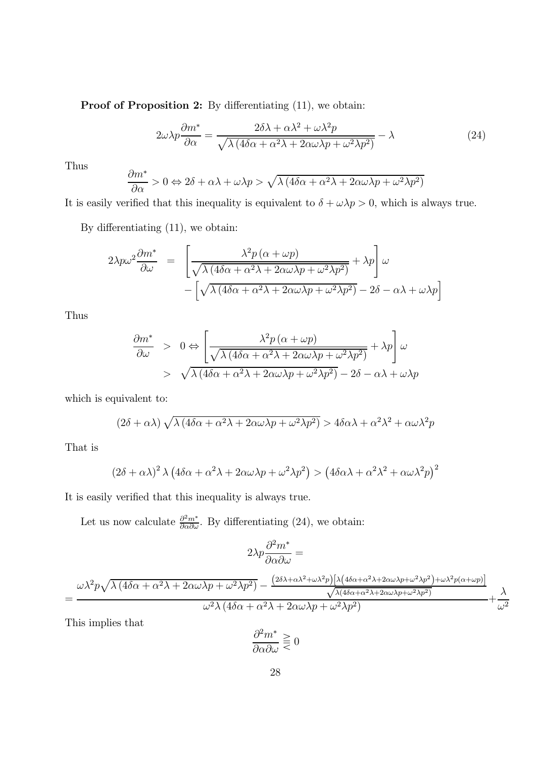**Proof of Proposition 2:** By differentiating (11), we obtain:

$$2\omega\lambda p\frac{\partial m^*}{\partial \alpha} = \frac{2\delta\lambda + \alpha\lambda^2 + \omega\lambda^2 p}{\sqrt{\lambda\left(4\delta\alpha + \alpha^2\lambda + 2\alpha\omega\lambda p + \omega^2\lambda p^2\right)}} - \lambda \tag{24}$$

Thus

$$\frac{\partial m^*}{\partial \alpha} > 0 \Leftrightarrow 2\delta + \alpha\lambda + \omega\lambda p > \sqrt{\lambda\left(4\delta\alpha + \alpha^2\lambda + 2\alpha\omega\lambda p + \omega^2\lambda p^2\right)}$$

It is easily verified that this inequality is equivalent to $\delta + \omega\lambda p > 0$, which is always true.

By differentiating (11), we obtain:

$$\begin{aligned}
2\lambda p\omega^2\frac{\partial m^*}{\partial \omega} &= \left[\frac{\lambda^2 p\left(\alpha + \omega p\right)}{\sqrt{\lambda\left(4\delta\alpha + \alpha^2\lambda + 2\alpha\omega\lambda p + \omega^2\lambda p^2\right)}} + \lambda p\right]\omega \\
&\quad - \left[\sqrt{\lambda\left(4\delta\alpha + \alpha^2\lambda + 2\alpha\omega\lambda p + \omega^2\lambda p^2\right)} - 2\delta - \alpha\lambda + \omega\lambda p\right]
\end{aligned}$$

Thus

$$\begin{aligned}
\frac{\partial m^*}{\partial \omega} &> 0 \Leftrightarrow \left[\frac{\lambda^2 p\left(\alpha + \omega p\right)}{\sqrt{\lambda\left(4\delta\alpha + \alpha^2\lambda + 2\alpha\omega\lambda p + \omega^2\lambda p^2\right)}} + \lambda p\right]\omega \\
&> \sqrt{\lambda\left(4\delta\alpha + \alpha^2\lambda + 2\alpha\omega\lambda p + \omega^2\lambda p^2\right)} - 2\delta - \alpha\lambda + \omega\lambda p
\end{aligned}$$

which is equivalent to:

$$\left(2\delta + \alpha\lambda\right)\sqrt{\lambda\left(4\delta\alpha + \alpha^2\lambda + 2\alpha\omega\lambda p + \omega^2\lambda p^2\right)} > 4\delta\alpha\lambda + \alpha^2\lambda^2 + \alpha\omega\lambda^2 p$$

That is

$$\left(2\delta + \alpha\lambda\right)^2\lambda\left(4\delta\alpha + \alpha^2\lambda + 2\alpha\omega\lambda p + \omega^2\lambda p^2\right) > \left(4\delta\alpha\lambda + \alpha^2\lambda^2 + \alpha\omega\lambda^2 p\right)^2$$

It is easily verified that this inequality is always true.

Let us now calculate $\frac{\partial^2 m^*}{\partial\alpha\partial\omega}$. By differentiating (24), we obtain:

$$2\lambda p\frac{\partial^2 m^*}{\partial\alpha\partial\omega} =$$

$$= \frac{\omega\lambda^2 p\sqrt{\lambda\left(4\delta\alpha + \alpha^2\lambda + 2\alpha\omega\lambda p + \omega^2\lambda p^2\right)} - \frac{\left(2\delta\lambda + \alpha\lambda^2 + \omega\lambda^2 p\right)\left[\lambda\left(4\delta\alpha + \alpha^2\lambda + 2\alpha\omega\lambda p + \omega^2\lambda p^2\right) + \omega\lambda^2 p\left(\alpha + \omega p\right)\right]}{\sqrt{\lambda\left(4\delta\alpha + \alpha^2\lambda + 2\alpha\omega\lambda p + \omega^2\lambda p^2\right)}}}{\omega^2\lambda\left(4\delta\alpha + \alpha^2\lambda + 2\alpha\omega\lambda p + \omega^2\lambda p^2\right)} + \frac{\lambda}{\omega^2}$$

This implies that

$$\frac{\partial^2 m^*}{\partial\alpha\partial\omega} \gtreqless 0$$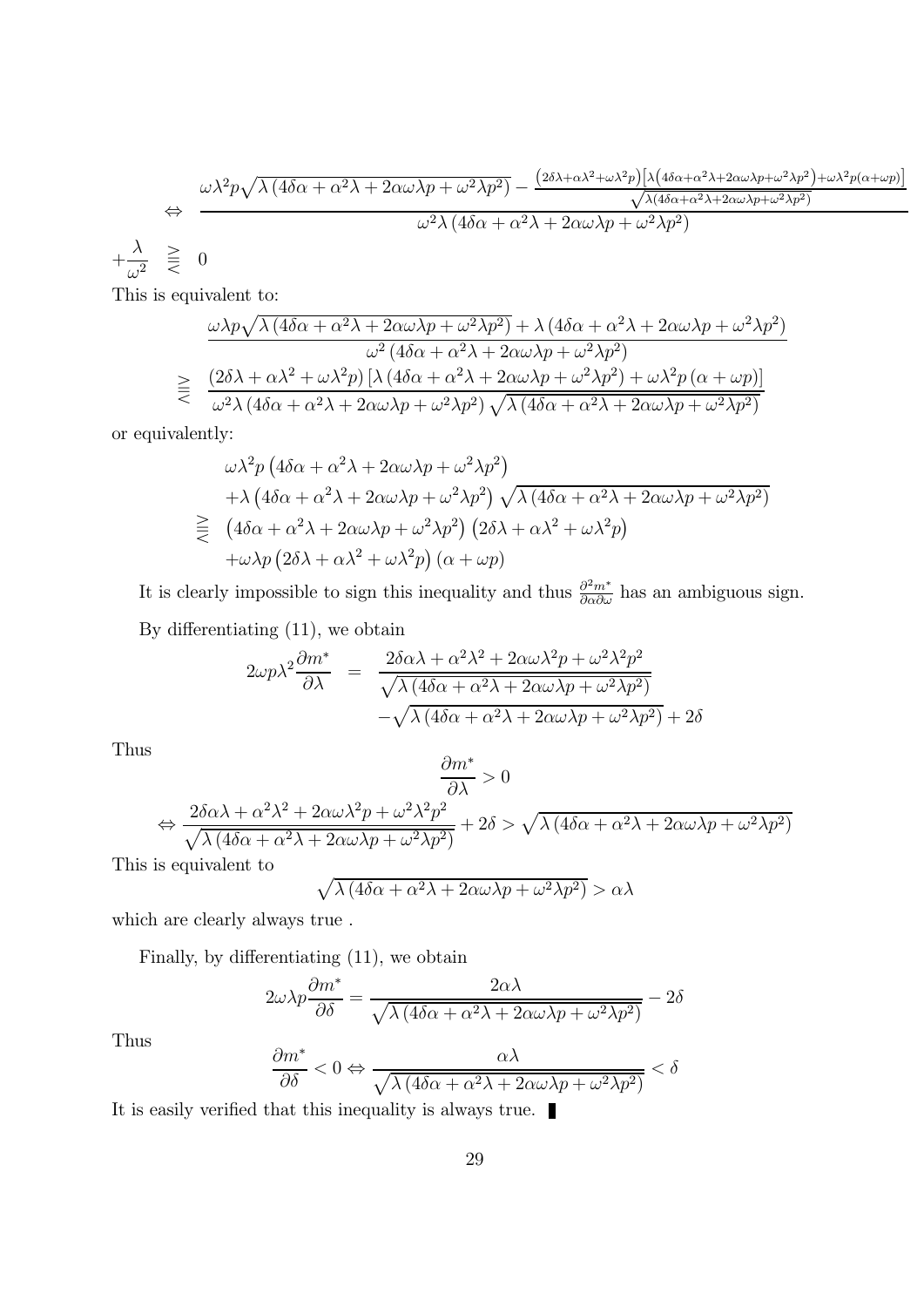$$
\Leftrightarrow \quad \frac{\omega\lambda^2 p\sqrt{\lambda\left(4\delta\alpha+\alpha^2\lambda+2\alpha\omega\lambda p+\omega^2\lambda p^2\right)} - \frac{\left(2\delta\lambda+\alpha\lambda^2+\omega\lambda^2 p\right)\left[\lambda\left(4\delta\alpha+\alpha^2\lambda+2\alpha\omega\lambda p+\omega^2\lambda p^2\right)+\omega\lambda^2 p(\alpha+\omega p)\right]}{\sqrt{\lambda\left(4\delta\alpha+\alpha^2\lambda+2\alpha\omega\lambda p+\omega^2\lambda p^2\right)}}}{\omega^2\lambda\left(4\delta\alpha+\alpha^2\lambda+2\alpha\omega\lambda p+\omega^2\lambda p^2\right)}
$$

$$
+\frac{\lambda}{\omega^2} \quad \gtreqless \quad 0
$$

This is equivalent to:

$$
\frac{\omega\lambda p\sqrt{\lambda\left(4\delta\alpha+\alpha^2\lambda+2\alpha\omega\lambda p+\omega^2\lambda p^2\right)}+\lambda\left(4\delta\alpha+\alpha^2\lambda+2\alpha\omega\lambda p+\omega^2\lambda p^2\right)}{\omega^2\left(4\delta\alpha+\alpha^2\lambda+2\alpha\omega\lambda p+\omega^2\lambda p^2\right)}
$$

$$
\gtreqless \quad \frac{\left(2\delta\lambda+\alpha\lambda^2+\omega\lambda^2 p\right)\left[\lambda\left(4\delta\alpha+\alpha^2\lambda+2\alpha\omega\lambda p+\omega^2\lambda p^2\right)+\omega\lambda^2 p\left(\alpha+\omega p\right)\right]}{\omega^2\lambda\left(4\delta\alpha+\alpha^2\lambda+2\alpha\omega\lambda p+\omega^2\lambda p^2\right)\sqrt{\lambda\left(4\delta\alpha+\alpha^2\lambda+2\alpha\omega\lambda p+\omega^2\lambda p^2\right)}}
$$

or equivalently:

$$
\begin{aligned}
&\omega\lambda^2 p\left(4\delta\alpha+\alpha^2\lambda+2\alpha\omega\lambda p+\omega^2\lambda p^2\right) \\
&+\lambda\left(4\delta\alpha+\alpha^2\lambda+2\alpha\omega\lambda p+\omega^2\lambda p^2\right)\sqrt{\lambda\left(4\delta\alpha+\alpha^2\lambda+2\alpha\omega\lambda p+\omega^2\lambda p^2\right)} \\
\gtreqless\;&\left(4\delta\alpha+\alpha^2\lambda+2\alpha\omega\lambda p+\omega^2\lambda p^2\right)\left(2\delta\lambda+\alpha\lambda^2+\omega\lambda^2 p\right) \\
&+\omega\lambda p\left(2\delta\lambda+\alpha\lambda^2+\omega\lambda^2 p\right)\left(\alpha+\omega p\right)
\end{aligned}
$$

It is clearly impossible to sign this inequality and thus $\frac{\partial^2 m^*}{\partial\alpha\partial\omega}$ has an ambiguous sign.

By differentiating (11), we obtain

$$
\begin{aligned}
2\omega p\lambda^2\frac{\partial m^*}{\partial\lambda} \;=\;& \frac{2\delta\alpha\lambda+\alpha^2\lambda^2+2\alpha\omega\lambda^2 p+\omega^2\lambda^2 p^2}{\sqrt{\lambda\left(4\delta\alpha+\alpha^2\lambda+2\alpha\omega\lambda p+\omega^2\lambda p^2\right)}} \\
&-\sqrt{\lambda\left(4\delta\alpha+\alpha^2\lambda+2\alpha\omega\lambda p+\omega^2\lambda p^2\right)}+2\delta
\end{aligned}
$$

Thus

$$
\frac{\partial m^*}{\partial\lambda}>0
$$

$$
\Leftrightarrow \frac{2\delta\alpha\lambda+\alpha^2\lambda^2+2\alpha\omega\lambda^2 p+\omega^2\lambda^2 p^2}{\sqrt{\lambda\left(4\delta\alpha+\alpha^2\lambda+2\alpha\omega\lambda p+\omega^2\lambda p^2\right)}}+2\delta>\sqrt{\lambda\left(4\delta\alpha+\alpha^2\lambda+2\alpha\omega\lambda p+\omega^2\lambda p^2\right)}
$$

This is equivalent to

$$
\sqrt{\lambda\left(4\delta\alpha+\alpha^2\lambda+2\alpha\omega\lambda p+\omega^2\lambda p^2\right)}>\alpha\lambda
$$

which are clearly always true .

Finally, by differentiating (11), we obtain

$$
2\omega\lambda p\frac{\partial m^*}{\partial\delta}=\frac{2\alpha\lambda}{\sqrt{\lambda\left(4\delta\alpha+\alpha^2\lambda+2\alpha\omega\lambda p+\omega^2\lambda p^2\right)}}-2\delta
$$

Thus

$$
\frac{\partial m^*}{\partial\delta}<0\Leftrightarrow\frac{\alpha\lambda}{\sqrt{\lambda\left(4\delta\alpha+\alpha^2\lambda+2\alpha\omega\lambda p+\omega^2\lambda p^2\right)}}<\delta
$$

It is easily verified that this inequality is always true. ∎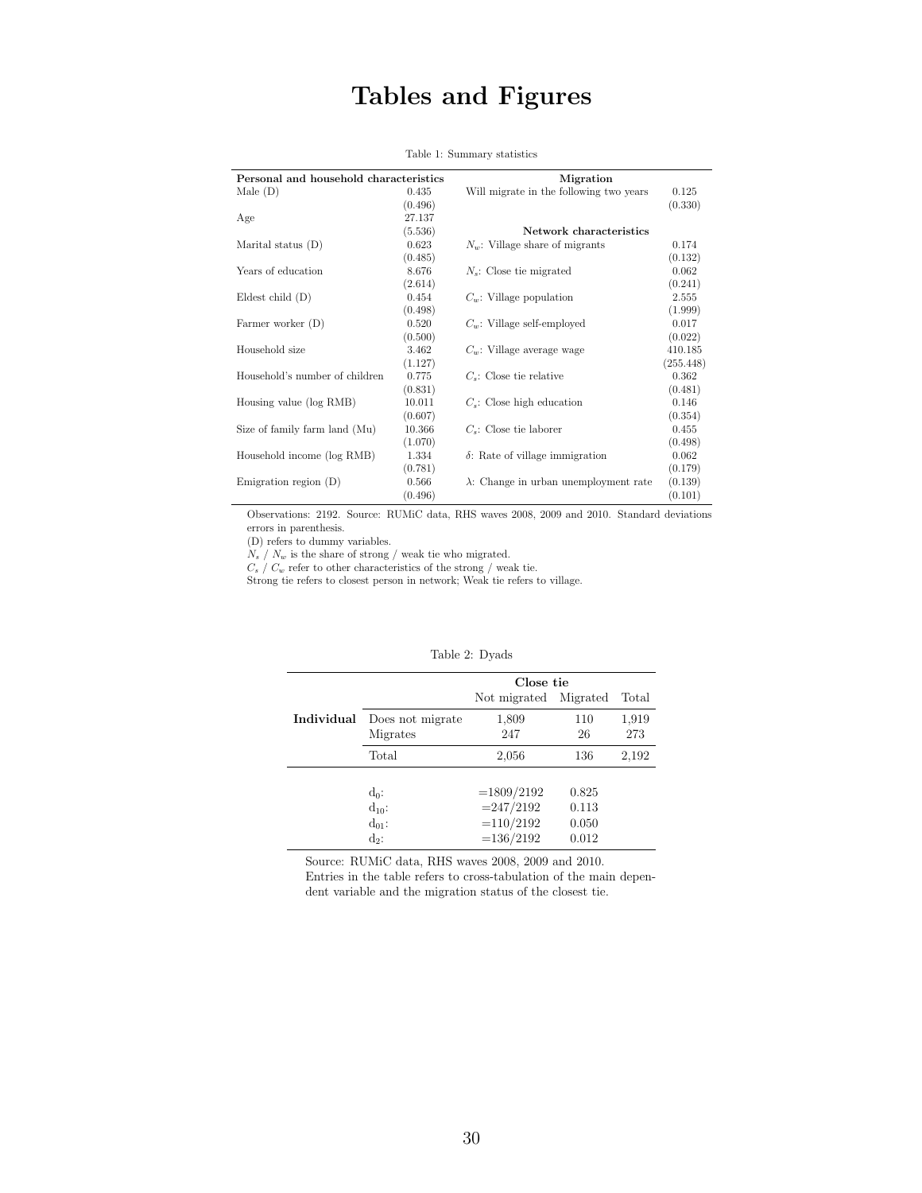# Tables and Figures

Table 1: Summary statistics

| Personal and household characteristics | | Migration | |
|---|---|---|---|
| Male (D) | 0.435 | Will migrate in the following two years | 0.125 |
| | (0.496) | | (0.330) |
| Age | 27.137 | | |
| | (5.536) | **Network characteristics** | |
| Marital status (D) | 0.623 | $N_w$: Village share of migrants | 0.174 |
| | (0.485) | | (0.132) |
| Years of education | 8.676 | $N_s$: Close tie migrated | 0.062 |
| | (2.614) | | (0.241) |
| Eldest child (D) | 0.454 | $C_w$: Village population | 2.555 |
| | (0.498) | | (1.999) |
| Farmer worker (D) | 0.520 | $C_w$: Village self-employed | 0.017 |
| | (0.500) | | (0.022) |
| Household size | 3.462 | $C_w$: Village average wage | 410.185 |
| | (1.127) | | (255.448) |
| Household's number of children | 0.775 | $C_s$: Close tie relative | 0.362 |
| | (0.831) | | (0.481) |
| Housing value (log RMB) | 10.011 | $C_s$: Close high education | 0.146 |
| | (0.607) | | (0.354) |
| Size of family farm land (Mu) | 10.366 | $C_s$: Close tie laborer | 0.455 |
| | (1.070) | | (0.498) |
| Household income (log RMB) | 1.334 | $\delta$: Rate of village immigration | 0.062 |
| | (0.781) | | (0.179) |
| Emigration region (D) | 0.566 | $\lambda$: Change in urban unemployment rate | (0.139) |
| | (0.496) | | (0.101) |

Observations: 2192. Source: RUMiC data, RHS waves 2008, 2009 and 2010. Standard deviations errors in parenthesis.
(D) refers to dummy variables.
$N_s$ / $N_w$ is the share of strong / weak tie who migrated.
$C_s$ / $C_w$ refer to other characteristics of the strong / weak tie.
Strong tie refers to closest person in network; Weak tie refers to village.

Table 2: Dyads

| | | Close tie | | |
|---|---|---|---|---|
| | | Not migrated | Migrated | Total |
| **Individual** | Does not migrate | 1,809 | 110 | 1,919 |
| | Migrates | 247 | 26 | 273 |
| | Total | 2,056 | 136 | 2,192 |
| | $d_0$: | =1809/2192 | 0.825 | |
| | $d_{10}$: | =247/2192 | 0.113 | |
| | $d_{01}$: | =110/2192 | 0.050 | |
| | $d_2$: | =136/2192 | 0.012 | |

Source: RUMiC data, RHS waves 2008, 2009 and 2010.
Entries in the table refers to cross-tabulation of the main dependent variable and the migration status of the closest tie.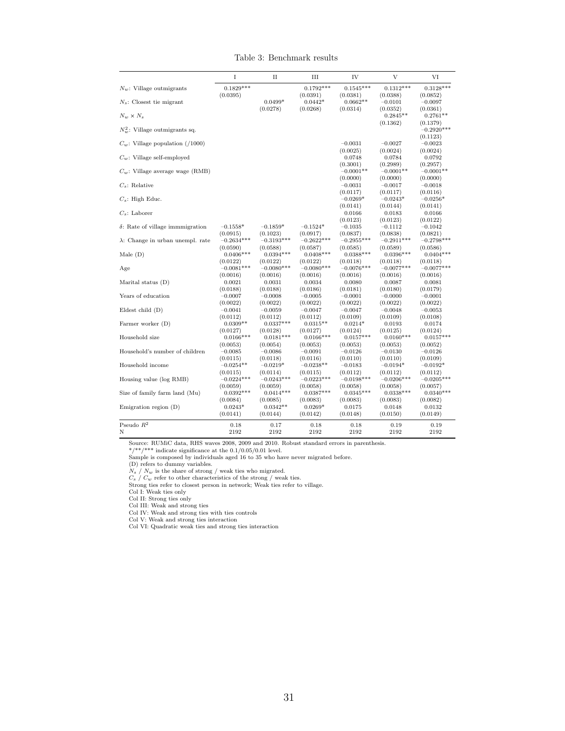Table 3: Benchmark results

| | I | II | III | IV | V | VI |
|---|---|---|---|---|---|---|
| $N_w$: Village outmigrants | 0.1829*** | | 0.1792*** | 0.1545*** | 0.1312*** | 0.3128*** |
| | (0.0395) | | (0.0391) | (0.0381) | (0.0388) | (0.0852) |
| $N_s$: Closest tie migrant | | 0.0499* | 0.0442* | 0.0662** | −0.0101 | −0.0097 |
| | | (0.0278) | (0.0268) | (0.0314) | (0.0352) | (0.0361) |
| $N_w \times N_s$ | | | | | 0.2845** | 0.2761** |
| | | | | | (0.1362) | (0.1379) |
| $N_w^2$: Village outmigrants sq. | | | | | | −0.2920*** |
| | | | | | | (0.1123) |
| $C_w$: Village population (/1000) | | | | −0.0031 | −0.0027 | −0.0023 |
| | | | | (0.0025) | (0.0024) | (0.0024) |
| $C_w$: Village self-employed | | | | 0.0748 | 0.0784 | 0.0792 |
| | | | | (0.3001) | (0.2989) | (0.2957) |
| $C_w$: Village average wage (RMB) | | | | −0.0001** | −0.0001** | −0.0001** |
| | | | | (0.0000) | (0.0000) | (0.0000) |
| $C_s$: Relative | | | | −0.0031 | −0.0017 | −0.0018 |
| | | | | (0.0117) | (0.0117) | (0.0116) |
| $C_s$: High Educ. | | | | −0.0269* | −0.0243* | −0.0256* |
| | | | | (0.0141) | (0.0144) | (0.0141) |
| $C_s$: Laborer | | | | 0.0166 | 0.0183 | 0.0166 |
| | | | | (0.0123) | (0.0123) | (0.0122) |
| $\delta$: Rate of village immmigration | −0.1558* | −0.1859* | −0.1524* | −0.1035 | −0.1112 | −0.1042 |
| | (0.0915) | (0.1023) | (0.0917) | (0.0837) | (0.0838) | (0.0821) |
| $\lambda$: Change in urban unempl. rate | −0.2634*** | −0.3193*** | −0.2622*** | −0.2955*** | −0.2911*** | −0.2798*** |
| | (0.0590) | (0.0588) | (0.0587) | (0.0585) | (0.0589) | (0.0586) |
| Male (D) | 0.0406*** | 0.0394*** | 0.0408*** | 0.0388*** | 0.0396*** | 0.0404*** |
| | (0.0122) | (0.0122) | (0.0122) | (0.0118) | (0.0118) | (0.0118) |
| Age | −0.0081*** | −0.0080*** | −0.0080*** | −0.0076*** | −0.0077*** | −0.0077*** |
| | (0.0016) | (0.0016) | (0.0016) | (0.0016) | (0.0016) | (0.0016) |
| Marital status (D) | 0.0021 | 0.0031 | 0.0034 | 0.0080 | 0.0087 | 0.0081 |
| | (0.0188) | (0.0188) | (0.0186) | (0.0181) | (0.0180) | (0.0179) |
| Years of education | −0.0007 | −0.0008 | −0.0005 | −0.0001 | −0.0000 | −0.0001 |
| | (0.0022) | (0.0022) | (0.0022) | (0.0022) | (0.0022) | (0.0022) |
| Eldest child (D) | −0.0041 | −0.0059 | −0.0047 | −0.0047 | −0.0048 | −0.0053 |
| | (0.0112) | (0.0112) | (0.0112) | (0.0109) | (0.0109) | (0.0108) |
| Farmer worker (D) | 0.0309** | 0.0337*** | 0.0315** | 0.0214* | 0.0193 | 0.0174 |
| | (0.0127) | (0.0128) | (0.0127) | (0.0124) | (0.0125) | (0.0124) |
| Household size | 0.0166*** | 0.0181*** | 0.0166*** | 0.0157*** | 0.0160*** | 0.0157*** |
| | (0.0053) | (0.0054) | (0.0053) | (0.0053) | (0.0053) | (0.0052) |
| Household's number of children | −0.0085 | −0.0086 | −0.0091 | −0.0126 | −0.0130 | −0.0126 |
| | (0.0115) | (0.0118) | (0.0116) | (0.0110) | (0.0110) | (0.0109) |
| Household income | −0.0254** | −0.0219* | −0.0238** | −0.0183 | −0.0194* | −0.0192* |
| | (0.0115) | (0.0114) | (0.0115) | (0.0112) | (0.0112) | (0.0112) |
| Housing value (log RMB) | −0.0224*** | −0.0243*** | −0.0223*** | −0.0198*** | −0.0206*** | −0.0205*** |
| | (0.0059) | (0.0059) | (0.0058) | (0.0058) | (0.0058) | (0.0057) |
| Size of family farm land (Mu) | 0.0392*** | 0.0414*** | 0.0387*** | 0.0345*** | 0.0338*** | 0.0340*** |
| | (0.0084) | (0.0085) | (0.0083) | (0.0083) | (0.0083) | (0.0082) |
| Emigration region (D) | 0.0243* | 0.0342** | 0.0269* | 0.0175 | 0.0148 | 0.0132 |
| | (0.0141) | (0.0144) | (0.0142) | (0.0148) | (0.0150) | (0.0149) |
| Pseudo $R^2$ | 0.18 | 0.17 | 0.18 | 0.18 | 0.19 | 0.19 |
| N | 2192 | 2192 | 2192 | 2192 | 2192 | 2192 |

Source: RUMiC data, RHS waves 2008, 2009 and 2010. Robust standard errors in parenthesis.
*/**/*** indicate significance at the 0.1/0.05/0.01 level.
Sample is composed by individuals aged 16 to 35 who have never migrated before.
(D) refers to dummy variables.
$N_s$ / $N_w$ is the share of strong / weak ties who migrated.
$C_s$ / $C_w$ refer to other characteristics of the strong / weak ties.
Strong ties refer to closest person in network; Weak ties refer to village.
Col I: Weak ties only
Col II: Strong ties only
Col III: Weak and strong ties
Col IV: Weak and strong ties with ties controls
Col V: Weak and strong ties interaction
Col VI: Quadratic weak ties and strong ties interaction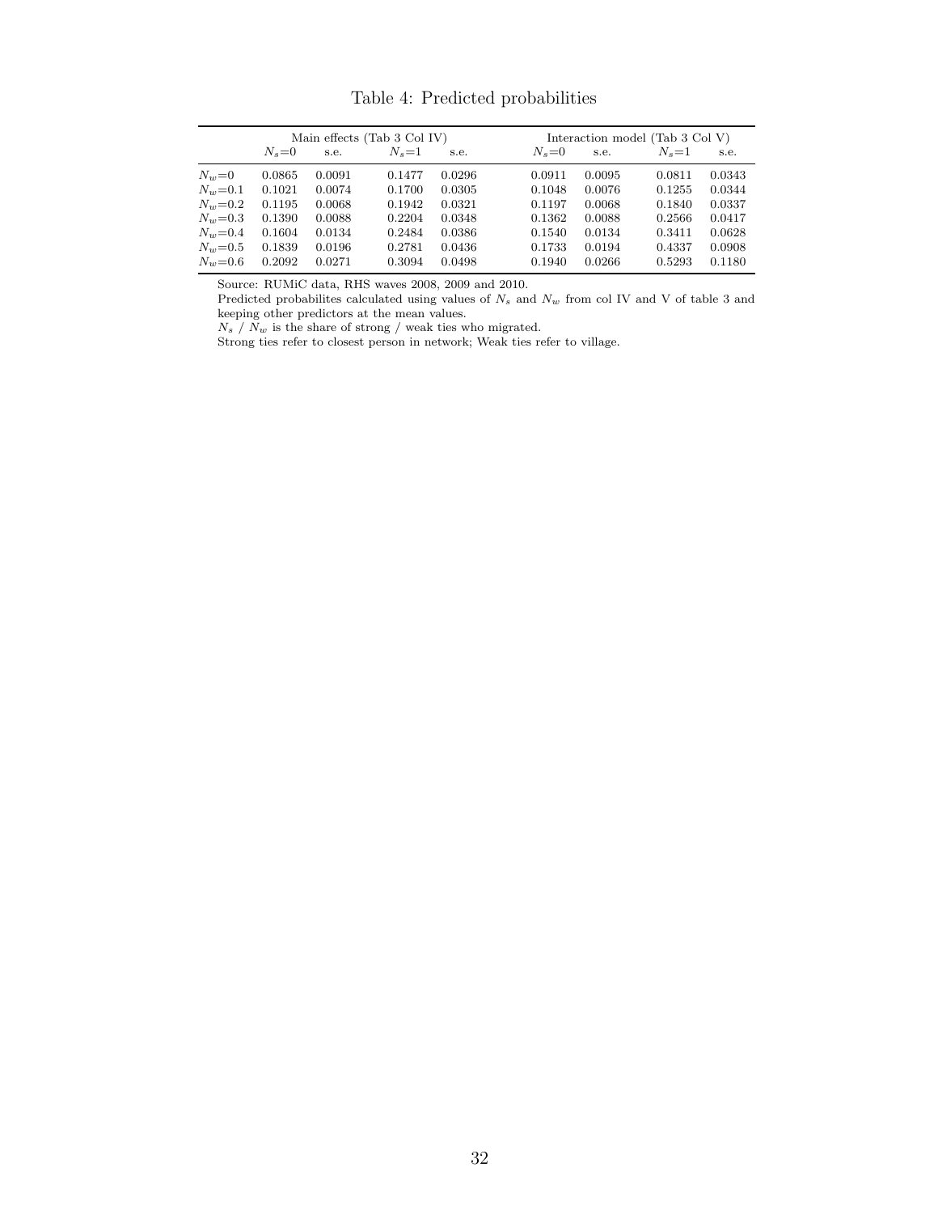Table 4: Predicted probabilities

| | Main effects (Tab 3 Col IV) | | | | Interaction model (Tab 3 Col V) | | | |
|---|---|---|---|---|---|---|---|---|
| | $N_s$=0 | s.e. | $N_s$=1 | s.e. | $N_s$=0 | s.e. | $N_s$=1 | s.e. |
| $N_w$=0 | 0.0865 | 0.0091 | 0.1477 | 0.0296 | 0.0911 | 0.0095 | 0.0811 | 0.0343 |
| $N_w$=0.1 | 0.1021 | 0.0074 | 0.1700 | 0.0305 | 0.1048 | 0.0076 | 0.1255 | 0.0344 |
| $N_w$=0.2 | 0.1195 | 0.0068 | 0.1942 | 0.0321 | 0.1197 | 0.0068 | 0.1840 | 0.0337 |
| $N_w$=0.3 | 0.1390 | 0.0088 | 0.2204 | 0.0348 | 0.1362 | 0.0088 | 0.2566 | 0.0417 |
| $N_w$=0.4 | 0.1604 | 0.0134 | 0.2484 | 0.0386 | 0.1540 | 0.0134 | 0.3411 | 0.0628 |
| $N_w$=0.5 | 0.1839 | 0.0196 | 0.2781 | 0.0436 | 0.1733 | 0.0194 | 0.4337 | 0.0908 |
| $N_w$=0.6 | 0.2092 | 0.0271 | 0.3094 | 0.0498 | 0.1940 | 0.0266 | 0.5293 | 0.1180 |

Source: RUMiC data, RHS waves 2008, 2009 and 2010.
Predicted probabilites calculated using values of $N_s$ and $N_w$ from col IV and V of table 3 and keeping other predictors at the mean values.
$N_s$ / $N_w$ is the share of strong / weak ties who migrated.
Strong ties refer to closest person in network; Weak ties refer to village.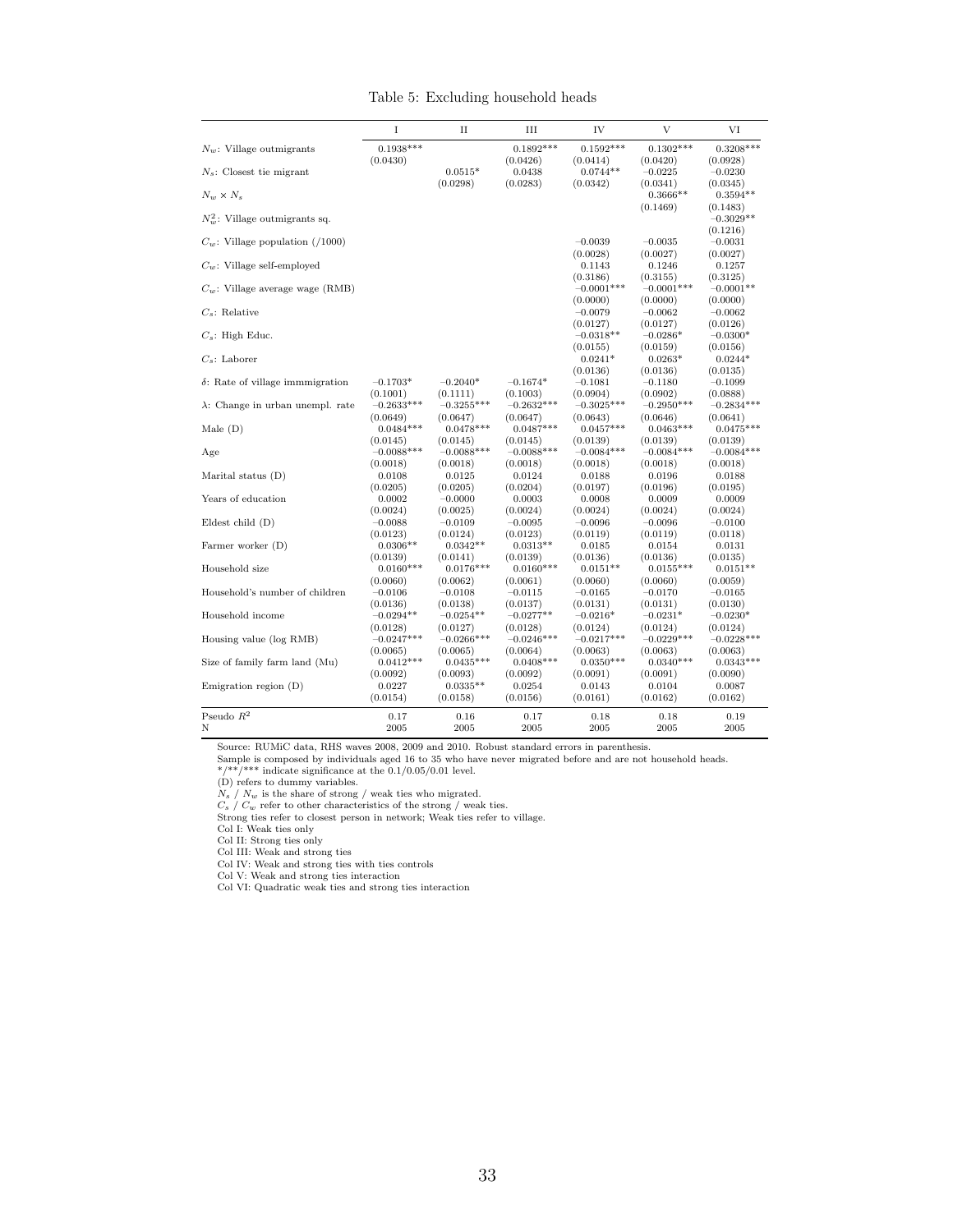Table 5: Excluding household heads

| | I | II | III | IV | V | VI |
|---|---|---|---|---|---|---|
| $N_w$: Village outmigrants | 0.1938*** | | 0.1892*** | 0.1592*** | 0.1302*** | 0.3208*** |
| | (0.0430) | | (0.0426) | (0.0414) | (0.0420) | (0.0928) |
| $N_s$: Closest tie migrant | | 0.0515* | 0.0438 | 0.0744** | −0.0225 | −0.0230 |
| | | (0.0298) | (0.0283) | (0.0342) | (0.0341) | (0.0345) |
| $N_w \times N_s$ | | | | | 0.3666** | 0.3594** |
| | | | | | (0.1469) | (0.1483) |
| $N_w^2$: Village outmigrants sq. | | | | | | −0.3029** |
| | | | | | | (0.1216) |
| $C_w$: Village population (/1000) | | | | −0.0039 | −0.0035 | −0.0031 |
| | | | | (0.0028) | (0.0027) | (0.0027) |
| $C_w$: Village self-employed | | | | 0.1143 | 0.1246 | 0.1257 |
| | | | | (0.3186) | (0.3155) | (0.3125) |
| $C_w$: Village average wage (RMB) | | | | −0.0001*** | −0.0001*** | −0.0001** |
| | | | | (0.0000) | (0.0000) | (0.0000) |
| $C_s$: Relative | | | | −0.0079 | −0.0062 | −0.0062 |
| | | | | (0.0127) | (0.0127) | (0.0126) |
| $C_s$: High Educ. | | | | −0.0318** | −0.0286* | −0.0300* |
| | | | | (0.0155) | (0.0159) | (0.0156) |
| $C_s$: Laborer | | | | 0.0241* | 0.0263* | 0.0244* |
| | | | | (0.0136) | (0.0136) | (0.0135) |
| $\delta$: Rate of village immmigration | −0.1703* | −0.2040* | −0.1674* | −0.1081 | −0.1180 | −0.1099 |
| | (0.1001) | (0.1111) | (0.1003) | (0.0904) | (0.0902) | (0.0888) |
| $\lambda$: Change in urban unempl. rate | −0.2633*** | −0.3255*** | −0.2632*** | −0.3025*** | −0.2950*** | −0.2834*** |
| | (0.0649) | (0.0647) | (0.0647) | (0.0643) | (0.0646) | (0.0641) |
| Male (D) | 0.0484*** | 0.0478*** | 0.0487*** | 0.0457*** | 0.0463*** | 0.0475*** |
| | (0.0145) | (0.0145) | (0.0145) | (0.0139) | (0.0139) | (0.0139) |
| Age | −0.0088*** | −0.0088*** | −0.0088*** | −0.0084*** | −0.0084*** | −0.0084*** |
| | (0.0018) | (0.0018) | (0.0018) | (0.0018) | (0.0018) | (0.0018) |
| Marital status (D) | 0.0108 | 0.0125 | 0.0124 | 0.0188 | 0.0196 | 0.0188 |
| | (0.0205) | (0.0205) | (0.0204) | (0.0197) | (0.0196) | (0.0195) |
| Years of education | 0.0002 | −0.0000 | 0.0003 | 0.0008 | 0.0009 | 0.0009 |
| | (0.0024) | (0.0025) | (0.0024) | (0.0024) | (0.0024) | (0.0024) |
| Eldest child (D) | −0.0088 | −0.0109 | −0.0095 | −0.0096 | −0.0096 | −0.0100 |
| | (0.0123) | (0.0124) | (0.0123) | (0.0119) | (0.0119) | (0.0118) |
| Farmer worker (D) | 0.0306** | 0.0342** | 0.0313** | 0.0185 | 0.0154 | 0.0131 |
| | (0.0139) | (0.0141) | (0.0139) | (0.0136) | (0.0136) | (0.0135) |
| Household size | 0.0160*** | 0.0176*** | 0.0160*** | 0.0151** | 0.0155*** | 0.0151** |
| | (0.0060) | (0.0062) | (0.0061) | (0.0060) | (0.0060) | (0.0059) |
| Household's number of children | −0.0106 | −0.0108 | −0.0115 | −0.0165 | −0.0170 | −0.0165 |
| | (0.0136) | (0.0138) | (0.0137) | (0.0131) | (0.0131) | (0.0130) |
| Household income | −0.0294** | −0.0254** | −0.0277** | −0.0216* | −0.0231* | −0.0230* |
| | (0.0128) | (0.0127) | (0.0128) | (0.0124) | (0.0124) | (0.0124) |
| Housing value (log RMB) | −0.0247*** | −0.0266*** | −0.0246*** | −0.0217*** | −0.0229*** | −0.0228*** |
| | (0.0065) | (0.0065) | (0.0064) | (0.0063) | (0.0063) | (0.0063) |
| Size of family farm land (Mu) | 0.0412*** | 0.0435*** | 0.0408*** | 0.0350*** | 0.0340*** | 0.0343*** |
| | (0.0092) | (0.0093) | (0.0092) | (0.0091) | (0.0091) | (0.0090) |
| Emigration region (D) | 0.0227 | 0.0335** | 0.0254 | 0.0143 | 0.0104 | 0.0087 |
| | (0.0154) | (0.0158) | (0.0156) | (0.0161) | (0.0162) | (0.0162) |
| Pseudo $R^2$ | 0.17 | 0.16 | 0.17 | 0.18 | 0.18 | 0.19 |
| N | 2005 | 2005 | 2005 | 2005 | 2005 | 2005 |

Source: RUMiC data, RHS waves 2008, 2009 and 2010. Robust standard errors in parenthesis.
Sample is composed by individuals aged 16 to 35 who have never migrated before and are not household heads.
*/**/*** indicate significance at the 0.1/0.05/0.01 level.
(D) refers to dummy variables.
$N_s$ / $N_w$ is the share of strong / weak ties who migrated.
$C_s$ / $C_w$ refer to other characteristics of the strong / weak ties.
Strong ties refer to closest person in network; Weak ties refer to village.
Col I: Weak ties only
Col II: Strong ties only
Col III: Weak and strong ties
Col IV: Weak and strong ties with ties controls
Col V: Weak and strong ties interaction
Col VI: Quadratic weak ties and strong ties interaction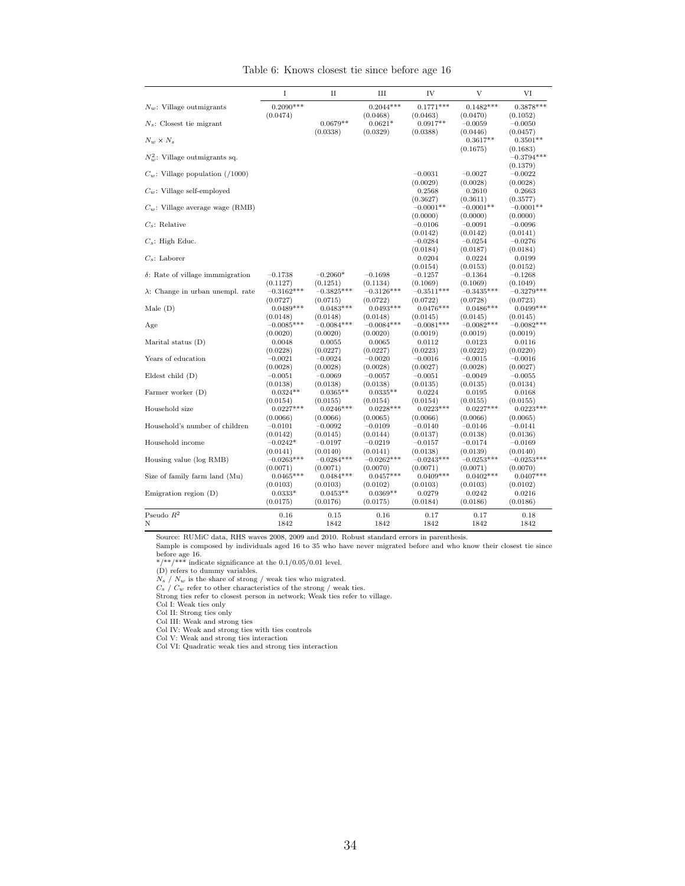Table 6: Knows closest tie since before age 16

| | I | II | III | IV | V | VI |
|---|---|---|---|---|---|---|
| $N_w$: Village outmigrants | 0.2090*** | | 0.2044*** | 0.1771*** | 0.1482*** | 0.3878*** |
| | (0.0474) | | (0.0468) | (0.0463) | (0.0470) | (0.1052) |
| $N_s$: Closest tie migrant | | 0.0679** | 0.0621* | 0.0917** | −0.0059 | −0.0050 |
| | | (0.0338) | (0.0329) | (0.0388) | (0.0446) | (0.0457) |
| $N_w \times N_s$ | | | | | 0.3617** | 0.3501** |
| | | | | | (0.1675) | (0.1683) |
| $N_w^2$: Village outmigrants sq. | | | | | | −0.3794*** |
| | | | | | | (0.1379) |
| $C_w$: Village population (/1000) | | | | −0.0031 | −0.0027 | −0.0022 |
| | | | | (0.0029) | (0.0028) | (0.0028) |
| $C_w$: Village self-employed | | | | 0.2568 | 0.2610 | 0.2663 |
| | | | | (0.3627) | (0.3611) | (0.3577) |
| $C_w$: Village average wage (RMB) | | | | −0.0001** | −0.0001** | −0.0001** |
| | | | | (0.0000) | (0.0000) | (0.0000) |
| $C_s$: Relative | | | | −0.0106 | −0.0091 | −0.0096 |
| | | | | (0.0142) | (0.0142) | (0.0141) |
| $C_s$: High Educ. | | | | −0.0284 | −0.0254 | −0.0276 |
| | | | | (0.0184) | (0.0187) | (0.0184) |
| $C_s$: Laborer | | | | 0.0204 | 0.0224 | 0.0199 |
| | | | | (0.0154) | (0.0153) | (0.0152) |
| $\delta$: Rate of village immmigration | −0.1738 | −0.2060* | −0.1698 | −0.1257 | −0.1364 | −0.1268 |
| | (0.1127) | (0.1251) | (0.1134) | (0.1069) | (0.1069) | (0.1049) |
| $\lambda$: Change in urban unempl. rate | −0.3162*** | −0.3825*** | −0.3126*** | −0.3511*** | −0.3435*** | −0.3279*** |
| | (0.0727) | (0.0715) | (0.0722) | (0.0722) | (0.0728) | (0.0723) |
| Male (D) | 0.0489*** | 0.0483*** | 0.0493*** | 0.0476*** | 0.0486*** | 0.0499*** |
| | (0.0148) | (0.0148) | (0.0148) | (0.0145) | (0.0145) | (0.0145) |
| Age | −0.0085*** | −0.0084*** | −0.0084*** | −0.0081*** | −0.0082*** | −0.0082*** |
| | (0.0020) | (0.0020) | (0.0020) | (0.0019) | (0.0019) | (0.0019) |
| Marital status (D) | 0.0048 | 0.0055 | 0.0065 | 0.0112 | 0.0123 | 0.0116 |
| | (0.0228) | (0.0227) | (0.0227) | (0.0223) | (0.0222) | (0.0220) |
| Years of education | −0.0021 | −0.0024 | −0.0020 | −0.0016 | −0.0015 | −0.0016 |
| | (0.0028) | (0.0028) | (0.0028) | (0.0027) | (0.0028) | (0.0027) |
| Eldest child (D) | −0.0051 | −0.0069 | −0.0057 | −0.0051 | −0.0049 | −0.0055 |
| | (0.0138) | (0.0138) | (0.0138) | (0.0135) | (0.0135) | (0.0134) |
| Farmer worker (D) | 0.0324** | 0.0365** | 0.0335** | 0.0224 | 0.0195 | 0.0168 |
| | (0.0154) | (0.0155) | (0.0154) | (0.0154) | (0.0155) | (0.0155) |
| Household size | 0.0227*** | 0.0246*** | 0.0228*** | 0.0223*** | 0.0227*** | 0.0223*** |
| | (0.0066) | (0.0066) | (0.0065) | (0.0066) | (0.0066) | (0.0065) |
| Household's number of children | −0.0101 | −0.0092 | −0.0109 | −0.0140 | −0.0146 | −0.0141 |
| | (0.0142) | (0.0145) | (0.0144) | (0.0137) | (0.0138) | (0.0136) |
| Household income | −0.0242* | −0.0197 | −0.0219 | −0.0157 | −0.0174 | −0.0169 |
| | (0.0141) | (0.0140) | (0.0141) | (0.0138) | (0.0139) | (0.0140) |
| Housing value (log RMB) | −0.0263*** | −0.0284*** | −0.0262*** | −0.0243*** | −0.0253*** | −0.0253*** |
| | (0.0071) | (0.0071) | (0.0070) | (0.0071) | (0.0071) | (0.0070) |
| Size of family farm land (Mu) | 0.0465*** | 0.0484*** | 0.0457*** | 0.0409*** | 0.0402*** | 0.0407*** |
| | (0.0103) | (0.0103) | (0.0102) | (0.0103) | (0.0103) | (0.0102) |
| Emigration region (D) | 0.0333* | 0.0453** | 0.0369** | 0.0279 | 0.0242 | 0.0216 |
| | (0.0175) | (0.0176) | (0.0175) | (0.0184) | (0.0186) | (0.0186) |
| Pseudo $R^2$ | 0.16 | 0.15 | 0.16 | 0.17 | 0.17 | 0.18 |
| N | 1842 | 1842 | 1842 | 1842 | 1842 | 1842 |

Source: RUMiC data, RHS waves 2008, 2009 and 2010. Robust standard errors in parenthesis.
Sample is composed by individuals aged 16 to 35 who have never migrated before and who know their closest tie since before age 16.
*/**/*** indicate significance at the 0.1/0.05/0.01 level.
(D) refers to dummy variables.
$N_s$ / $N_w$ is the share of strong / weak ties who migrated.
$C_s$ / $C_w$ refer to other characteristics of the strong / weak ties.
Strong ties refer to closest person in network; Weak ties refer to village.
Col I: Weak ties only
Col II: Strong ties only
Col III: Weak and strong ties
Col IV: Weak and strong ties with ties controls
Col V: Weak and strong ties interaction
Col VI: Quadratic weak ties and strong ties interaction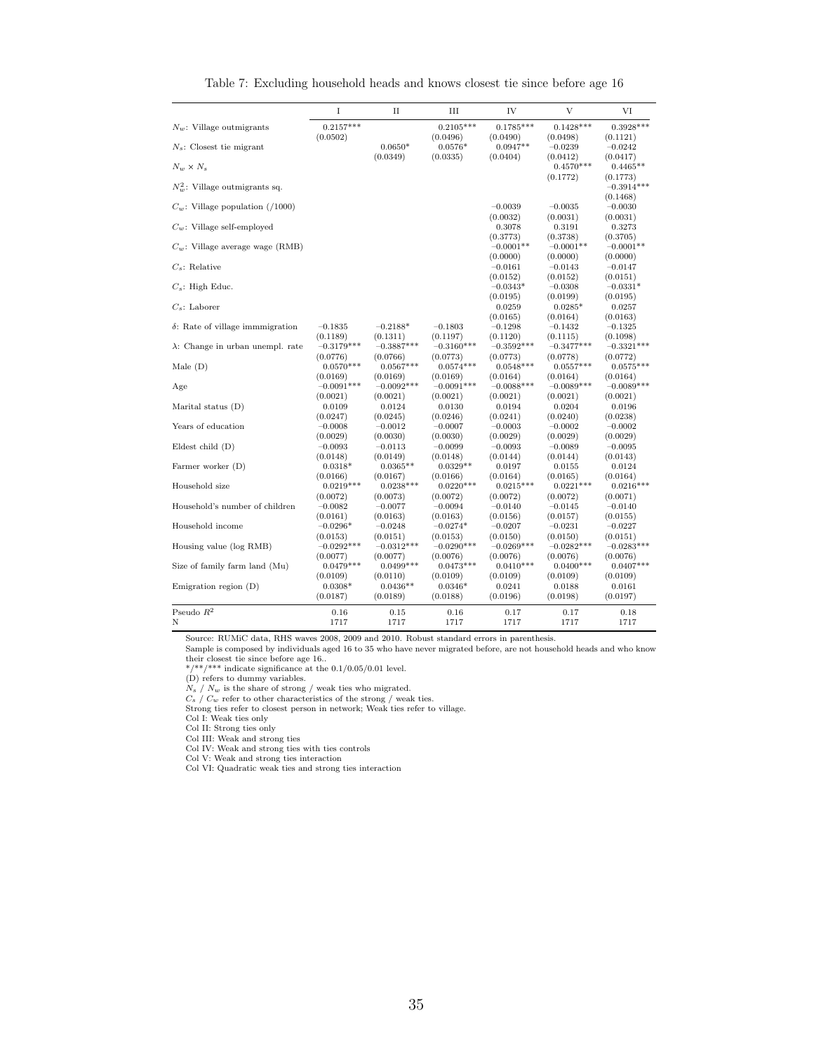Table 7: Excluding household heads and knows closest tie since before age 16

| | I | II | III | IV | V | VI |
|---|---|---|---|---|---|---|
| $N_w$: Village outmigrants | 0.2157*** | | 0.2105*** | 0.1785*** | 0.1428*** | 0.3928*** |
| | (0.0502) | | (0.0496) | (0.0490) | (0.0498) | (0.1121) |
| $N_s$: Closest tie migrant | | 0.0650* | 0.0576* | 0.0947** | −0.0239 | −0.0242 |
| | | (0.0349) | (0.0335) | (0.0404) | (0.0412) | (0.0417) |
| $N_w \times N_s$ | | | | | 0.4570*** | 0.4465** |
| | | | | | (0.1772) | (0.1773) |
| $N_w^2$: Village outmigrants sq. | | | | | | −0.3914*** |
| | | | | | | (0.1468) |
| $C_w$: Village population (/1000) | | | | −0.0039 | −0.0035 | −0.0030 |
| | | | | (0.0032) | (0.0031) | (0.0031) |
| $C_w$: Village self-employed | | | | 0.3078 | 0.3191 | 0.3273 |
| | | | | (0.3773) | (0.3738) | (0.3705) |
| $C_w$: Village average wage (RMB) | | | | −0.0001** | −0.0001** | −0.0001** |
| | | | | (0.0000) | (0.0000) | (0.0000) |
| $C_s$: Relative | | | | −0.0161 | −0.0143 | −0.0147 |
| | | | | (0.0152) | (0.0152) | (0.0151) |
| $C_s$: High Educ. | | | | −0.0343* | −0.0308 | −0.0331* |
| | | | | (0.0195) | (0.0199) | (0.0195) |
| $C_s$: Laborer | | | | 0.0259 | 0.0285* | 0.0257 |
| | | | | (0.0165) | (0.0164) | (0.0163) |
| $\delta$: Rate of village immmigration | −0.1835 | −0.2188* | −0.1803 | −0.1298 | −0.1432 | −0.1325 |
| | (0.1189) | (0.1311) | (0.1197) | (0.1120) | (0.1115) | (0.1098) |
| $\lambda$: Change in urban unempl. rate | −0.3179*** | −0.3887*** | −0.3160*** | −0.3592*** | −0.3477*** | −0.3321*** |
| | (0.0776) | (0.0766) | (0.0773) | (0.0773) | (0.0778) | (0.0772) |
| Male (D) | 0.0570*** | 0.0567*** | 0.0574*** | 0.0548*** | 0.0557*** | 0.0575*** |
| | (0.0169) | (0.0169) | (0.0169) | (0.0164) | (0.0164) | (0.0164) |
| Age | −0.0091*** | −0.0092*** | −0.0091*** | −0.0088*** | −0.0089*** | −0.0089*** |
| | (0.0021) | (0.0021) | (0.0021) | (0.0021) | (0.0021) | (0.0021) |
| Marital status (D) | 0.0109 | 0.0124 | 0.0130 | 0.0194 | 0.0204 | 0.0196 |
| | (0.0247) | (0.0245) | (0.0246) | (0.0241) | (0.0240) | (0.0238) |
| Years of education | −0.0008 | −0.0012 | −0.0007 | −0.0003 | −0.0002 | −0.0002 |
| | (0.0029) | (0.0030) | (0.0030) | (0.0029) | (0.0029) | (0.0029) |
| Eldest child (D) | −0.0093 | −0.0113 | −0.0099 | −0.0093 | −0.0089 | −0.0095 |
| | (0.0148) | (0.0149) | (0.0148) | (0.0144) | (0.0144) | (0.0143) |
| Farmer worker (D) | 0.0318* | 0.0365** | 0.0329** | 0.0197 | 0.0155 | 0.0124 |
| | (0.0166) | (0.0167) | (0.0166) | (0.0164) | (0.0165) | (0.0164) |
| Household size | 0.0219*** | 0.0238*** | 0.0220*** | 0.0215*** | 0.0221*** | 0.0216*** |
| | (0.0072) | (0.0073) | (0.0072) | (0.0072) | (0.0072) | (0.0071) |
| Household's number of children | −0.0082 | −0.0077 | −0.0094 | −0.0140 | −0.0145 | −0.0140 |
| | (0.0161) | (0.0163) | (0.0163) | (0.0156) | (0.0157) | (0.0155) |
| Household income | −0.0296* | −0.0248 | −0.0274* | −0.0207 | −0.0231 | −0.0227 |
| | (0.0153) | (0.0151) | (0.0153) | (0.0150) | (0.0150) | (0.0151) |
| Housing value (log RMB) | −0.0292*** | −0.0312*** | −0.0290*** | −0.0269*** | −0.0282*** | −0.0283*** |
| | (0.0077) | (0.0077) | (0.0076) | (0.0076) | (0.0076) | (0.0076) |
| Size of family farm land (Mu) | 0.0479*** | 0.0499*** | 0.0473*** | 0.0410*** | 0.0400*** | 0.0407*** |
| | (0.0109) | (0.0110) | (0.0109) | (0.0109) | (0.0109) | (0.0109) |
| Emigration region (D) | 0.0308* | 0.0436** | 0.0346* | 0.0241 | 0.0188 | 0.0161 |
| | (0.0187) | (0.0189) | (0.0188) | (0.0196) | (0.0198) | (0.0197) |
| Pseudo $R^2$ | 0.16 | 0.15 | 0.16 | 0.17 | 0.17 | 0.18 |
| N | 1717 | 1717 | 1717 | 1717 | 1717 | 1717 |

Source: RUMiC data, RHS waves 2008, 2009 and 2010. Robust standard errors in parenthesis.
Sample is composed by individuals aged 16 to 35 who have never migrated before, are not household heads and who know their closest tie since before age 16..
*/**/*** indicate significance at the 0.1/0.05/0.01 level.
(D) refers to dummy variables.
$N_s$ / $N_w$ is the share of strong / weak ties who migrated.
$C_s$ / $C_w$ refer to other characteristics of the strong / weak ties.
Strong ties refer to closest person in network; Weak ties refer to village.
Col I: Weak ties only
Col II: Strong ties only
Col III: Weak and strong ties
Col IV: Weak and strong ties with ties controls
Col V: Weak and strong ties interaction
Col VI: Quadratic weak ties and strong ties interaction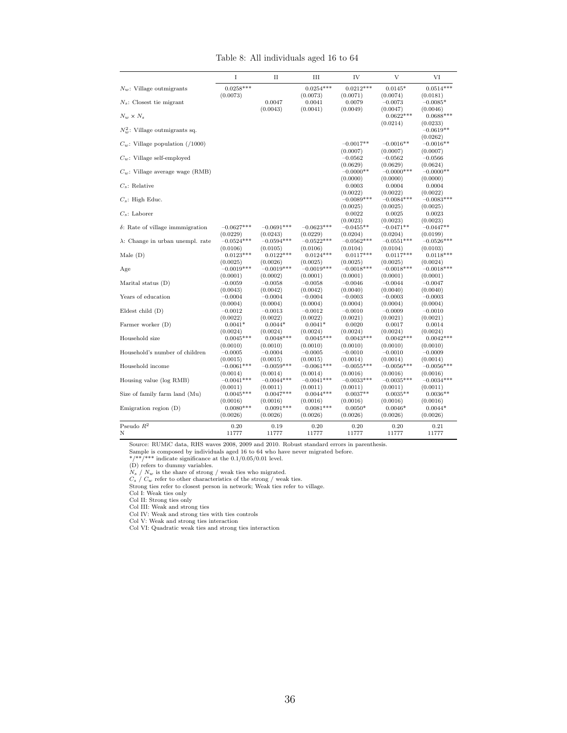Table 8: All individuals aged 16 to 64

| | I | II | III | IV | V | VI |
|---|---|---|---|---|---|---|
| $N_w$: Village outmigrants | 0.0258*** | | 0.0254*** | 0.0212*** | 0.0145* | 0.0514*** |
| | (0.0073) | | (0.0073) | (0.0071) | (0.0074) | (0.0181) |
| $N_s$: Closest tie migrant | | 0.0047 | 0.0041 | 0.0079 | −0.0073 | −0.0085* |
| | | (0.0043) | (0.0041) | (0.0049) | (0.0047) | (0.0046) |
| $N_w \times N_s$ | | | | | 0.0622*** | 0.0688*** |
| | | | | | (0.0214) | (0.0233) |
| $N_w^2$: Village outmigrants sq. | | | | | | −0.0619** |
| | | | | | | (0.0262) |
| $C_w$: Village population (/1000) | | | | −0.0017** | −0.0016** | −0.0016** |
| | | | | (0.0007) | (0.0007) | (0.0007) |
| $C_w$: Village self-employed | | | | −0.0562 | −0.0562 | −0.0566 |
| | | | | (0.0629) | (0.0629) | (0.0624) |
| $C_w$: Village average wage (RMB) | | | | −0.0000** | −0.0000*** | −0.0000** |
| | | | | (0.0000) | (0.0000) | (0.0000) |
| $C_s$: Relative | | | | 0.0003 | 0.0004 | 0.0004 |
| | | | | (0.0022) | (0.0022) | (0.0022) |
| $C_s$: High Educ. | | | | −0.0089*** | −0.0084*** | −0.0083*** |
| | | | | (0.0025) | (0.0025) | (0.0025) |
| $C_s$: Laborer | | | | 0.0022 | 0.0025 | 0.0023 |
| | | | | (0.0023) | (0.0023) | (0.0023) |
| $\delta$: Rate of village immmigration | −0.0627*** | −0.0691*** | −0.0623*** | −0.0455** | −0.0471** | −0.0447** |
| | (0.0229) | (0.0243) | (0.0229) | (0.0204) | (0.0204) | (0.0199) |
| $\lambda$: Change in urban unempl. rate | −0.0524*** | −0.0594*** | −0.0522*** | −0.0562*** | −0.0551*** | −0.0526*** |
| | (0.0106) | (0.0105) | (0.0106) | (0.0104) | (0.0104) | (0.0103) |
| Male (D) | 0.0123*** | 0.0122*** | 0.0124*** | 0.0117*** | 0.0117*** | 0.0118*** |
| | (0.0025) | (0.0026) | (0.0025) | (0.0025) | (0.0025) | (0.0024) |
| Age | −0.0019*** | −0.0019*** | −0.0019*** | −0.0018*** | −0.0018*** | −0.0018*** |
| | (0.0001) | (0.0002) | (0.0001) | (0.0001) | (0.0001) | (0.0001) |
| Marital status (D) | −0.0059 | −0.0058 | −0.0058 | −0.0046 | −0.0044 | −0.0047 |
| | (0.0043) | (0.0042) | (0.0042) | (0.0040) | (0.0040) | (0.0040) |
| Years of education | −0.0004 | −0.0004 | −0.0004 | −0.0003 | −0.0003 | −0.0003 |
| | (0.0004) | (0.0004) | (0.0004) | (0.0004) | (0.0004) | (0.0004) |
| Eldest child (D) | −0.0012 | −0.0013 | −0.0012 | −0.0010 | −0.0009 | −0.0010 |
| | (0.0022) | (0.0022) | (0.0022) | (0.0021) | (0.0021) | (0.0021) |
| Farmer worker (D) | 0.0041* | 0.0044* | 0.0041* | 0.0020 | 0.0017 | 0.0014 |
| | (0.0024) | (0.0024) | (0.0024) | (0.0024) | (0.0024) | (0.0024) |
| Household size | 0.0045*** | 0.0048*** | 0.0045*** | 0.0043*** | 0.0042*** | 0.0042*** |
| | (0.0010) | (0.0010) | (0.0010) | (0.0010) | (0.0010) | (0.0010) |
| Household's number of children | −0.0005 | −0.0004 | −0.0005 | −0.0010 | −0.0010 | −0.0009 |
| | (0.0015) | (0.0015) | (0.0015) | (0.0014) | (0.0014) | (0.0014) |
| Household income | −0.0061*** | −0.0059*** | −0.0061*** | −0.0055*** | −0.0056*** | −0.0056*** |
| | (0.0014) | (0.0014) | (0.0014) | (0.0016) | (0.0016) | (0.0016) |
| Housing value (log RMB) | −0.0041*** | −0.0044*** | −0.0041*** | −0.0033*** | −0.0035*** | −0.0034*** |
| | (0.0011) | (0.0011) | (0.0011) | (0.0011) | (0.0011) | (0.0011) |
| Size of family farm land (Mu) | 0.0045*** | 0.0047*** | 0.0044*** | 0.0037** | 0.0035** | 0.0036** |
| | (0.0016) | (0.0016) | (0.0016) | (0.0016) | (0.0016) | (0.0016) |
| Emigration region (D) | 0.0080*** | 0.0091*** | 0.0081*** | 0.0050* | 0.0046* | 0.0044* |
| | (0.0026) | (0.0026) | (0.0026) | (0.0026) | (0.0026) | (0.0026) |
| Pseudo $R^2$ | 0.20 | 0.19 | 0.20 | 0.20 | 0.20 | 0.21 |
| N | 11777 | 11777 | 11777 | 11777 | 11777 | 11777 |

Source: RUMiC data, RHS waves 2008, 2009 and 2010. Robust standard errors in parenthesis.
Sample is composed by individuals aged 16 to 64 who have never migrated before.
*/**/*** indicate significance at the 0.1/0.05/0.01 level.
(D) refers to dummy variables.
$N_s$ / $N_w$ is the share of strong / weak ties who migrated.
$C_s$ / $C_w$ refer to other characteristics of the strong / weak ties.
Strong ties refer to closest person in network; Weak ties refer to village.
Col I: Weak ties only
Col II: Strong ties only
Col III: Weak and strong ties
Col IV: Weak and strong ties with ties controls
Col V: Weak and strong ties interaction
Col VI: Quadratic weak ties and strong ties interaction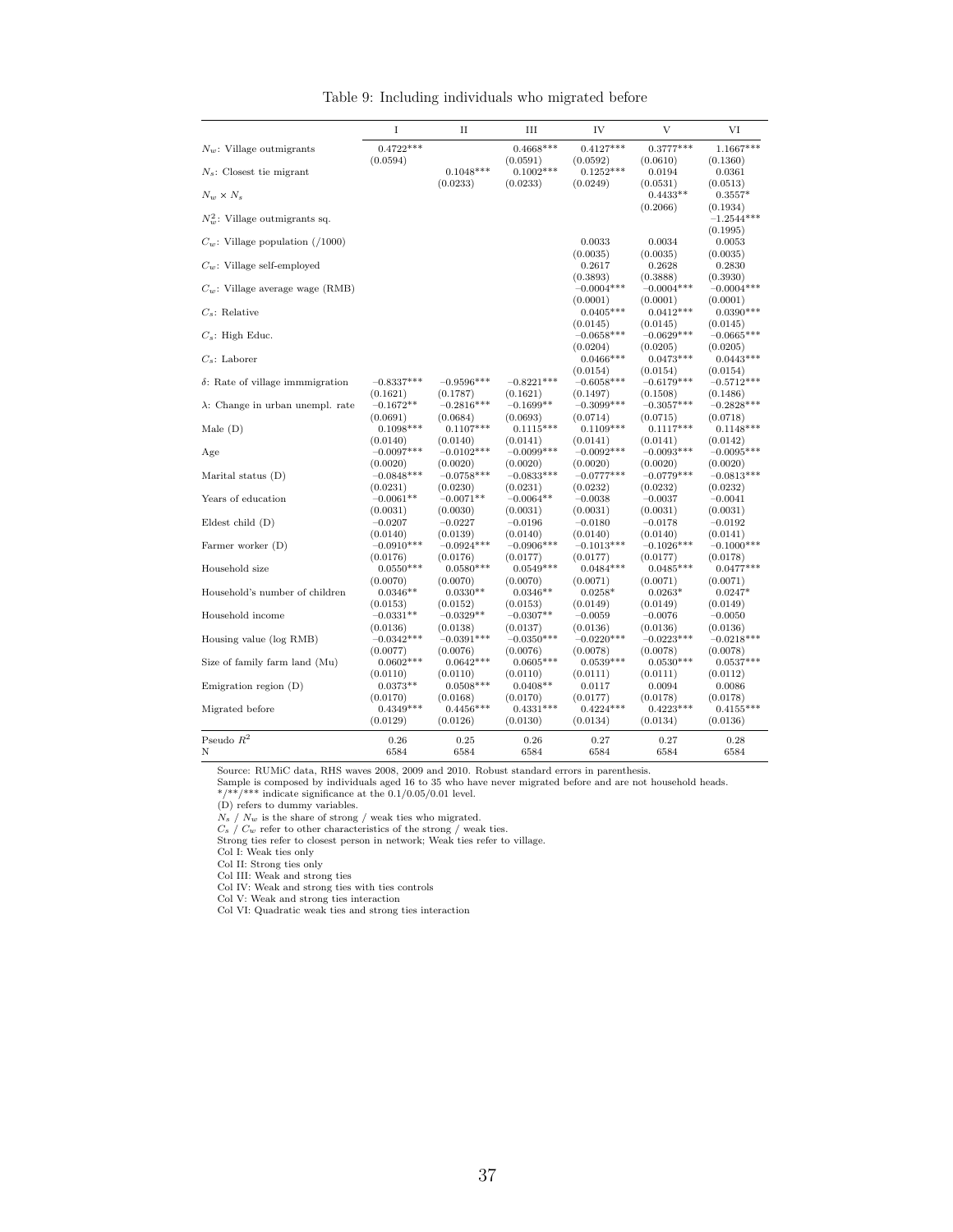Table 9: Including individuals who migrated before

| | I | II | III | IV | V | VI |
|---|---|---|---|---|---|---|
| $N_w$: Village outmigrants | 0.4722*** | | 0.4668*** | 0.4127*** | 0.3777*** | 1.1667*** |
| | (0.0594) | | (0.0591) | (0.0592) | (0.0610) | (0.1360) |
| $N_s$: Closest tie migrant | | 0.1048*** | 0.1002*** | 0.1252*** | 0.0194 | 0.0361 |
| | | (0.0233) | (0.0233) | (0.0249) | (0.0531) | (0.0513) |
| $N_w \times N_s$ | | | | | 0.4433** | 0.3557* |
| | | | | | (0.2066) | (0.1934) |
| $N_w^2$: Village outmigrants sq. | | | | | | −1.2544*** |
| | | | | | | (0.1995) |
| $C_w$: Village population (/1000) | | | | 0.0033 | 0.0034 | 0.0053 |
| | | | | (0.0035) | (0.0035) | (0.0035) |
| $C_w$: Village self-employed | | | | 0.2617 | 0.2628 | 0.2830 |
| | | | | (0.3893) | (0.3888) | (0.3930) |
| $C_w$: Village average wage (RMB) | | | | −0.0004*** | −0.0004*** | −0.0004*** |
| | | | | (0.0001) | (0.0001) | (0.0001) |
| $C_s$: Relative | | | | 0.0405*** | 0.0412*** | 0.0390*** |
| | | | | (0.0145) | (0.0145) | (0.0145) |
| $C_s$: High Educ. | | | | −0.0658*** | −0.0629*** | −0.0665*** |
| | | | | (0.0204) | (0.0205) | (0.0205) |
| $C_s$: Laborer | | | | 0.0466*** | 0.0473*** | 0.0443*** |
| | | | | (0.0154) | (0.0154) | (0.0154) |
| $\delta$: Rate of village immmigration | −0.8337*** | −0.9596*** | −0.8221*** | −0.6058*** | −0.6179*** | −0.5712*** |
| | (0.1621) | (0.1787) | (0.1621) | (0.1497) | (0.1508) | (0.1486) |
| $\lambda$: Change in urban unempl. rate | −0.1672** | −0.2816*** | −0.1699** | −0.3099*** | −0.3057*** | −0.2828*** |
| | (0.0691) | (0.0684) | (0.0693) | (0.0714) | (0.0715) | (0.0718) |
| Male (D) | 0.1098*** | 0.1107*** | 0.1115*** | 0.1109*** | 0.1117*** | 0.1148*** |
| | (0.0140) | (0.0140) | (0.0141) | (0.0141) | (0.0141) | (0.0142) |
| Age | −0.0097*** | −0.0102*** | −0.0099*** | −0.0092*** | −0.0093*** | −0.0095*** |
| | (0.0020) | (0.0020) | (0.0020) | (0.0020) | (0.0020) | (0.0020) |
| Marital status (D) | −0.0848*** | −0.0758*** | −0.0833*** | −0.0777*** | −0.0779*** | −0.0813*** |
| | (0.0231) | (0.0230) | (0.0231) | (0.0232) | (0.0232) | (0.0232) |
| Years of education | −0.0061** | −0.0071** | −0.0064** | −0.0038 | −0.0037 | −0.0041 |
| | (0.0031) | (0.0030) | (0.0031) | (0.0031) | (0.0031) | (0.0031) |
| Eldest child (D) | −0.0207 | −0.0227 | −0.0196 | −0.0180 | −0.0178 | −0.0192 |
| | (0.0140) | (0.0139) | (0.0140) | (0.0140) | (0.0140) | (0.0141) |
| Farmer worker (D) | −0.0910*** | −0.0924*** | −0.0906*** | −0.1013*** | −0.1026*** | −0.1000*** |
| | (0.0176) | (0.0176) | (0.0177) | (0.0177) | (0.0177) | (0.0178) |
| Household size | 0.0550*** | 0.0580*** | 0.0549*** | 0.0484*** | 0.0485*** | 0.0477*** |
| | (0.0070) | (0.0070) | (0.0070) | (0.0071) | (0.0071) | (0.0071) |
| Household's number of children | 0.0346** | 0.0330** | 0.0346** | 0.0258* | 0.0263* | 0.0247* |
| | (0.0153) | (0.0152) | (0.0153) | (0.0149) | (0.0149) | (0.0149) |
| Household income | −0.0331** | −0.0329** | −0.0307** | −0.0059 | −0.0076 | −0.0050 |
| | (0.0136) | (0.0138) | (0.0137) | (0.0136) | (0.0136) | (0.0136) |
| Housing value (log RMB) | −0.0342*** | −0.0391*** | −0.0350*** | −0.0220*** | −0.0223*** | −0.0218*** |
| | (0.0077) | (0.0076) | (0.0076) | (0.0078) | (0.0078) | (0.0078) |
| Size of family farm land (Mu) | 0.0602*** | 0.0642*** | 0.0605*** | 0.0539*** | 0.0530*** | 0.0537*** |
| | (0.0110) | (0.0110) | (0.0110) | (0.0111) | (0.0111) | (0.0112) |
| Emigration region (D) | 0.0373** | 0.0508*** | 0.0408** | 0.0117 | 0.0094 | 0.0086 |
| | (0.0170) | (0.0168) | (0.0170) | (0.0177) | (0.0178) | (0.0178) |
| Migrated before | 0.4349*** | 0.4456*** | 0.4331*** | 0.4224*** | 0.4223*** | 0.4155*** |
| | (0.0129) | (0.0126) | (0.0130) | (0.0134) | (0.0134) | (0.0136) |
| Pseudo $R^2$ | 0.26 | 0.25 | 0.26 | 0.27 | 0.27 | 0.28 |
| N | 6584 | 6584 | 6584 | 6584 | 6584 | 6584 |

Source: RUMiC data, RHS waves 2008, 2009 and 2010. Robust standard errors in parenthesis.
Sample is composed by individuals aged 16 to 35 who have never migrated before and are not household heads.
*/**/*** indicate significance at the 0.1/0.05/0.01 level.
(D) refers to dummy variables.
$N_s$ / $N_w$ is the share of strong / weak ties who migrated.
$C_s$ / $C_w$ refer to other characteristics of the strong / weak ties.
Strong ties refer to closest person in network; Weak ties refer to village.
Col I: Weak ties only
Col II: Strong ties only
Col III: Weak and strong ties
Col IV: Weak and strong ties with ties controls
Col V: Weak and strong ties interaction
Col VI: Quadratic weak ties and strong ties interaction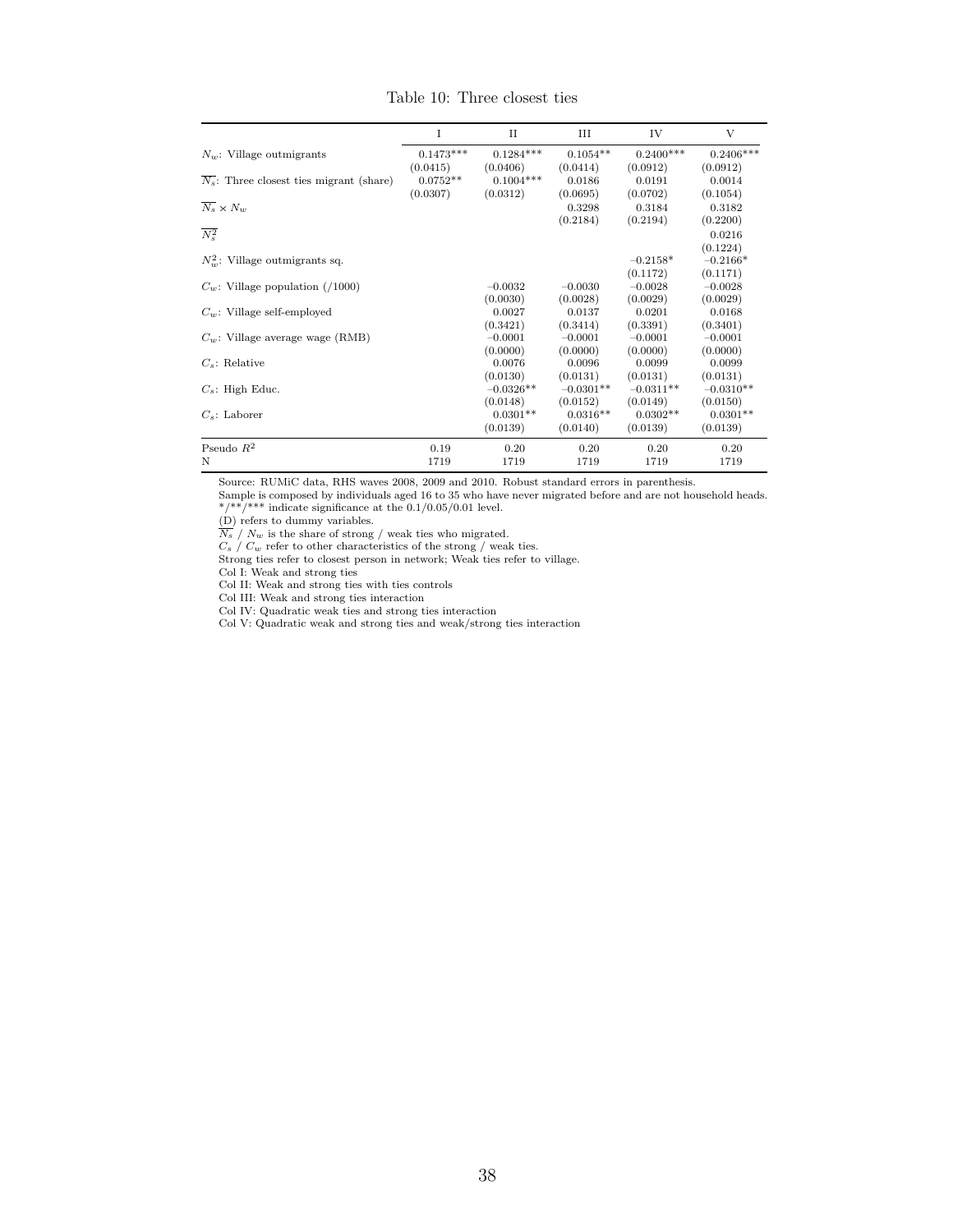Table 10: Three closest ties

| | I | II | III | IV | V |
|---|---|---|---|---|---|
| $N_w$: Village outmigrants | 0.1473*** | 0.1284*** | 0.1054** | 0.2400*** | 0.2406*** |
| | (0.0415) | (0.0406) | (0.0414) | (0.0912) | (0.0912) |
| $\overline{N_s}$: Three closest ties migrant (share) | 0.0752** | 0.1004*** | 0.0186 | 0.0191 | 0.0014 |
| | (0.0307) | (0.0312) | (0.0695) | (0.0702) | (0.1054) |
| $\overline{N_s} \times N_w$ | | | 0.3298 | 0.3184 | 0.3182 |
| | | | (0.2184) | (0.2194) | (0.2200) |
| $\overline{N_s^2}$ | | | | | 0.0216 |
| | | | | | (0.1224) |
| $N_w^2$: Village outmigrants sq. | | | | −0.2158* | −0.2166* |
| | | | | (0.1172) | (0.1171) |
| $C_w$: Village population (/1000) | | −0.0032 | −0.0030 | −0.0028 | −0.0028 |
| | | (0.0030) | (0.0028) | (0.0029) | (0.0029) |
| $C_w$: Village self-employed | | 0.0027 | 0.0137 | 0.0201 | 0.0168 |
| | | (0.3421) | (0.3414) | (0.3391) | (0.3401) |
| $C_w$: Village average wage (RMB) | | −0.0001 | −0.0001 | −0.0001 | −0.0001 |
| | | (0.0000) | (0.0000) | (0.0000) | (0.0000) |
| $C_s$: Relative | | 0.0076 | 0.0096 | 0.0099 | 0.0099 |
| | | (0.0130) | (0.0131) | (0.0131) | (0.0131) |
| $C_s$: High Educ. | | −0.0326** | −0.0301** | −0.0311** | −0.0310** |
| | | (0.0148) | (0.0152) | (0.0149) | (0.0150) |
| $C_s$: Laborer | | 0.0301** | 0.0316** | 0.0302** | 0.0301** |
| | | (0.0139) | (0.0140) | (0.0139) | (0.0139) |
| Pseudo $R^2$ | 0.19 | 0.20 | 0.20 | 0.20 | 0.20 |
| N | 1719 | 1719 | 1719 | 1719 | 1719 |

Source: RUMiC data, RHS waves 2008, 2009 and 2010. Robust standard errors in parenthesis.
Sample is composed by individuals aged 16 to 35 who have never migrated before and are not household heads.
*/**/*** indicate significance at the 0.1/0.05/0.01 level.
(D) refers to dummy variables.
$\overline{N_s}$ / $N_w$ is the share of strong / weak ties who migrated.
$C_s$ / $C_w$ refer to other characteristics of the strong / weak ties.
Strong ties refer to closest person in network; Weak ties refer to village.
Col I: Weak and strong ties
Col II: Weak and strong ties with ties controls
Col III: Weak and strong ties interaction
Col IV: Quadratic weak ties and strong ties interaction
Col V: Quadratic weak and strong ties and weak/strong ties interaction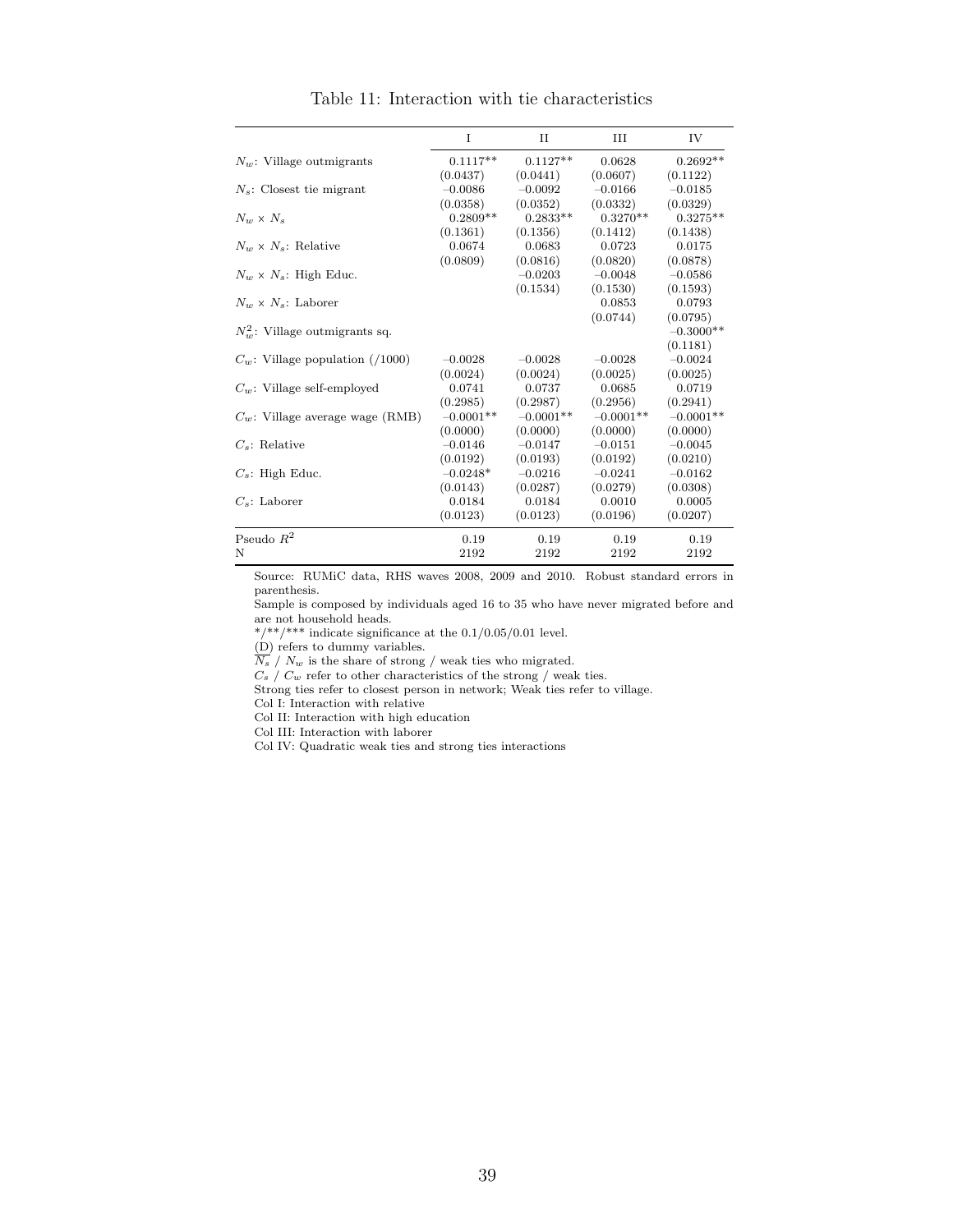Table 11: Interaction with tie characteristics

| | I | II | III | IV |
|---|---|---|---|---|
| $N_w$: Village outmigrants | 0.1117** | 0.1127** | 0.0628 | 0.2692** |
| | (0.0437) | (0.0441) | (0.0607) | (0.1122) |
| $N_s$: Closest tie migrant | −0.0086 | −0.0092 | −0.0166 | −0.0185 |
| | (0.0358) | (0.0352) | (0.0332) | (0.0329) |
| $N_w \times N_s$ | 0.2809** | 0.2833** | 0.3270** | 0.3275** |
| | (0.1361) | (0.1356) | (0.1412) | (0.1438) |
| $N_w \times N_s$: Relative | 0.0674 | 0.0683 | 0.0723 | 0.0175 |
| | (0.0809) | (0.0816) | (0.0820) | (0.0878) |
| $N_w \times N_s$: High Educ. | | −0.0203 | −0.0048 | −0.0586 |
| | | (0.1534) | (0.1530) | (0.1593) |
| $N_w \times N_s$: Laborer | | | 0.0853 | 0.0793 |
| | | | (0.0744) | (0.0795) |
| $N_w^2$: Village outmigrants sq. | | | | −0.3000** |
| | | | | (0.1181) |
| $C_w$: Village population (/1000) | −0.0028 | −0.0028 | −0.0028 | −0.0024 |
| | (0.0024) | (0.0024) | (0.0025) | (0.0025) |
| $C_w$: Village self-employed | 0.0741 | 0.0737 | 0.0685 | 0.0719 |
| | (0.2985) | (0.2987) | (0.2956) | (0.2941) |
| $C_w$: Village average wage (RMB) | −0.0001** | −0.0001** | −0.0001** | −0.0001** |
| | (0.0000) | (0.0000) | (0.0000) | (0.0000) |
| $C_s$: Relative | −0.0146 | −0.0147 | −0.0151 | −0.0045 |
| | (0.0192) | (0.0193) | (0.0192) | (0.0210) |
| $C_s$: High Educ. | −0.0248* | −0.0216 | −0.0241 | −0.0162 |
| | (0.0143) | (0.0287) | (0.0279) | (0.0308) |
| $C_s$: Laborer | 0.0184 | 0.0184 | 0.0010 | 0.0005 |
| | (0.0123) | (0.0123) | (0.0196) | (0.0207) |
| Pseudo $R^2$ | 0.19 | 0.19 | 0.19 | 0.19 |
| N | 2192 | 2192 | 2192 | 2192 |

Source: RUMiC data, RHS waves 2008, 2009 and 2010. Robust standard errors in parenthesis.

Sample is composed by individuals aged 16 to 35 who have never migrated before and are not household heads.

*/**/*** indicate significance at the 0.1/0.05/0.01 level.

(D) refers to dummy variables.

$N_s$ / $N_w$ is the share of strong / weak ties who migrated.

$C_s$ / $C_w$ refer to other characteristics of the strong / weak ties.

Strong ties refer to closest person in network; Weak ties refer to village.

Col I: Interaction with relative

Col II: Interaction with high education

Col III: Interaction with laborer

Col IV: Quadratic weak ties and strong ties interactions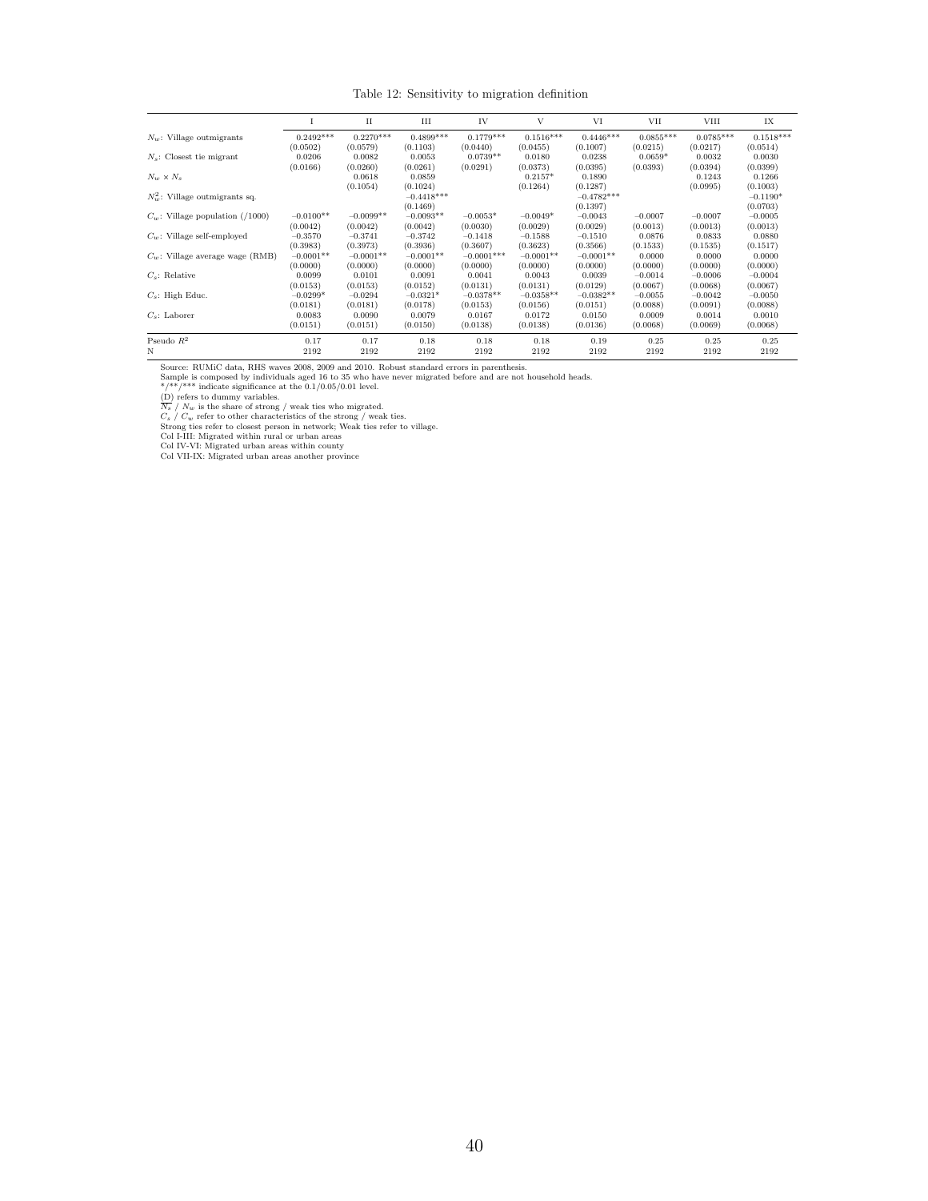Table 12: Sensitivity to migration definition

| | I | II | III | IV | V | VI | VII | VIII | IX |
|---|---|---|---|---|---|---|---|---|---|
| $N_w$: Village outmigrants | 0.2492*** | 0.2270*** | 0.4899*** | 0.1779*** | 0.1516*** | 0.4446*** | 0.0855*** | 0.0785*** | 0.1518*** |
| | (0.0502) | (0.0579) | (0.1103) | (0.0440) | (0.0455) | (0.1007) | (0.0215) | (0.0217) | (0.0514) |
| $N_s$: Closest tie migrant | 0.0206 | 0.0082 | 0.0053 | 0.0739** | 0.0180 | 0.0238 | 0.0659* | 0.0032 | 0.0030 |
| | (0.0166) | (0.0260) | (0.0261) | (0.0291) | (0.0373) | (0.0395) | (0.0393) | (0.0394) | (0.0399) |
| $N_w \times N_s$ | | 0.0618 | 0.0859 | | 0.2157* | 0.1890 | | 0.1243 | 0.1266 |
| | | (0.1054) | (0.1024) | | (0.1264) | (0.1287) | | (0.0995) | (0.1003) |
| $N_w^2$: Village outmigrants sq. | | | −0.4418*** | | | −0.4782*** | | | −0.1190* |
| | | | (0.1469) | | | (0.1397) | | | (0.0703) |
| $C_w$: Village population (/1000) | −0.0100** | −0.0099** | −0.0093** | −0.0053* | −0.0049* | −0.0043 | −0.0007 | −0.0007 | −0.0005 |
| | (0.0042) | (0.0042) | (0.0042) | (0.0030) | (0.0029) | (0.0029) | (0.0013) | (0.0013) | (0.0013) |
| $C_w$: Village self-employed | −0.3570 | −0.3741 | −0.3742 | −0.1418 | −0.1588 | −0.1510 | 0.0876 | 0.0833 | 0.0880 |
| | (0.3983) | (0.3973) | (0.3936) | (0.3607) | (0.3623) | (0.3566) | (0.1533) | (0.1535) | (0.1517) |
| $C_w$: Village average wage (RMB) | −0.0001** | −0.0001** | −0.0001** | −0.0001*** | −0.0001** | −0.0001** | 0.0000 | 0.0000 | 0.0000 |
| | (0.0000) | (0.0000) | (0.0000) | (0.0000) | (0.0000) | (0.0000) | (0.0000) | (0.0000) | (0.0000) |
| $C_s$: Relative | 0.0099 | 0.0101 | 0.0091 | 0.0041 | 0.0043 | 0.0039 | −0.0014 | −0.0006 | −0.0004 |
| | (0.0153) | (0.0153) | (0.0152) | (0.0131) | (0.0131) | (0.0129) | (0.0067) | (0.0068) | (0.0067) |
| $C_s$: High Educ. | −0.0299* | −0.0294 | −0.0321* | −0.0378** | −0.0358** | −0.0382** | −0.0055 | −0.0042 | −0.0050 |
| | (0.0181) | (0.0181) | (0.0178) | (0.0153) | (0.0156) | (0.0151) | (0.0088) | (0.0091) | (0.0088) |
| $C_s$: Laborer | 0.0083 | 0.0090 | 0.0079 | 0.0167 | 0.0172 | 0.0150 | 0.0009 | 0.0014 | 0.0010 |
| | (0.0151) | (0.0151) | (0.0150) | (0.0138) | (0.0138) | (0.0136) | (0.0068) | (0.0069) | (0.0068) |
| Pseudo $R^2$ | 0.17 | 0.17 | 0.18 | 0.18 | 0.18 | 0.19 | 0.25 | 0.25 | 0.25 |
| N | 2192 | 2192 | 2192 | 2192 | 2192 | 2192 | 2192 | 2192 | 2192 |

Source: RUMiC data, RHS waves 2008, 2009 and 2010. Robust standard errors in parenthesis.
Sample is composed by individuals aged 16 to 35 who have never migrated before and are not household heads.
*/**/*** indicate significance at the 0.1/0.05/0.01 level.
(D) refers to dummy variables.
$\overline{N_s}$ / $N_w$ is the share of strong / weak ties who migrated.
$C_s$ / $C_w$ refer to other characteristics of the strong / weak ties.
Strong ties refer to closest person in network; Weak ties refer to village.
Col I-III: Migrated within rural or urban areas
Col IV-VI: Migrated urban areas within county
Col VII-IX: Migrated urban areas another province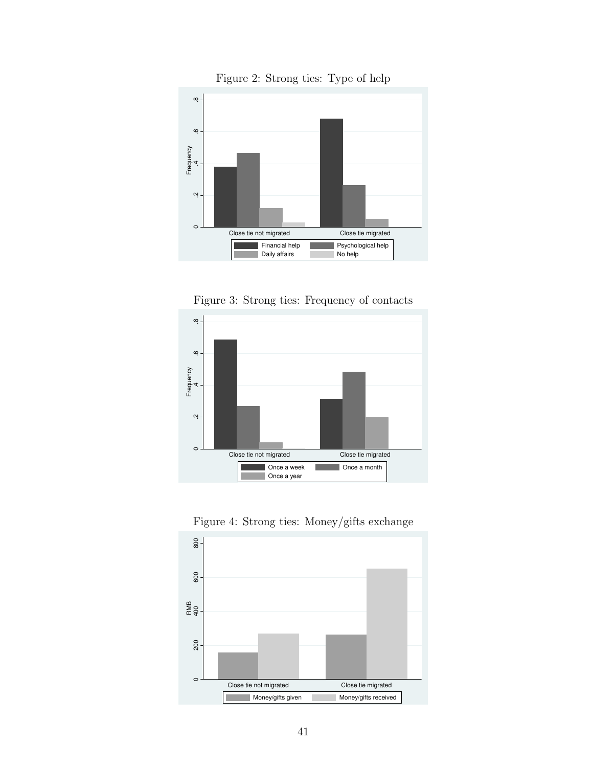Figure 2: Strong ties: Type of help

Figure 3: Strong ties: Frequency of contacts

Figure 4: Strong ties: Money/gifts exchange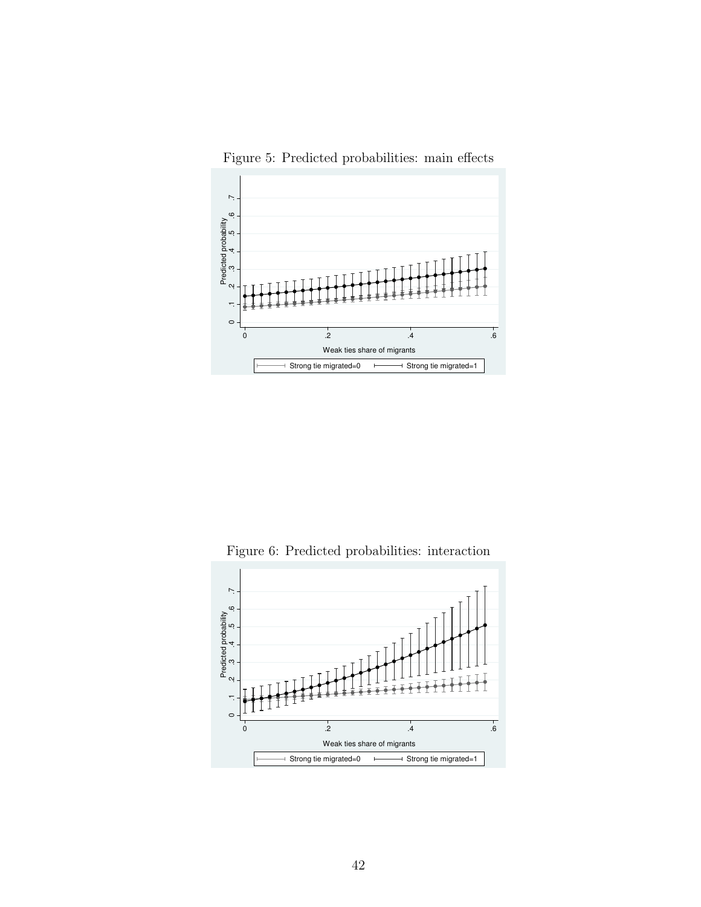Figure 5: Predicted probabilities: main effects

Predicted probability

0
.1
.2
.3
.4
.5
.6
.7

0
.2
.4
.6

Weak ties share of migrants

Strong tie migrated=0
Strong tie migrated=1

Figure 6: Predicted probabilities: interaction

Predicted probability

0
.1
.2
.3
.4
.5
.6
.7

0
.2
.4
.6

Weak ties share of migrants

Strong tie migrated=0
Strong tie migrated=1